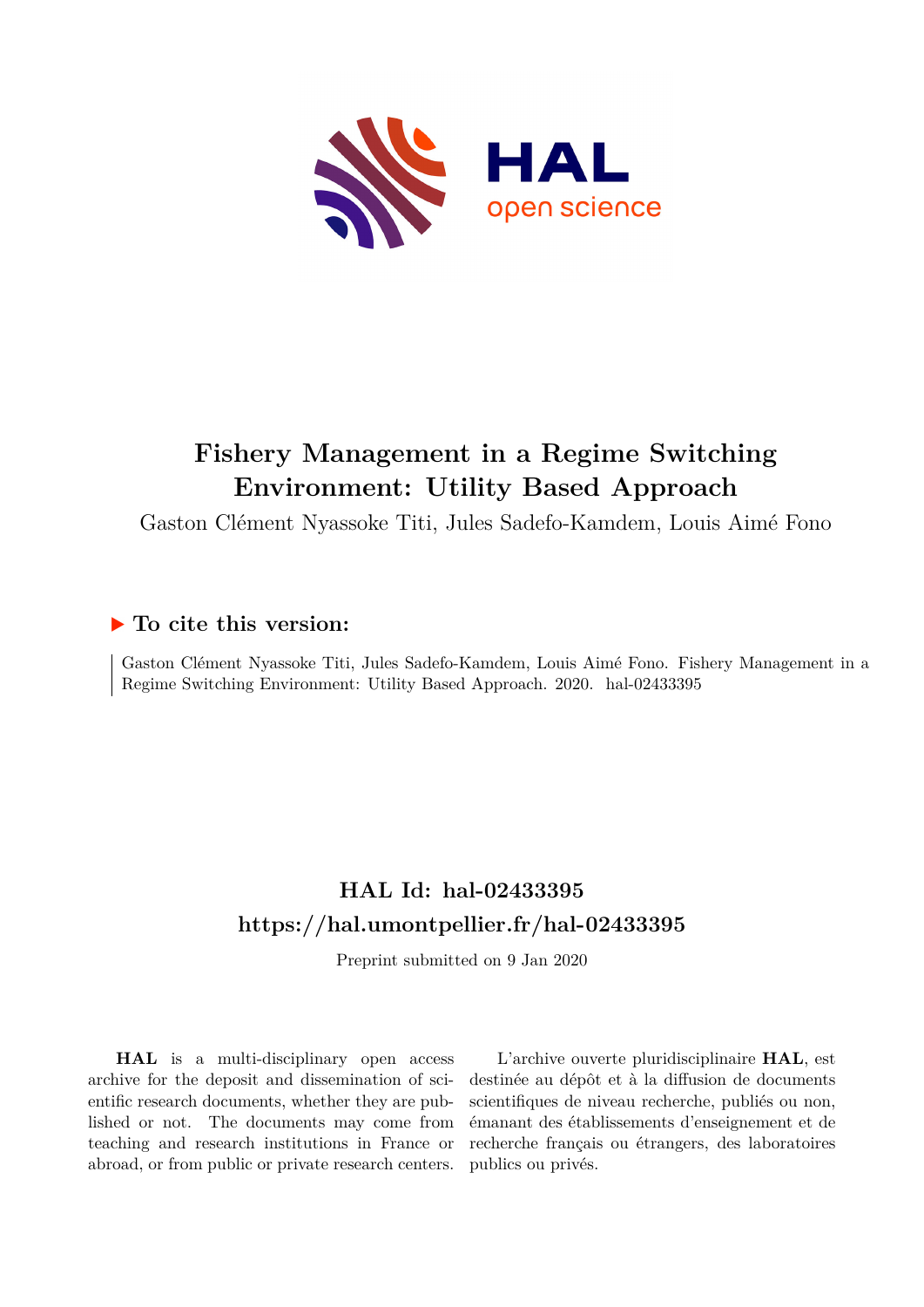# Fishery Management in a Regime Switching Environment: Utility Based Approach

Gaston Clément Nyassoke Titi, Jules Sadefo-Kamdem, Louis Aimé Fono

## ▶ To cite this version:

Gaston Clément Nyassoke Titi, Jules Sadefo-Kamdem, Louis Aimé Fono. Fishery Management in a Regime Switching Environment: Utility Based Approach. 2020. hal-02433395

## HAL Id: hal-02433395

## https://hal.umontpellier.fr/hal-02433395

Preprint submitted on 9 Jan 2020

**HAL** is a multi-disciplinary open access archive for the deposit and dissemination of scientific research documents, whether they are published or not. The documents may come from teaching and research institutions in France or abroad, or from public or private research centers.

L'archive ouverte pluridisciplinaire **HAL**, est destinée au dépôt et à la diffusion de documents scientifiques de niveau recherche, publiés ou non, émanant des établissements d'enseignement et de recherche français ou étrangers, des laboratoires publics ou privés.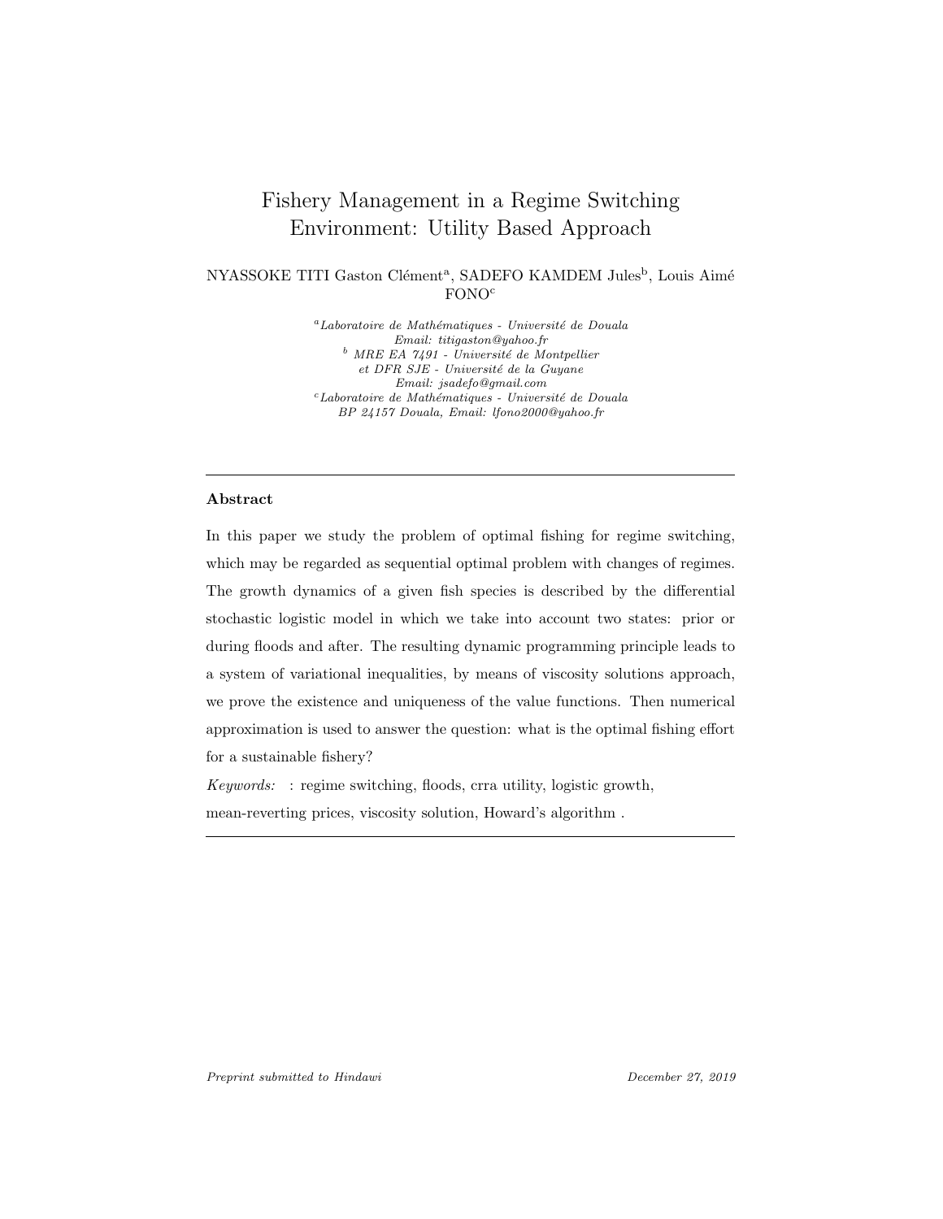# Fishery Management in a Regime Switching Environment: Utility Based Approach

NYASSOKE TITI Gaston Clément[a], SADEFO KAMDEM Jules[b], Louis Aimé FONO[c]

[a] *Laboratoire de Mathématiques - Université de Douala*
*Email: titigaston@yahoo.fr*
[b] *MRE EA 7491 - Université de Montpellier*
*et DFR SJE - Université de la Guyane*
*Email: jsadefo@gmail.com*
[c] *Laboratoire de Mathématiques - Université de Douala*
*BP 24157 Douala, Email: lfono2000@yahoo.fr*

---

## Abstract

In this paper we study the problem of optimal fishing for regime switching, which may be regarded as sequential optimal problem with changes of regimes. The growth dynamics of a given fish species is described by the differential stochastic logistic model in which we take into account two states: prior or during floods and after. The resulting dynamic programming principle leads to a system of variational inequalities, by means of viscosity solutions approach, we prove the existence and uniqueness of the value functions. Then numerical approximation is used to answer the question: what is the optimal fishing effort for a sustainable fishery?

*Keywords:* : regime switching, floods, crra utility, logistic growth, mean-reverting prices, viscosity solution, Howard's algorithm .

---

*Preprint submitted to Hindawi* December 27, 2019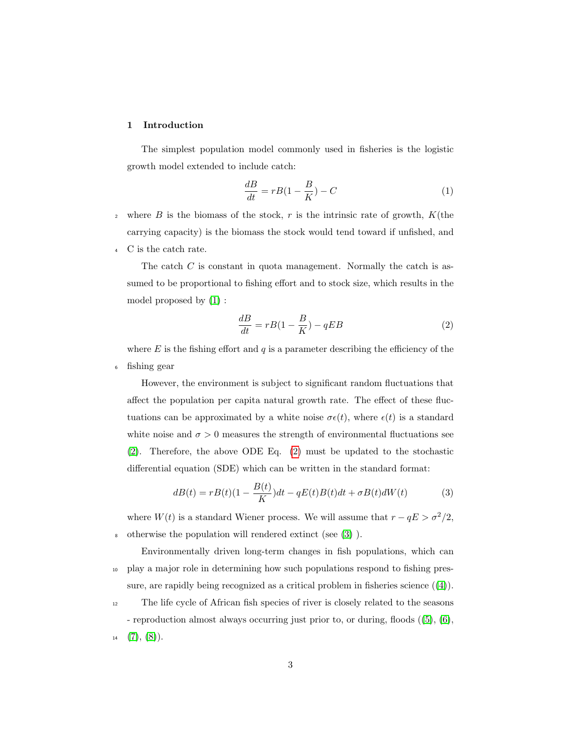## 1 Introduction

The simplest population model commonly used in fisheries is the logistic growth model extended to include catch:

$$\frac{dB}{dt} = rB(1 - \frac{B}{K}) - C \tag{1}$$

where $B$ is the biomass of the stock, $r$ is the intrinsic rate of growth, $K$(the carrying capacity) is the biomass the stock would tend toward if unfished, and C is the catch rate.

The catch $C$ is constant in quota management. Normally the catch is assumed to be proportional to fishing effort and to stock size, which results in the model proposed by (1) :

$$\frac{dB}{dt} = rB(1 - \frac{B}{K}) - qEB \tag{2}$$

where $E$ is the fishing effort and $q$ is a parameter describing the efficiency of the fishing gear

However, the environment is subject to significant random fluctuations that affect the population per capita natural growth rate. The effect of these fluctuations can be approximated by a white noise $\sigma\epsilon(t)$, where $\epsilon(t)$ is a standard white noise and $\sigma > 0$ measures the strength of environmental fluctuations see (2). Therefore, the above ODE Eq. (2) must be updated to the stochastic differential equation (SDE) which can be written in the standard format:

$$dB(t) = rB(t)(1 - \frac{B(t)}{K})dt - qE(t)B(t)dt + \sigma B(t)dW(t) \tag{3}$$

where $W(t)$ is a standard Wiener process. We will assume that $r - qE > \sigma^2/2$, otherwise the population will rendered extinct (see (3) ).

Environmentally driven long-term changes in fish populations, which can play a major role in determining how such populations respond to fishing pressure, are rapidly being recognized as a critical problem in fisheries science ((4)).

The life cycle of African fish species of river is closely related to the seasons - reproduction almost always occurring just prior to, or during, floods ((5), (6), (7), (8)).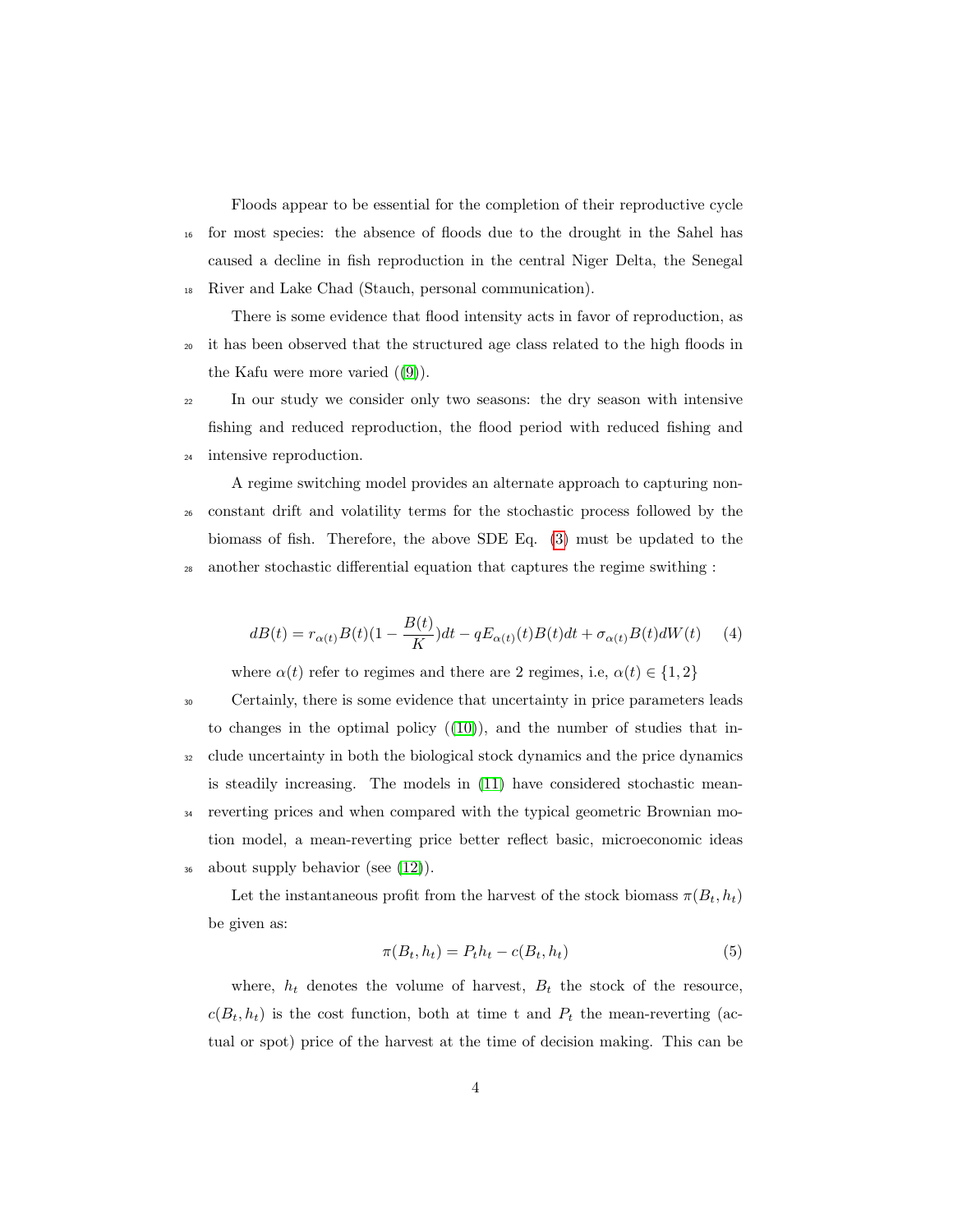Floods appear to be essential for the completion of their reproductive cycle for most species: the absence of floods due to the drought in the Sahel has caused a decline in fish reproduction in the central Niger Delta, the Senegal River and Lake Chad (Stauch, personal communication).

There is some evidence that flood intensity acts in favor of reproduction, as it has been observed that the structured age class related to the high floods in the Kafu were more varied ([9]).

In our study we consider only two seasons: the dry season with intensive fishing and reduced reproduction, the flood period with reduced fishing and intensive reproduction.

A regime switching model provides an alternate approach to capturing non-constant drift and volatility terms for the stochastic process followed by the biomass of fish. Therefore, the above SDE Eq. (3) must be updated to the another stochastic differential equation that captures the regime swithing :

$$dB(t) = r_{\alpha(t)}B(t)(1 - \frac{B(t)}{K})dt - qE_{\alpha(t)}(t)B(t)dt + \sigma_{\alpha(t)}B(t)dW(t) \quad (4)$$

where $\alpha(t)$ refer to regimes and there are 2 regimes, i.e, $\alpha(t) \in \{1, 2\}$

Certainly, there is some evidence that uncertainty in price parameters leads to changes in the optimal policy ([10]), and the number of studies that include uncertainty in both the biological stock dynamics and the price dynamics is steadily increasing. The models in [11] have considered stochastic mean-reverting prices and when compared with the typical geometric Brownian motion model, a mean-reverting price better reflect basic, microeconomic ideas about supply behavior (see [12]).

Let the instantaneous profit from the harvest of the stock biomass $\pi(B_t, h_t)$ be given as:

$$\pi(B_t, h_t) = P_t h_t - c(B_t, h_t) \quad (5)$$

where, $h_t$ denotes the volume of harvest, $B_t$ the stock of the resource, $c(B_t, h_t)$ is the cost function, both at time t and $P_t$ the mean-reverting (actual or spot) price of the harvest at the time of decision making. This can be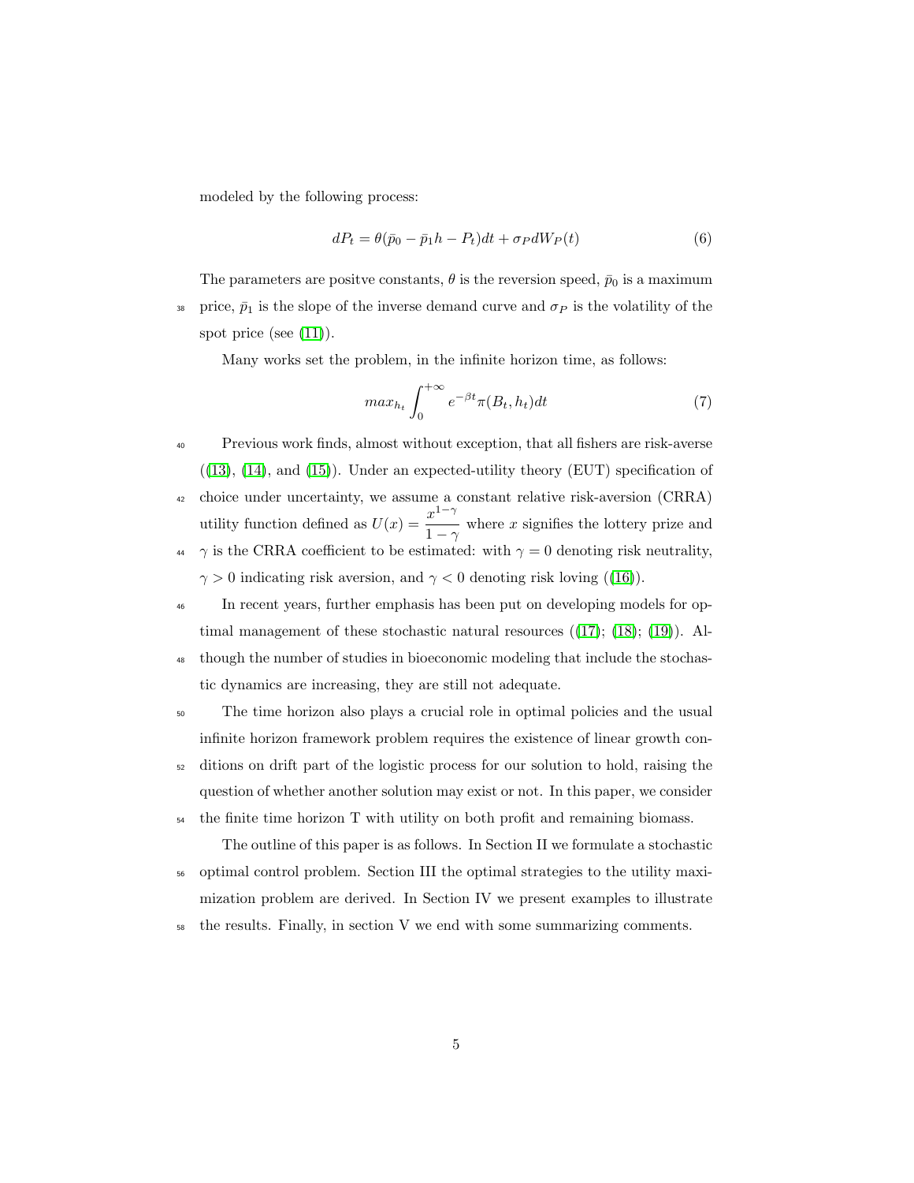modeled by the following process:

$$dP_t = \theta(\bar{p}_0 - \bar{p}_1 h - P_t)dt + \sigma_P dW_P(t) \tag{6}$$

The parameters are positve constants, $\theta$ is the reversion speed, $\bar{p}_0$ is a maximum price, $\bar{p}_1$ is the slope of the inverse demand curve and $\sigma_P$ is the volatility of the spot price (see (11)).

Many works set the problem, in the infinite horizon time, as follows:

$$max_{h_t} \int_0^{+\infty} e^{-\beta t} \pi(B_t, h_t) dt \tag{7}$$

Previous work finds, almost without exception, that all fishers are risk-averse ((13), (14), and (15)). Under an expected-utility theory (EUT) specification of choice under uncertainty, we assume a constant relative risk-aversion (CRRA) utility function defined as $U(x) = \dfrac{x^{1-\gamma}}{1-\gamma}$ where $x$ signifies the lottery prize and $\gamma$ is the CRRA coefficient to be estimated: with $\gamma = 0$ denoting risk neutrality, $\gamma > 0$ indicating risk aversion, and $\gamma < 0$ denoting risk loving ((16)).

In recent years, further emphasis has been put on developing models for optimal management of these stochastic natural resources ((17); (18); (19)). Although the number of studies in bioeconomic modeling that include the stochastic dynamics are increasing, they are still not adequate.

The time horizon also plays a crucial role in optimal policies and the usual infinite horizon framework problem requires the existence of linear growth conditions on drift part of the logistic process for our solution to hold, raising the question of whether another solution may exist or not. In this paper, we consider the finite time horizon T with utility on both profit and remaining biomass.

The outline of this paper is as follows. In Section II we formulate a stochastic optimal control problem. Section III the optimal strategies to the utility maximization problem are derived. In Section IV we present examples to illustrate the results. Finally, in section V we end with some summarizing comments.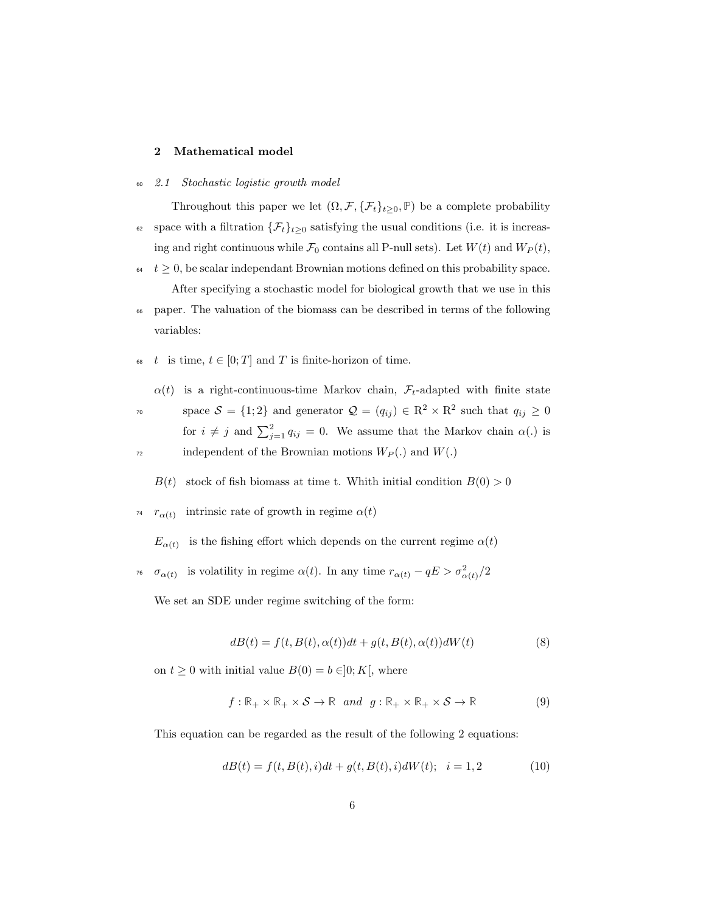## 2 Mathematical model

### 2.1 Stochastic logistic growth model

Throughout this paper we let $(\Omega, \mathcal{F}, \{\mathcal{F}_t\}_{t\geq 0}, \mathbb{P})$ be a complete probability space with a filtration $\{\mathcal{F}_t\}_{t\geq 0}$ satisfying the usual conditions (i.e. it is increasing and right continuous while $\mathcal{F}_0$ contains all P-null sets). Let $W(t)$ and $W_P(t)$, $t \geq 0$, be scalar independant Brownian motions defined on this probability space.

After specifying a stochastic model for biological growth that we use in this paper. The valuation of the biomass can be described in terms of the following variables:

$t$ is time, $t \in [0; T]$ and $T$ is finite-horizon of time.

$\alpha(t)$ is a right-continuous-time Markov chain, $\mathcal{F}_t$-adapted with finite state space $\mathcal{S} = \{1; 2\}$ and generator $\mathcal{Q} = (q_{ij}) \in \mathrm{R}^2 \times \mathrm{R}^2$ such that $q_{ij} \geq 0$ for $i \neq j$ and $\sum_{j=1}^{2} q_{ij} = 0$. We assume that the Markov chain $\alpha(.)$ is independent of the Brownian motions $W_P(.)$ and $W(.)$

$B(t)$ stock of fish biomass at time t. Whith initial condition $B(0) > 0$

$r_{\alpha(t)}$ intrinsic rate of growth in regime $\alpha(t)$

$E_{\alpha(t)}$ is the fishing effort which depends on the current regime $\alpha(t)$

$\sigma_{\alpha(t)}$ is volatility in regime $\alpha(t)$. In any time $r_{\alpha(t)} - qE > \sigma^2_{\alpha(t)}/2$

We set an SDE under regime switching of the form:

$$dB(t) = f(t, B(t), \alpha(t))dt + g(t, B(t), \alpha(t))dW(t) \tag{8}$$

on $t \geq 0$ with initial value $B(0) = b \in ]0; K[$, where

$$f : \mathbb{R}_+ \times \mathbb{R}_+ \times \mathcal{S} \to \mathbb{R} \quad and \quad g : \mathbb{R}_+ \times \mathbb{R}_+ \times \mathcal{S} \to \mathbb{R} \tag{9}$$

This equation can be regarded as the result of the following 2 equations:

$$dB(t) = f(t, B(t), i)dt + g(t, B(t), i)dW(t); \quad i = 1, 2 \tag{10}$$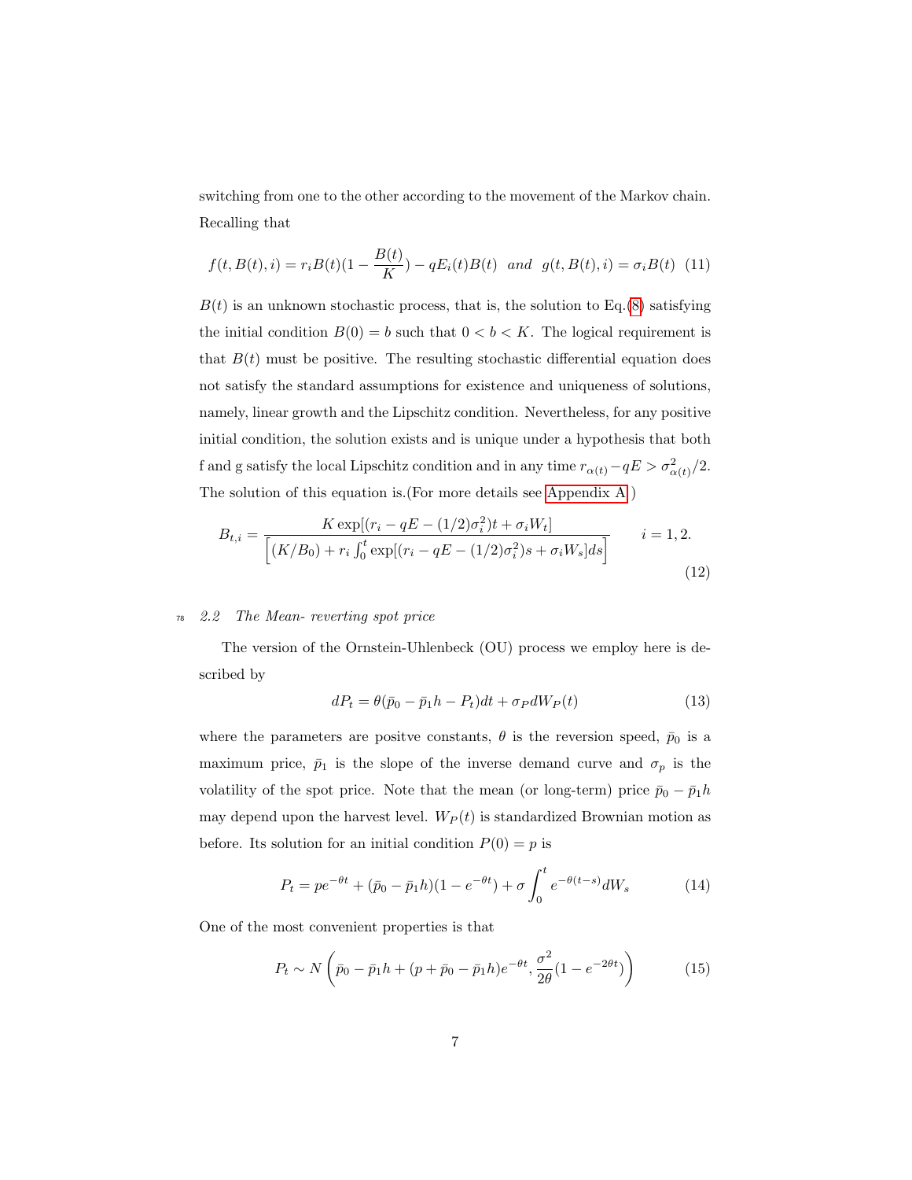switching from one to the other according to the movement of the Markov chain. Recalling that

$$f(t, B(t), i) = r_i B(t)(1 - \frac{B(t)}{K}) - qE_i(t)B(t) \ \ and \ \ g(t, B(t), i) = \sigma_i B(t) \quad (11)$$

$B(t)$ is an unknown stochastic process, that is, the solution to Eq.(8) satisfying the initial condition $B(0) = b$ such that $0 < b < K$. The logical requirement is that $B(t)$ must be positive. The resulting stochastic differential equation does not satisfy the standard assumptions for existence and uniqueness of solutions, namely, linear growth and the Lipschitz condition. Nevertheless, for any positive initial condition, the solution exists and is unique under a hypothesis that both f and g satisfy the local Lipschitz condition and in any time $r_{\alpha(t)} - qE > \sigma^2_{\alpha(t)}/2$. The solution of this equation is.(For more details see Appendix A )

$$B_{t,i} = \frac{K \exp[(r_i - qE - (1/2)\sigma_i^2)t + \sigma_i W_t]}{\left[(K/B_0) + r_i \int_0^t \exp[(r_i - qE - (1/2)\sigma_i^2)s + \sigma_i W_s]ds\right]} \qquad i = 1, 2. \quad (12)$$

## 2.2 The Mean- reverting spot price

The version of the Ornstein-Uhlenbeck (OU) process we employ here is described by

$$dP_t = \theta(\bar{p}_0 - \bar{p}_1 h - P_t)dt + \sigma_P dW_P(t) \quad (13)$$

where the parameters are positve constants, $\theta$ is the reversion speed, $\bar{p}_0$ is a maximum price, $\bar{p}_1$ is the slope of the inverse demand curve and $\sigma_p$ is the volatility of the spot price. Note that the mean (or long-term) price $\bar{p}_0 - \bar{p}_1 h$ may depend upon the harvest level. $W_P(t)$ is standardized Brownian motion as before. Its solution for an initial condition $P(0) = p$ is

$$P_t = pe^{-\theta t} + (\bar{p}_0 - \bar{p}_1 h)(1 - e^{-\theta t}) + \sigma \int_0^t e^{-\theta(t-s)} dW_s \quad (14)$$

One of the most convenient properties is that

$$P_t \sim N\left(\bar{p}_0 - \bar{p}_1 h + (p + \bar{p}_0 - \bar{p}_1 h)e^{-\theta t}, \frac{\sigma^2}{2\theta}(1 - e^{-2\theta t})\right) \quad (15)$$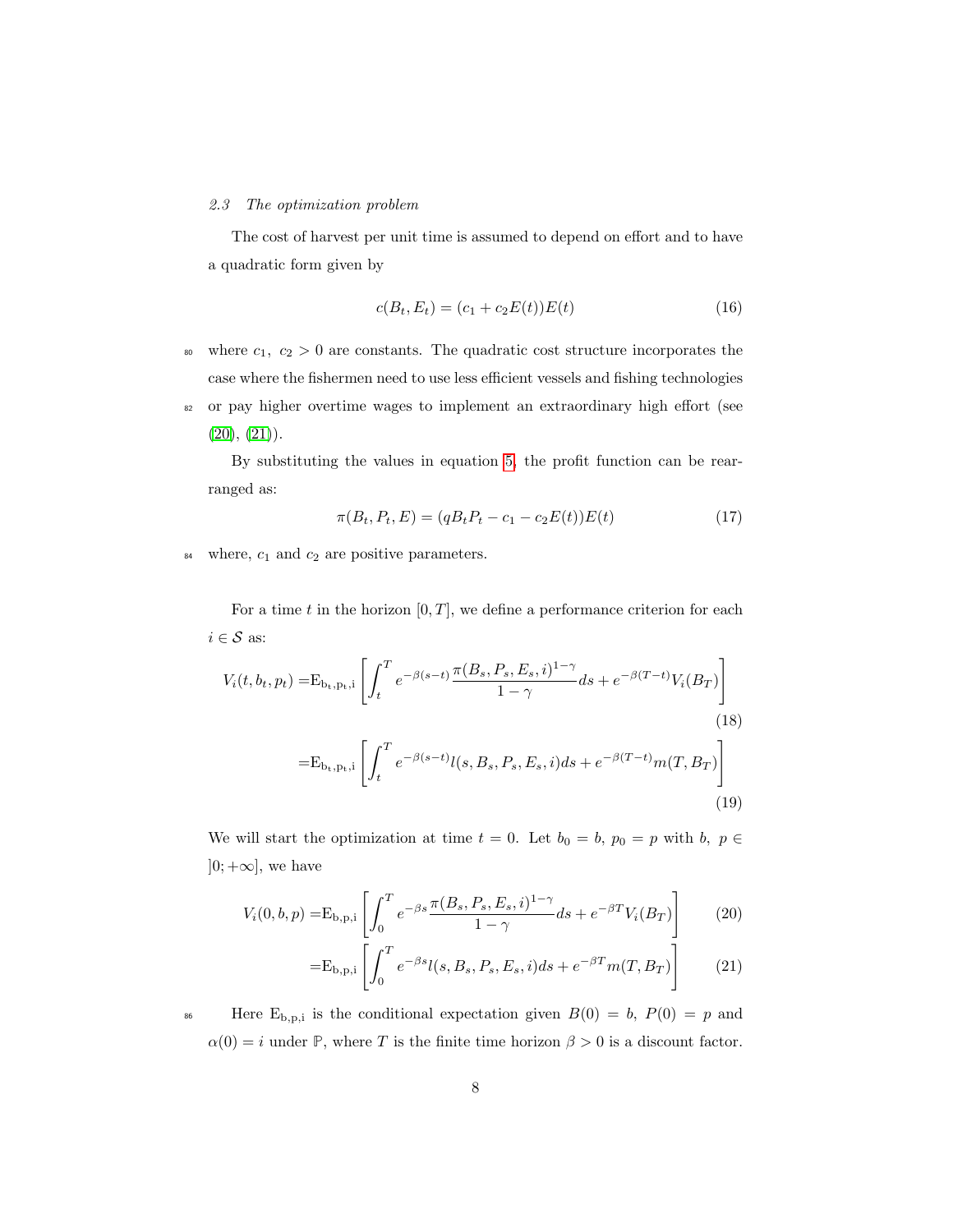### *2.3 The optimization problem*

The cost of harvest per unit time is assumed to depend on effort and to have a quadratic form given by

$$c(B_t, E_t) = (c_1 + c_2 E(t))E(t) \tag{16}$$

where $c_1,\ c_2 > 0$ are constants. The quadratic cost structure incorporates the case where the fishermen need to use less efficient vessels and fishing technologies or pay higher overtime wages to implement an extraordinary high effort (see (20), (21)).

By substituting the values in equation 5, the profit function can be rearranged as:

$$\pi(B_t, P_t, E) = (qB_tP_t - c_1 - c_2E(t))E(t) \tag{17}$$

where, $c_1$ and $c_2$ are positive parameters.

For a time $t$ in the horizon $[0, T]$, we define a performance criterion for each $i \in \mathcal{S}$ as:

$$V_i(t, b_t, p_t) = \mathrm{E}_{\mathrm{b_t,p_t,i}} \left[ \int_t^T e^{-\beta(s-t)} \frac{\pi(B_s, P_s, E_s, i)^{1-\gamma}}{1-\gamma} ds + e^{-\beta(T-t)} V_i(B_T) \right] \tag{18}$$

$$= \mathrm{E}_{\mathrm{b_t,p_t,i}} \left[ \int_t^T e^{-\beta(s-t)} l(s, B_s, P_s, E_s, i) ds + e^{-\beta(T-t)} m(T, B_T) \right] \tag{19}$$

We will start the optimization at time $t = 0$. Let $b_0 = b,\ p_0 = p$ with $b,\ p \in ]0; +\infty]$, we have

$$V_i(0, b, p) = \mathrm{E}_{\mathrm{b,p,i}} \left[ \int_0^T e^{-\beta s} \frac{\pi(B_s, P_s, E_s, i)^{1-\gamma}}{1-\gamma} ds + e^{-\beta T} V_i(B_T) \right] \tag{20}$$

$$= \mathrm{E}_{\mathrm{b,p,i}} \left[ \int_0^T e^{-\beta s} l(s, B_s, P_s, E_s, i) ds + e^{-\beta T} m(T, B_T) \right] \tag{21}$$

Here $\mathrm{E}_{\mathrm{b,p,i}}$ is the conditional expectation given $B(0) = b,\ P(0) = p$ and $\alpha(0) = i$ under $\mathbb{P}$, where $T$ is the finite time horizon $\beta > 0$ is a discount factor.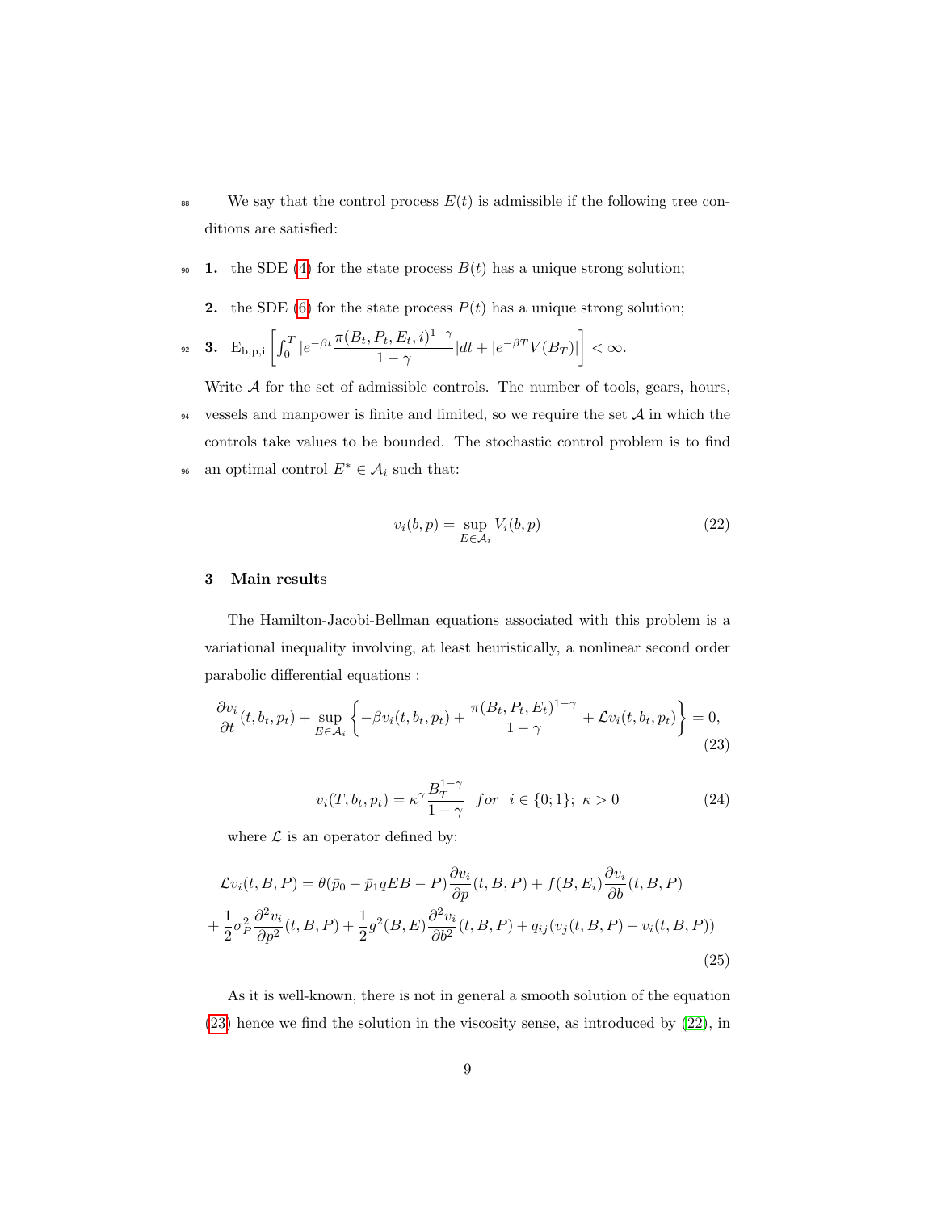We say that the control process $E(t)$ is admissible if the following tree conditions are satisfied:

**1.** the SDE (4) for the state process $B(t)$ has a unique strong solution;

**2.** the SDE (6) for the state process $P(t)$ has a unique strong solution;

**3.** $\mathrm{E}_{\mathrm{b,p,i}}\left[\int_0^T |e^{-\beta t}\dfrac{\pi(B_t, P_t, E_t, i)^{1-\gamma}}{1-\gamma}|dt + |e^{-\beta T}V(B_T)|\right] < \infty.$

Write $\mathcal{A}$ for the set of admissible controls. The number of tools, gears, hours, vessels and manpower is finite and limited, so we require the set $\mathcal{A}$ in which the controls take values to be bounded. The stochastic control problem is to find an optimal control $E^* \in \mathcal{A}_i$ such that:

$$v_i(b,p) = \sup_{E \in \mathcal{A}_i} V_i(b,p) \tag{22}$$

## 3 Main results

The Hamilton-Jacobi-Bellman equations associated with this problem is a variational inequality involving, at least heuristically, a nonlinear second order parabolic differential equations :

$$\frac{\partial v_i}{\partial t}(t, b_t, p_t) + \sup_{E \in \mathcal{A}_i} \left\{ -\beta v_i(t, b_t, p_t) + \frac{\pi(B_t, P_t, E_t)^{1-\gamma}}{1-\gamma} + \mathcal{L}v_i(t, b_t, p_t) \right\} = 0, \tag{23}$$

$$v_i(T, b_t, p_t) = \kappa^{\gamma} \frac{B_T^{1-\gamma}}{1-\gamma} \quad for \quad i \in \{0; 1\};\ \kappa > 0 \tag{24}$$

where $\mathcal{L}$ is an operator defined by:

$$\begin{aligned}\mathcal{L}v_i(t, B, P) &= \theta(\bar{p}_0 - \bar{p}_1 qEB - P)\frac{\partial v_i}{\partial p}(t, B, P) + f(B, E_i)\frac{\partial v_i}{\partial b}(t, B, P) \\ &+ \frac{1}{2}\sigma_P^2 \frac{\partial^2 v_i}{\partial p^2}(t, B, P) + \frac{1}{2}g^2(B, E)\frac{\partial^2 v_i}{\partial b^2}(t, B, P) + q_{ij}(v_j(t, B, P) - v_i(t, B, P))\end{aligned} \tag{25}$$

As it is well-known, there is not in general a smooth solution of the equation (23) hence we find the solution in the viscosity sense, as introduced by (22), in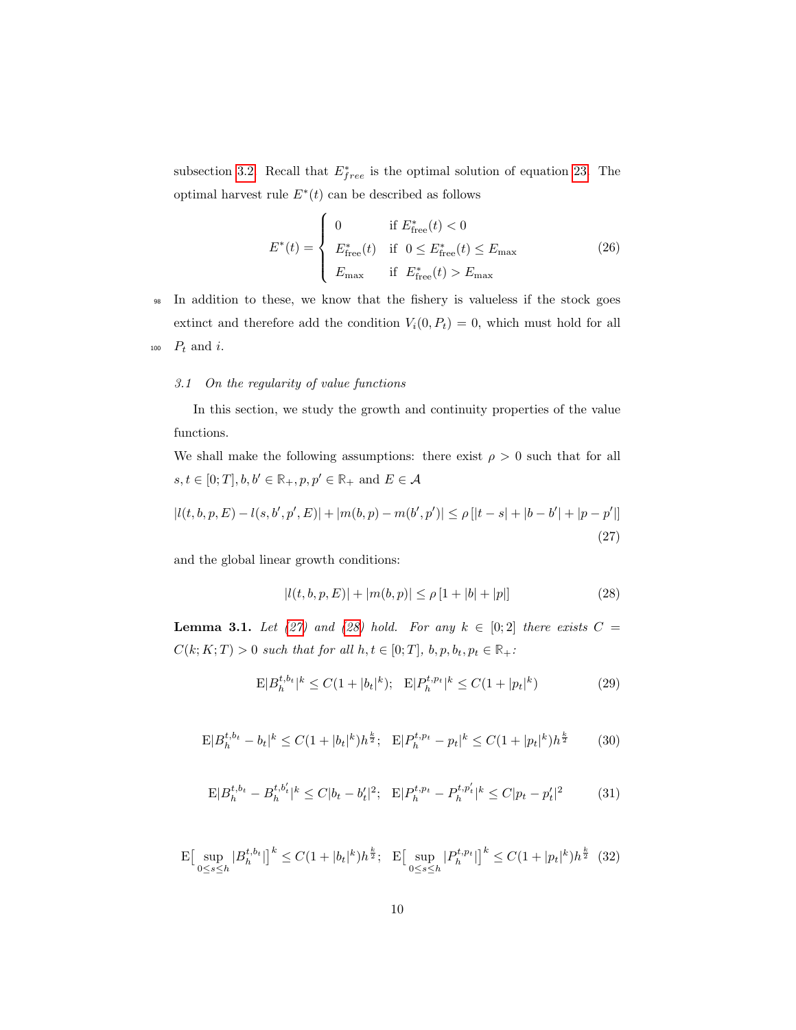subsection 3.2. Recall that $E^*_{free}$ is the optimal solution of equation 23. The optimal harvest rule $E^*(t)$ can be described as follows

$$E^*(t) = \begin{cases} 0 & \text{if } E^*_{\text{free}}(t) < 0 \\ E^*_{\text{free}}(t) & \text{if } 0 \leq E^*_{\text{free}}(t) \leq E_{\max} \\ E_{\max} & \text{if } E^*_{\text{free}}(t) > E_{\max} \end{cases} \tag{26}$$

In addition to these, we know that the fishery is valueless if the stock goes extinct and therefore add the condition $V_i(0, P_t) = 0$, which must hold for all $P_t$ and $i$.

### *3.1 On the regularity of value functions*

In this section, we study the growth and continuity properties of the value functions.

We shall make the following assumptions: there exist $\rho > 0$ such that for all $s, t \in [0;T], b, b' \in \mathbb{R}_+, p, p' \in \mathbb{R}_+$ and $E \in \mathcal{A}$

$$|l(t,b,p,E) - l(s,b',p',E)| + |m(b,p) - m(b',p')| \leq \rho\left[|t-s| + |b-b'| + |p-p'|\right] \tag{27}$$

and the global linear growth conditions:

$$|l(t,b,p,E)| + |m(b,p)| \leq \rho\left[1 + |b| + |p|\right] \tag{28}$$

**Lemma 3.1.** *Let (27) and (28) hold. For any $k \in [0;2]$ there exists $C = C(k;K;T) > 0$ such that for all $h, t \in [0;T]$, $b, p, b_t, p_t \in \mathbb{R}_+$:*

$$\mathrm{E}|B_h^{t,b_t}|^k \leq C(1 + |b_t|^k); \quad \mathrm{E}|P_h^{t,p_t}|^k \leq C(1 + |p_t|^k) \tag{29}$$

$$\mathrm{E}|B_h^{t,b_t} - b_t|^k \leq C(1 + |b_t|^k)h^{\frac{k}{2}}; \quad \mathrm{E}|P_h^{t,p_t} - p_t|^k \leq C(1 + |p_t|^k)h^{\frac{k}{2}} \tag{30}$$

$$\mathrm{E}|B_h^{t,b_t} - B_h^{t,b'_t}|^k \leq C|b_t - b'_t|^2; \quad \mathrm{E}|P_h^{t,p_t} - P_h^{t,p'_t}|^k \leq C|p_t - p'_t|^2 \tag{31}$$

$$\mathrm{E}\big[\sup_{0\leq s\leq h} |B_h^{t,b_t}|\big]^k \leq C(1 + |b_t|^k)h^{\frac{k}{2}}; \quad \mathrm{E}\big[\sup_{0\leq s\leq h} |P_h^{t,p_t}|\big]^k \leq C(1 + |p_t|^k)h^{\frac{k}{2}} \tag{32}$$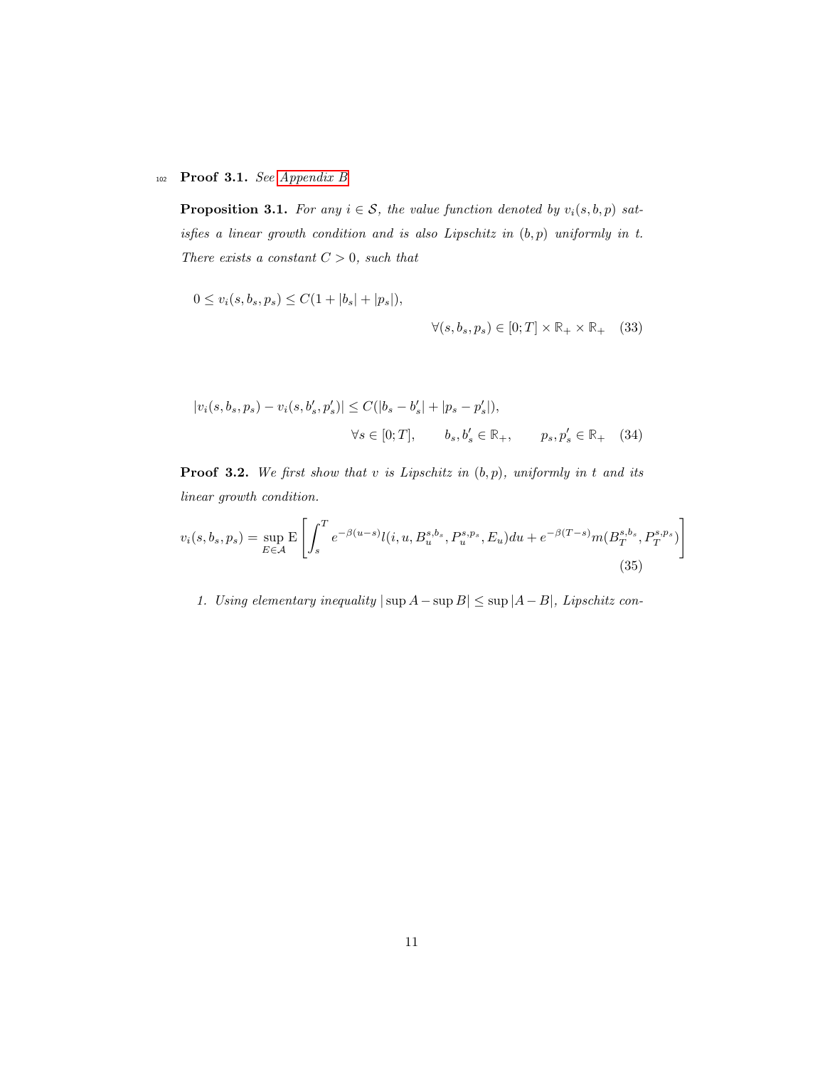**Proof 3.1.** *See Appendix B*

**Proposition 3.1.** *For any $i \in \mathcal{S}$, the value function denoted by $v_i(s,b,p)$ satisfies a linear growth condition and is also Lipschitz in $(b,p)$ uniformly in $t$. There exists a constant $C > 0$, such that*

$$0 \leq v_i(s,b_s,p_s) \leq C(1 + |b_s| + |p_s|), \qquad \forall (s,b_s,p_s) \in [0;T] \times \mathbb{R}_+ \times \mathbb{R}_+ \tag{33}$$

$$|v_i(s,b_s,p_s) - v_i(s,b'_s,p'_s)| \leq C(|b_s - b'_s| + |p_s - p'_s|), \qquad \forall s \in [0;T], \quad b_s, b'_s \in \mathbb{R}_+, \quad p_s, p'_s \in \mathbb{R}_+ \tag{34}$$

**Proof 3.2.** *We first show that $v$ is Lipschitz in $(b,p)$, uniformly in $t$ and its linear growth condition.*

$$v_i(s,b_s,p_s) = \sup_{E \in \mathcal{A}} \mathrm{E}\left[\int_s^T e^{-\beta(u-s)} l(i,u,B_u^{s,b_s},P_u^{s,p_s},E_u)du + e^{-\beta(T-s)} m(B_T^{s,b_s},P_T^{s,p_s})\right] \tag{35}$$

1. *Using elementary inequality $|\sup A - \sup B| \leq \sup |A - B|$, Lipschitz con-*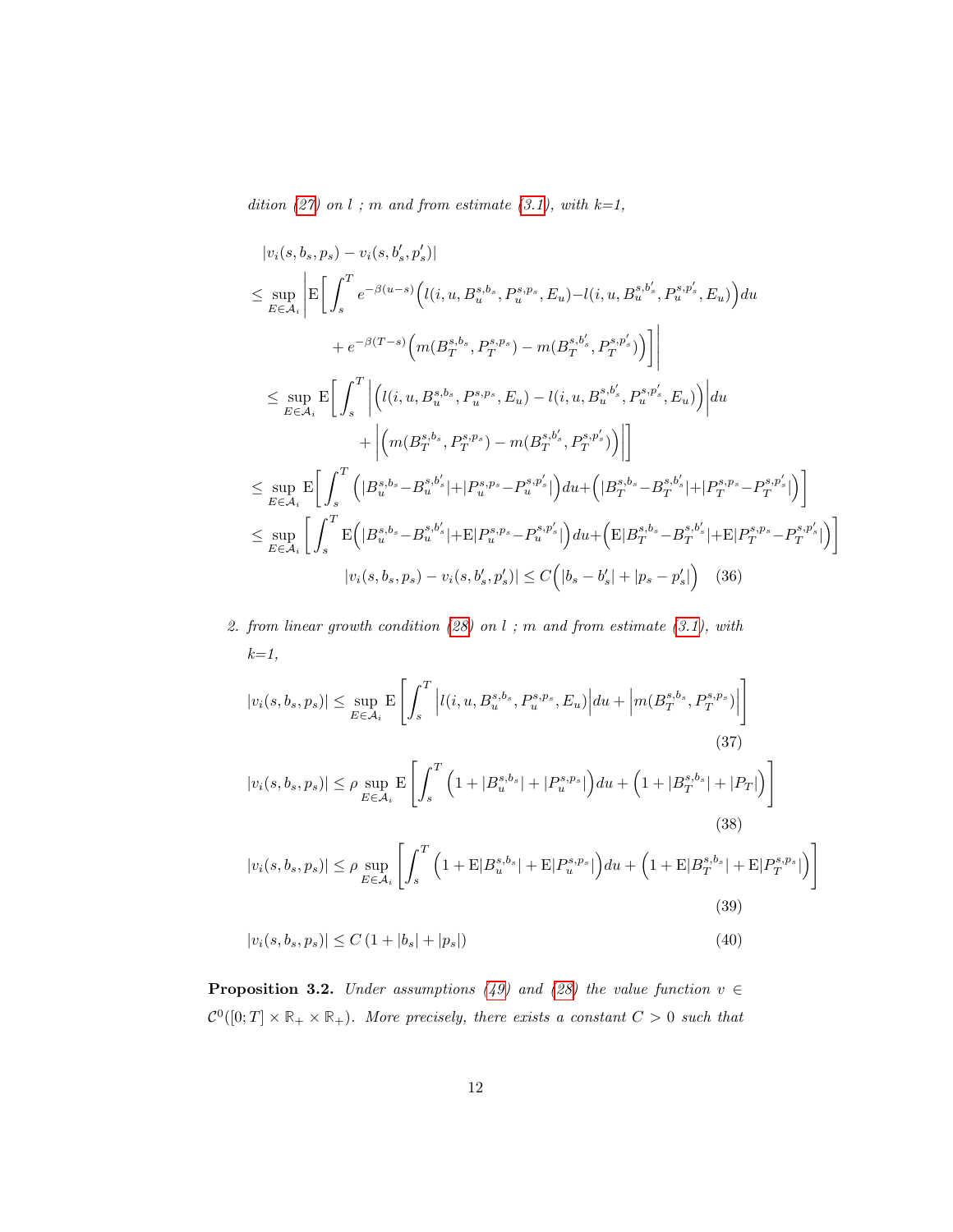*dition (27) on l ; m and from estimate (3.1), with k=1,*

$$
\begin{aligned}
&|v_i(s,b_s,p_s) - v_i(s,b'_s,p'_s)| \\
&\leq \sup_{E\in\mathcal{A}_i} \Bigg| \mathrm{E}\Bigg[ \int_s^T e^{-\beta(u-s)} \Big( l(i,u,B_u^{s,b_s},P_u^{s,p_s},E_u) - l(i,u,B_u^{s,b'_s},P_u^{s,p'_s},E_u) \Big) du \\
&\qquad + e^{-\beta(T-s)} \Big( m(B_T^{s,b_s},P_T^{s,p_s}) - m(B_T^{s,b'_s},P_T^{s,p'_s}) \Big) \Bigg] \Bigg| \\
&\leq \sup_{E\in\mathcal{A}_i} \mathrm{E}\Bigg[ \int_s^T \Big| \Big( l(i,u,B_u^{s,b_s},P_u^{s,p_s},E_u) - l(i,u,B_u^{s,b'_s},P_u^{s,p'_s},E_u) \Big) \Big| du \\
&\qquad + \Big| \Big( m(B_T^{s,b_s},P_T^{s,p_s}) - m(B_T^{s,b'_s},P_T^{s,p'_s}) \Big) \Big| \Bigg] \\
&\leq \sup_{E\in\mathcal{A}_i} \mathrm{E}\Bigg[ \int_s^T \Big( |B_u^{s,b_s} - B_u^{s,b'_s}| + |P_u^{s,p_s} - P_u^{s,p'_s}| \Big) du + \Big( |B_T^{s,b_s} - B_T^{s,b'_s}| + |P_T^{s,p_s} - P_T^{s,p'_s}| \Big) \Bigg] \\
&\leq \sup_{E\in\mathcal{A}_i} \Bigg[ \int_s^T \mathrm{E}\Big( |B_u^{s,b_s} - B_u^{s,b'_s}| + \mathrm{E}|P_u^{s,p_s} - P_u^{s,p'_s}| \Big) du + \Big( \mathrm{E}|B_T^{s,b_s} - B_T^{s,b'_s}| + \mathrm{E}|P_T^{s,p_s} - P_T^{s,p'_s}| \Big) \Bigg] \\
&\qquad\qquad |v_i(s,b_s,p_s) - v_i(s,b'_s,p'_s)| \leq C\Big( |b_s - b'_s| + |p_s - p'_s| \Big) \qquad (36)
\end{aligned}
$$

2. *from linear growth condition (28) on l ; m and from estimate (3.1), with k=1,*

$$
|v_i(s,b_s,p_s)| \leq \sup_{E\in\mathcal{A}_i} \mathrm{E}\left[ \int_s^T \Big| l(i,u,B_u^{s,b_s},P_u^{s,p_s},E_u) \Big| du + \Big| m(B_T^{s,b_s},P_T^{s,p_s}) \Big| \right] \tag{37}
$$

$$
|v_i(s,b_s,p_s)| \leq \rho \sup_{E\in\mathcal{A}_i} \mathrm{E}\left[ \int_s^T \Big( 1 + |B_u^{s,b_s}| + |P_u^{s,p_s}| \Big) du + \Big( 1 + |B_T^{s,b_s}| + |P_T| \Big) \right] \tag{38}
$$

$$
|v_i(s,b_s,p_s)| \leq \rho \sup_{E\in\mathcal{A}_i} \left[ \int_s^T \Big( 1 + \mathrm{E}|B_u^{s,b_s}| + \mathrm{E}|P_u^{s,p_s}| \Big) du + \Big( 1 + \mathrm{E}|B_T^{s,b_s}| + \mathrm{E}|P_T^{s,p_s}| \Big) \right] \tag{39}
$$

$$
|v_i(s,b_s,p_s)| \leq C\,(1 + |b_s| + |p_s|) \tag{40}
$$

**Proposition 3.2.** *Under assumptions (49) and (28) the value function $v \in \mathcal{C}^0([0;T] \times \mathbb{R}_+ \times \mathbb{R}_+)$. More precisely, there exists a constant $C > 0$ such that*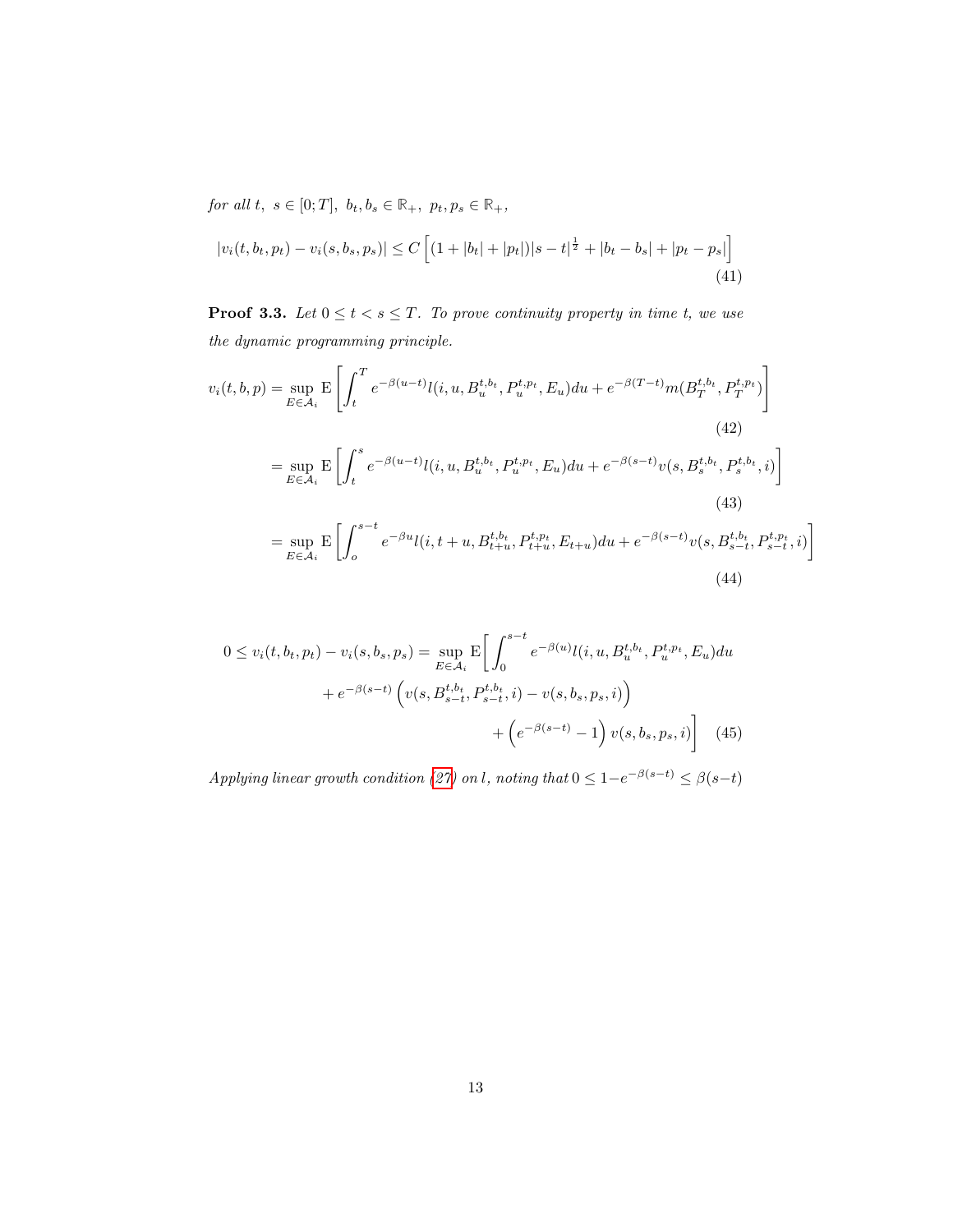*for all* $t,\ s \in [0;T],\ b_t, b_s \in \mathbb{R}_+,\ p_t, p_s \in \mathbb{R}_+,$

$$|v_i(t, b_t, p_t) - v_i(s, b_s, p_s)| \leq C\left[(1 + |b_t| + |p_t|)|s - t|^{\frac{1}{2}} + |b_t - b_s| + |p_t - p_s|\right] \tag{41}$$

**Proof 3.3.** *Let* $0 \leq t < s \leq T$. *To prove continuity property in time* $t$*, we use the dynamic programming principle.*

$$v_i(t, b, p) = \sup_{E \in \mathcal{A}_i} \mathrm{E}\left[\int_t^T e^{-\beta(u-t)} l(i, u, B_u^{t,b_t}, P_u^{t,p_t}, E_u) du + e^{-\beta(T-t)} m(B_T^{t,b_t}, P_T^{t,p_t})\right] \tag{42}$$

$$= \sup_{E \in \mathcal{A}_i} \mathrm{E}\left[\int_t^s e^{-\beta(u-t)} l(i, u, B_u^{t,b_t}, P_u^{t,p_t}, E_u) du + e^{-\beta(s-t)} v(s, B_s^{t,b_t}, P_s^{t,b_t}, i)\right] \tag{43}$$

$$= \sup_{E \in \mathcal{A}_i} \mathrm{E}\left[\int_o^{s-t} e^{-\beta u} l(i, t+u, B_{t+u}^{t,b_t}, P_{t+u}^{t,p_t}, E_{t+u}) du + e^{-\beta(s-t)} v(s, B_{s-t}^{t,b_t}, P_{s-t}^{t,p_t}, i)\right] \tag{44}$$

$$0 \leq v_i(t, b_t, p_t) - v_i(s, b_s, p_s) = \sup_{E \in \mathcal{A}_i} \mathrm{E}\bigg[\int_0^{s-t} e^{-\beta(u)} l(i, u, B_u^{t,b_t}, P_u^{t,p_t}, E_u) du + e^{-\beta(s-t)}\left(v(s, B_{s-t}^{t,b_t}, P_{s-t}^{t,b_t}, i) - v(s, b_s, p_s, i)\right) + \left(e^{-\beta(s-t)} - 1\right) v(s, b_s, p_s, i)\bigg] \tag{45}$$

*Applying linear growth condition (27) on* $l$*, noting that* $0 \leq 1 - e^{-\beta(s-t)} \leq \beta(s-t)$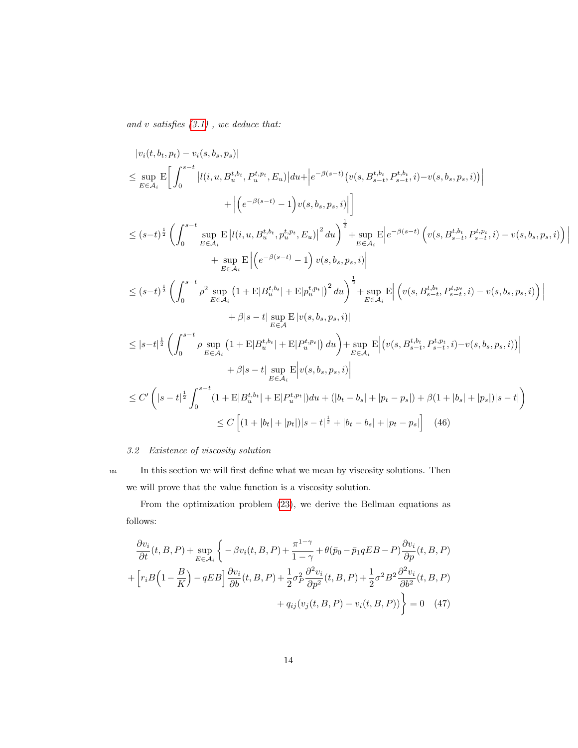*and v satisfies (3.1) , we deduce that:*

$$
\begin{aligned}
&|v_i(t,b_t,p_t) - v_i(s,b_s,p_s)| \\
&\leq \sup_{E\in\mathcal{A}_i} \mathrm{E}\bigg[\int_0^{s-t} \big|l(i,u,B_u^{t,b_t},P_u^{t,p_t},E_u)\big|du + \Big|e^{-\beta(s-t)}\big(v(s,B_{s-t}^{t,b_t},P_{s-t}^{t,b_t},i) - v(s,b_s,p_s,i)\big)\Big| \\
&\qquad\qquad + \Big|\Big(e^{-\beta(s-t)}-1\Big)v(s,b_s,p_s,i)\Big|\bigg] \\
&\leq (s-t)^{\frac{1}{2}}\left(\int_0^{s-t}\sup_{E\in\mathcal{A}_i}\mathrm{E}\left|l(i,u,B_u^{t,b_t},p_u^{t,p_t},E_u)\right|^2du\right)^{\frac{1}{2}} + \sup_{E\in\mathcal{A}_i}\mathrm{E}\Big|e^{-\beta(s-t)}\Big(v(s,B_{s-t}^{t,b_t},P_{s-t}^{t,p_t},i) - v(s,b_s,p_s,i)\Big)\Big| \\
&\qquad\qquad + \sup_{E\in\mathcal{A}_i}\mathrm{E}\left|\left(e^{-\beta(s-t)}-1\right)v(s,b_s,p_s,i)\right| \\
&\leq (s-t)^{\frac{1}{2}}\left(\int_0^{s-t}\rho^2\sup_{E\in\mathcal{A}_i}\left(1+\mathrm{E}|B_u^{t,b_t}| + \mathrm{E}|p_u^{t,p_t}|\right)^2du\right)^{\frac{1}{2}} + \sup_{E\in\mathcal{A}_i}\mathrm{E}\Big|\left(v(s,B_{s-t}^{t,b_t},P_{s-t}^{t,p_t},i) - v(s,b_s,p_s,i)\right)\Big| \\
&\qquad\qquad + \beta|s-t|\sup_{E\in\mathcal{A}}\mathrm{E}\,|v(s,b_s,p_s,i)| \\
&\leq |s-t|^{\frac{1}{2}}\left(\int_0^{s-t}\rho\sup_{E\in\mathcal{A}_i}\left(1+\mathrm{E}|B_u^{t,b_t}|+\mathrm{E}|P_u^{t,p_t}|\right)du\right) + \sup_{E\in\mathcal{A}_i}\mathrm{E}\Big|\big(v(s,B_{s-t}^{t,b_t},P_{s-t}^{t,p_t},i) - v(s,b_s,p_s,i)\big)\Big| \\
&\qquad\qquad + \beta|s-t|\sup_{E\in\mathcal{A}_i}\mathrm{E}\Big|v(s,b_s,p_s,i)\Big| \\
&\leq C'\left(|s-t|^{\frac{1}{2}}\int_0^{s-t}(1+\mathrm{E}|B_u^{t,b_t}|+\mathrm{E}|P_u^{t,p_t}|)du + (|b_t-b_s|+|p_t-p_s|) + \beta(1+|b_s|+|p_s|)|s-t|\right) \\
&\qquad\qquad \leq C\left[(1+|b_t|+|p_t|)|s-t|^{\frac{1}{2}} + |b_t-b_s| + |p_t-p_s|\right] \quad (46)
\end{aligned}
$$

### *3.2 Existence of viscosity solution*

In this section we will first define what we mean by viscosity solutions. Then we will prove that the value function is a viscosity solution.

From the optimization problem (23), we derive the Bellman equations as follows:

$$
\begin{aligned}
&\frac{\partial v_i}{\partial t}(t,B,P) + \sup_{E\in\mathcal{A}_i}\bigg\{-\beta v_i(t,B,P) + \frac{\pi^{1-\gamma}}{1-\gamma} + \theta(\bar{p}_0 - \bar{p}_1 qEB - P)\frac{\partial v_i}{\partial p}(t,B,P) \\
&+\Big[r_iB\Big(1-\frac{B}{K}\Big) - qEB\Big]\frac{\partial v_i}{\partial b}(t,B,P) + \frac{1}{2}\sigma_P^2\frac{\partial^2 v_i}{\partial p^2}(t,B,P) + \frac{1}{2}\sigma^2B^2\frac{\partial^2 v_i}{\partial b^2}(t,B,P) \\
&\qquad\qquad + q_{ij}(v_j(t,B,P) - v_i(t,B,P))\bigg\} = 0 \quad (47)
\end{aligned}
$$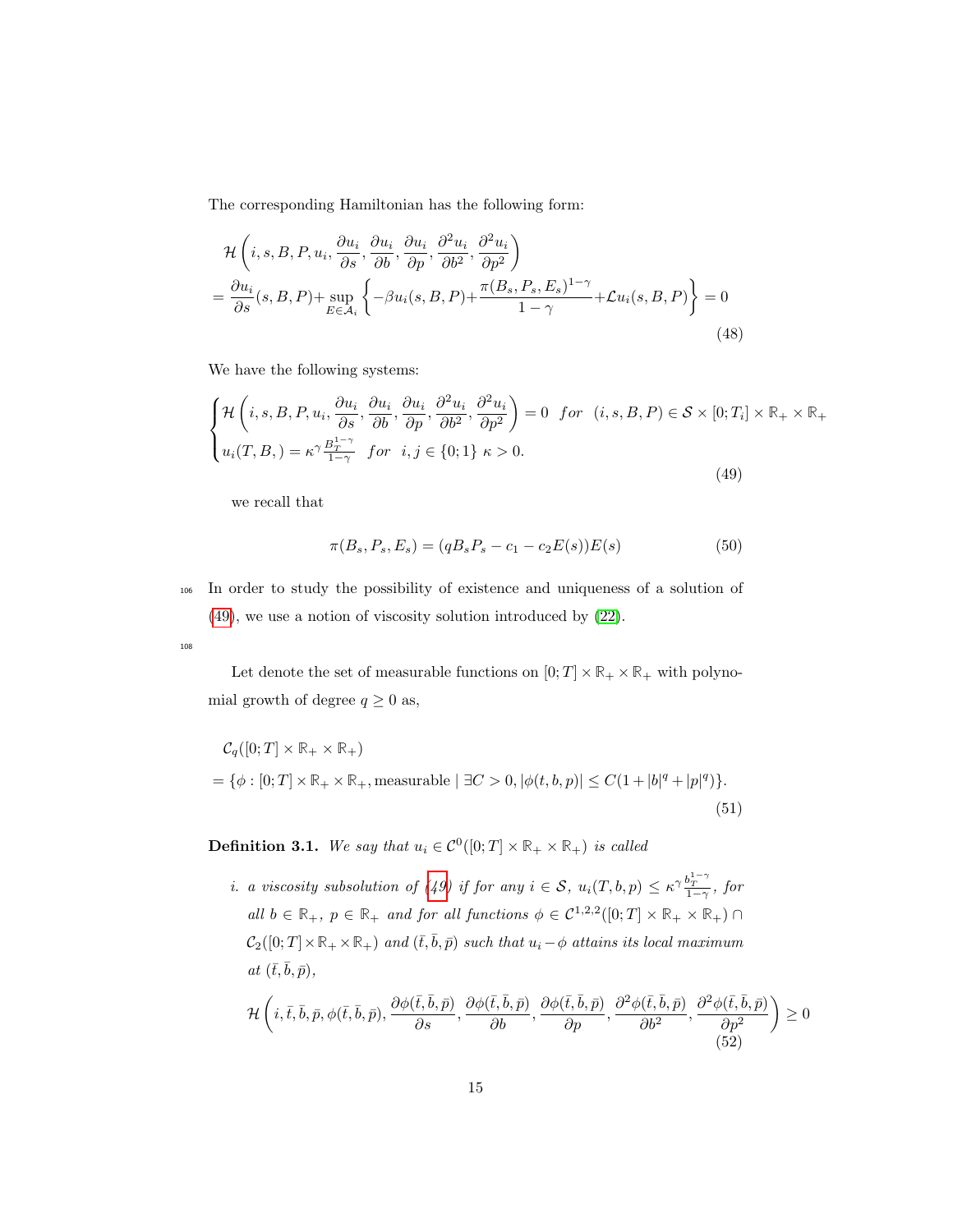The corresponding Hamiltonian has the following form:

$$
\begin{aligned}
&\mathcal{H}\left(i, s, B, P, u_i, \frac{\partial u_i}{\partial s}, \frac{\partial u_i}{\partial b}, \frac{\partial u_i}{\partial p}, \frac{\partial^2 u_i}{\partial b^2}, \frac{\partial^2 u_i}{\partial p^2}\right) \\
&= \frac{\partial u_i}{\partial s}(s, B, P) + \sup_{E \in \mathcal{A}_i} \left\{ -\beta u_i(s, B, P) + \frac{\pi(B_s, P_s, E_s)^{1-\gamma}}{1-\gamma} + \mathcal{L} u_i(s, B, P) \right\} = 0
\end{aligned}
\tag{48}
$$

We have the following systems:

$$
\begin{cases}
\mathcal{H}\left(i, s, B, P, u_i, \frac{\partial u_i}{\partial s}, \frac{\partial u_i}{\partial b}, \frac{\partial u_i}{\partial p}, \frac{\partial^2 u_i}{\partial b^2}, \frac{\partial^2 u_i}{\partial p^2}\right) = 0 \quad for \quad (i, s, B, P) \in \mathcal{S} \times [0; T_i] \times \mathbb{R}_+ \times \mathbb{R}_+ \\
u_i(T, B, ) = \kappa^{\gamma} \frac{B_T^{1-\gamma}}{1-\gamma} \quad for \quad i, j \in \{0; 1\} \ \kappa > 0.
\end{cases}
\tag{49}
$$

we recall that

$$
\pi(B_s, P_s, E_s) = (qB_s P_s - c_1 - c_2 E(s))E(s) \tag{50}
$$

In order to study the possibility of existence and uniqueness of a solution of (49), we use a notion of viscosity solution introduced by (22).

Let denote the set of measurable functions on $[0; T] \times \mathbb{R}_+ \times \mathbb{R}_+$ with polynomial growth of degree $q \geq 0$ as,

$$
\begin{aligned}
&\mathcal{C}_q([0; T] \times \mathbb{R}_+ \times \mathbb{R}_+) \\
&= \{\phi : [0; T] \times \mathbb{R}_+ \times \mathbb{R}_+, \text{measurable} \mid \exists C > 0, |\phi(t, b, p)| \leq C(1 + |b|^q + |p|^q)\}.
\end{aligned}
\tag{51}
$$

**Definition 3.1.** *We say that $u_i \in \mathcal{C}^0([0; T] \times \mathbb{R}_+ \times \mathbb{R}_+)$ is called*

*i. a viscosity subsolution of (49) if for any $i \in \mathcal{S}$, $u_i(T, b, p) \leq \kappa^{\gamma} \frac{b_T^{1-\gamma}}{1-\gamma}$, for all $b \in \mathbb{R}_+$, $p \in \mathbb{R}_+$ and for all functions $\phi \in \mathcal{C}^{1,2,2}([0; T] \times \mathbb{R}_+ \times \mathbb{R}_+) \cap \mathcal{C}_2([0; T] \times \mathbb{R}_+ \times \mathbb{R}_+)$ and $(\bar{t}, \bar{b}, \bar{p})$ such that $u_i - \phi$ attains its local maximum at $(\bar{t}, \bar{b}, \bar{p})$,*

$$
\mathcal{H}\left(i, \bar{t}, \bar{b}, \bar{p}, \phi(\bar{t}, \bar{b}, \bar{p}), \frac{\partial \phi(\bar{t}, \bar{b}, \bar{p})}{\partial s}, \frac{\partial \phi(\bar{t}, \bar{b}, \bar{p})}{\partial b}, \frac{\partial \phi(\bar{t}, \bar{b}, \bar{p})}{\partial p}, \frac{\partial^2 \phi(\bar{t}, \bar{b}, \bar{p})}{\partial b^2}, \frac{\partial^2 \phi(\bar{t}, \bar{b}, \bar{p})}{\partial p^2}\right) \geq 0 \tag{52}
$$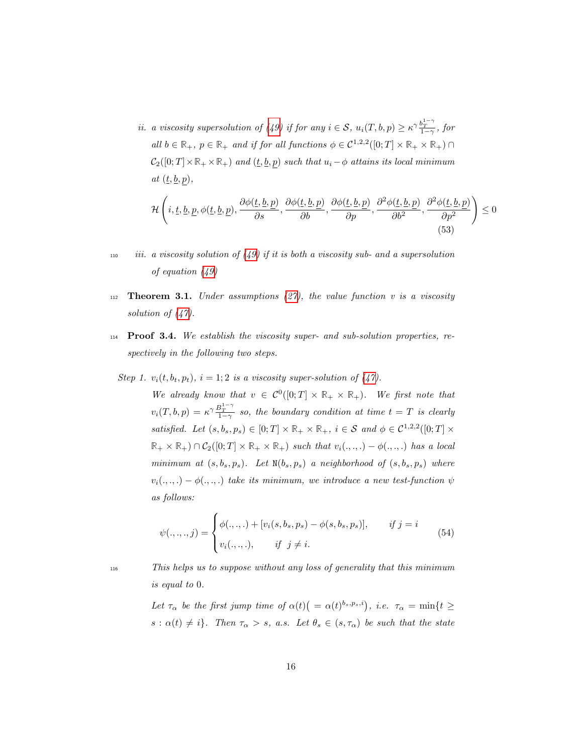ii. *a viscosity supersolution of (49) if for any $i \in \mathcal{S}$, $u_i(T,b,p) \geq \kappa^{\gamma}\frac{b_T^{1-\gamma}}{1-\gamma}$, for all $b \in \mathbb{R}_+$, $p \in \mathbb{R}_+$ and if for all functions $\phi \in \mathcal{C}^{1,2,2}([0;T]\times\mathbb{R}_+\times\mathbb{R}_+) \cap \mathcal{C}_2([0;T]\times\mathbb{R}_+\times\mathbb{R}_+)$ and $(\underline{t},\underline{b},\underline{p})$ such that $u_i - \phi$ attains its local minimum at $(\underline{t},\underline{b},\underline{p})$,*

$$\mathcal{H}\left(i,\underline{t},\underline{b},\underline{p},\phi(\underline{t},\underline{b},\underline{p}),\frac{\partial\phi(\underline{t},\underline{b},\underline{p})}{\partial s},\frac{\partial\phi(\underline{t},\underline{b},\underline{p})}{\partial b},\frac{\partial\phi(\underline{t},\underline{b},\underline{p})}{\partial p},\frac{\partial^2\phi(\underline{t},\underline{b},\underline{p})}{\partial b^2},\frac{\partial^2\phi(\underline{t},\underline{b},\underline{p})}{\partial p^2}\right) \leq 0 \tag{53}$$

iii. *a viscosity solution of (49) if it is both a viscosity sub- and a supersolution of equation (49)*

**Theorem 3.1.** *Under assumptions (27), the value function $v$ is a viscosity solution of (47).*

**Proof 3.4.** *We establish the viscosity super- and sub-solution properties, respectively in the following two steps.*

*Step 1. $v_i(t,b_t,p_t)$, $i = 1;2$ is a viscosity super-solution of (47).*

*We already know that $v \in \mathcal{C}^0([0;T]\times\mathbb{R}_+\times\mathbb{R}_+)$. We first note that $v_i(T,b,p) = \kappa^{\gamma}\frac{B_T^{1-\gamma}}{1-\gamma}$ so, the boundary condition at time $t = T$ is clearly satisfied. Let $(s,b_s,p_s) \in [0;T]\times\mathbb{R}_+\times\mathbb{R}_+$, $i \in \mathcal{S}$ and $\phi \in \mathcal{C}^{1,2,2}([0;T]\times\mathbb{R}_+\times\mathbb{R}_+) \cap \mathcal{C}_2([0;T]\times\mathbb{R}_+\times\mathbb{R}_+)$ such that $v_i(.,.,.) - \phi(.,.,.)$ has a local minimum at $(s,b_s,p_s)$. Let $\mathtt{N}(b_s,p_s)$ a neighborhood of $(s,b_s,p_s)$ where $v_i(.,.,.) - \phi(.,.,.)$ take its minimum, we introduce a new test-function $\psi$ as follows:*

$$\psi(.,.,.,j) = \begin{cases} \phi(.,.,.) + [v_i(s,b_s,p_s) - \phi(s,b_s,p_s)], & \text{if } j = i \\ v_i(.,.,.), & \text{if } j \neq i. \end{cases} \tag{54}$$

*This helps us to suppose without any loss of generality that this minimum is equal to 0.*

*Let $\tau_\alpha$ be the first jump time of $\alpha(t)\big(=\alpha(t)^{b_s,p_s,i}\big)$, i.e. $\tau_\alpha = \min\{t \geq s : \alpha(t) \neq i\}$. Then $\tau_\alpha > s$, a.s. Let $\theta_s \in (s,\tau_\alpha)$ be such that the state*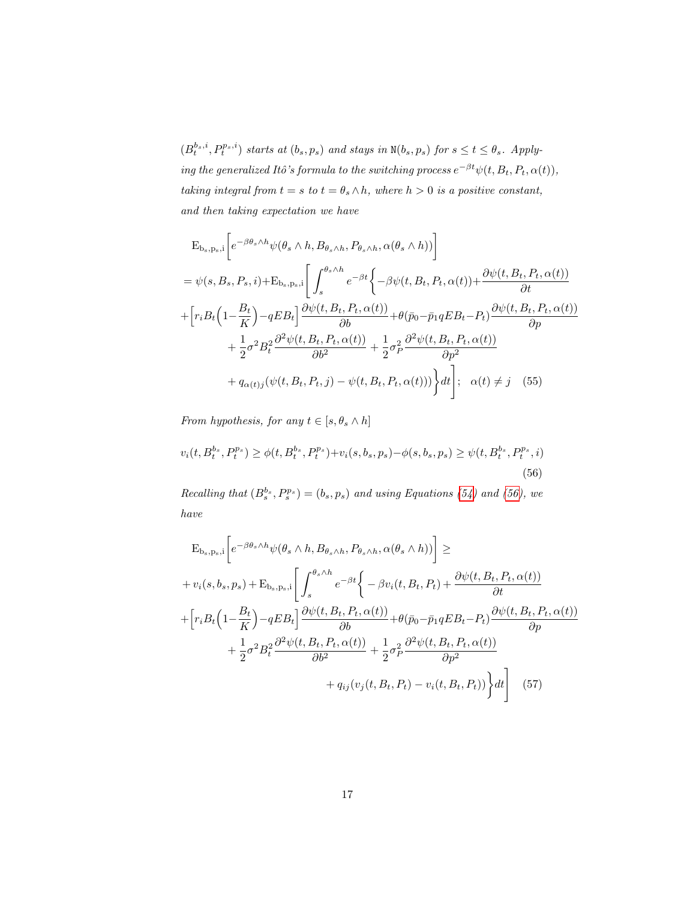$(B_t^{b_s,i}, P_t^{p_s,i})$ *starts at* $(b_s, p_s)$ *and stays in* $\mathtt{N}(b_s, p_s)$ *for* $s \leq t \leq \theta_s$. *Applying the generalized Itô's formula to the switching process* $e^{-\beta t}\psi(t, B_t, P_t, \alpha(t))$, *taking integral from* $t = s$ *to* $t = \theta_s \wedge h$, *where* $h > 0$ *is a positive constant, and then taking expectation we have*

$$
\begin{aligned}
&\mathrm{E}_{\mathrm{b_s,p_s,i}}\bigg[e^{-\beta\theta_s\wedge h}\psi(\theta_s\wedge h, B_{\theta_s\wedge h}, P_{\theta_s\wedge h}, \alpha(\theta_s\wedge h))\bigg] \\
&= \psi(s, B_s, P_s, i) + \mathrm{E}_{\mathrm{b_s,p_s,i}}\Bigg[\int_s^{\theta_s\wedge h} e^{-\beta t}\bigg\{-\beta\psi(t, B_t, P_t, \alpha(t)) + \frac{\partial\psi(t, B_t, P_t, \alpha(t))}{\partial t} \\
&+ \Big[r_i B_t\Big(1 - \frac{B_t}{K}\Big) - qEB_t\Big]\frac{\partial\psi(t, B_t, P_t, \alpha(t))}{\partial b} + \theta(\bar{p}_0 - \bar{p}_1 qEB_t - P_t)\frac{\partial\psi(t, B_t, P_t, \alpha(t))}{\partial p} \\
&\qquad + \frac{1}{2}\sigma^2 B_t^2\frac{\partial^2\psi(t, B_t, P_t, \alpha(t))}{\partial b^2} + \frac{1}{2}\sigma_P^2\frac{\partial^2\psi(t, B_t, P_t, \alpha(t))}{\partial p^2} \\
&\qquad + q_{\alpha(t)j}(\psi(t, B_t, P_t, j) - \psi(t, B_t, P_t, \alpha(t)))\bigg\}dt\Bigg]; \quad \alpha(t) \neq j \qquad (55)
\end{aligned}
$$

*From hypothesis, for any* $t \in [s, \theta_s \wedge h]$

$$
v_i(t, B_t^{b_s}, P_t^{p_s}) \geq \phi(t, B_t^{b_s}, P_t^{p_s}) + v_i(s, b_s, p_s) - \phi(s, b_s, p_s) \geq \psi(t, B_t^{b_s}, P_t^{p_s}, i) \qquad (56)
$$

*Recalling that* $(B_s^{b_s}, P_s^{p_s}) = (b_s, p_s)$ *and using Equations (54) and (56), we have*

$$
\begin{aligned}
&\mathrm{E}_{\mathrm{b_s,p_s,i}}\bigg[e^{-\beta\theta_s\wedge h}\psi(\theta_s\wedge h, B_{\theta_s\wedge h}, P_{\theta_s\wedge h}, \alpha(\theta_s\wedge h))\bigg] \geq \\
&+ v_i(s, b_s, p_s) + \mathrm{E}_{\mathrm{b_s,p_s,i}}\Bigg[\int_s^{\theta_s\wedge h} e^{-\beta t}\bigg\{-\beta v_i(t, B_t, P_t) + \frac{\partial\psi(t, B_t, P_t, \alpha(t))}{\partial t} \\
&+ \Big[r_i B_t\Big(1 - \frac{B_t}{K}\Big) - qEB_t\Big]\frac{\partial\psi(t, B_t, P_t, \alpha(t))}{\partial b} + \theta(\bar{p}_0 - \bar{p}_1 qEB_t - P_t)\frac{\partial\psi(t, B_t, P_t, \alpha(t))}{\partial p} \\
&\qquad + \frac{1}{2}\sigma^2 B_t^2\frac{\partial^2\psi(t, B_t, P_t, \alpha(t))}{\partial b^2} + \frac{1}{2}\sigma_P^2\frac{\partial^2\psi(t, B_t, P_t, \alpha(t))}{\partial p^2} \\
&\qquad\qquad + q_{ij}(v_j(t, B_t, P_t) - v_i(t, B_t, P_t))\bigg\}dt\Bigg] \qquad (57)
\end{aligned}
$$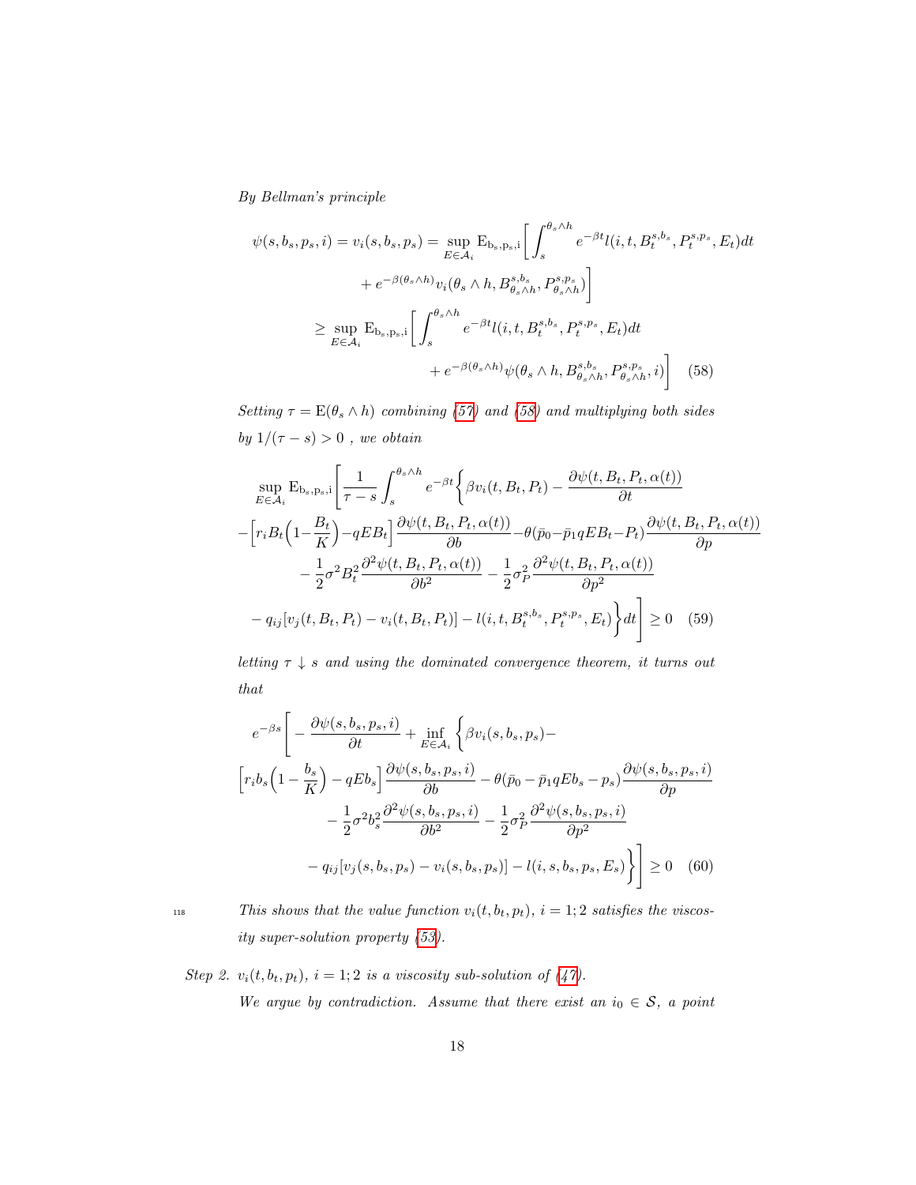*By Bellman's principle*

$$
\begin{aligned}
\psi(s, b_s, p_s, i) = v_i(s, b_s, p_s) &= \sup_{E \in \mathcal{A}_i} \mathrm{E}_{\mathrm{b_s, p_s, i}} \bigg[ \int_s^{\theta_s \wedge h} e^{-\beta t} l(i, t, B_t^{s,b_s}, P_t^{s,p_s}, E_t) dt \\
&\quad + e^{-\beta(\theta_s \wedge h)} v_i(\theta_s \wedge h, B_{\theta_s \wedge h}^{s,b_s}, P_{\theta_s \wedge h}^{s,p_s}) \bigg] \\
&\geq \sup_{E \in \mathcal{A}_i} \mathrm{E}_{\mathrm{b_s, p_s, i}} \bigg[ \int_s^{\theta_s \wedge h} e^{-\beta t} l(i, t, B_t^{s,b_s}, P_t^{s,p_s}, E_t) dt \\
&\quad + e^{-\beta(\theta_s \wedge h)} \psi(\theta_s \wedge h, B_{\theta_s \wedge h}^{s,b_s}, P_{\theta_s \wedge h}^{s,p_s}, i) \bigg] \quad (58)
\end{aligned}
$$

*Setting* $\tau = \mathrm{E}(\theta_s \wedge h)$ *combining (57) and (58) and multiplying both sides by* $1/(\tau - s) > 0$ *, we obtain*

$$
\begin{aligned}
&\sup_{E \in \mathcal{A}_i} \mathrm{E}_{\mathrm{b_s, p_s, i}} \bigg[ \frac{1}{\tau - s} \int_s^{\theta_s \wedge h} e^{-\beta t} \bigg\{ \beta v_i(t, B_t, P_t) - \frac{\partial \psi(t, B_t, P_t, \alpha(t))}{\partial t} \\
&- \Big[ r_i B_t \Big(1 - \frac{B_t}{K}\Big) - qEB_t \Big] \frac{\partial \psi(t, B_t, P_t, \alpha(t))}{\partial b} - \theta(\bar{p}_0 - \bar{p}_1 qEB_t - P_t) \frac{\partial \psi(t, B_t, P_t, \alpha(t))}{\partial p} \\
&- \frac{1}{2}\sigma^2 B_t^2 \frac{\partial^2 \psi(t, B_t, P_t, \alpha(t))}{\partial b^2} - \frac{1}{2}\sigma_P^2 \frac{\partial^2 \psi(t, B_t, P_t, \alpha(t))}{\partial p^2} \\
&- q_{ij}[v_j(t, B_t, P_t) - v_i(t, B_t, P_t)] - l(i, t, B_t^{s,b_s}, P_t^{s,p_s}, E_t) \bigg\} dt \bigg] \geq 0 \quad (59)
\end{aligned}
$$

*letting* $\tau \downarrow s$ *and using the dominated convergence theorem, it turns out that*

$$
\begin{aligned}
&e^{-\beta s} \bigg[ - \frac{\partial \psi(s, b_s, p_s, i)}{\partial t} + \inf_{E \in \mathcal{A}_i} \bigg\{ \beta v_i(s, b_s, p_s) - \\
&\Big[ r_i b_s \Big(1 - \frac{b_s}{K}\Big) - qEb_s \Big] \frac{\partial \psi(s, b_s, p_s, i)}{\partial b} - \theta(\bar{p}_0 - \bar{p}_1 qEb_s - p_s) \frac{\partial \psi(s, b_s, p_s, i)}{\partial p} \\
&- \frac{1}{2}\sigma^2 b_s^2 \frac{\partial^2 \psi(s, b_s, p_s, i)}{\partial b^2} - \frac{1}{2}\sigma_P^2 \frac{\partial^2 \psi(s, b_s, p_s, i)}{\partial p^2} \\
&- q_{ij}[v_j(s, b_s, p_s) - v_i(s, b_s, p_s)] - l(i, s, b_s, p_s, E_s) \bigg\} \bigg] \geq 0 \quad (60)
\end{aligned}
$$

*This shows that the value function* $v_i(t, b_t, p_t)$*,* $i = 1; 2$ *satisfies the viscosity super-solution property (53).*

*Step 2.* $v_i(t, b_t, p_t)$*,* $i = 1; 2$ *is a viscosity sub-solution of (47).*

*We argue by contradiction. Assume that there exist an* $i_0 \in \mathcal{S}$*, a point*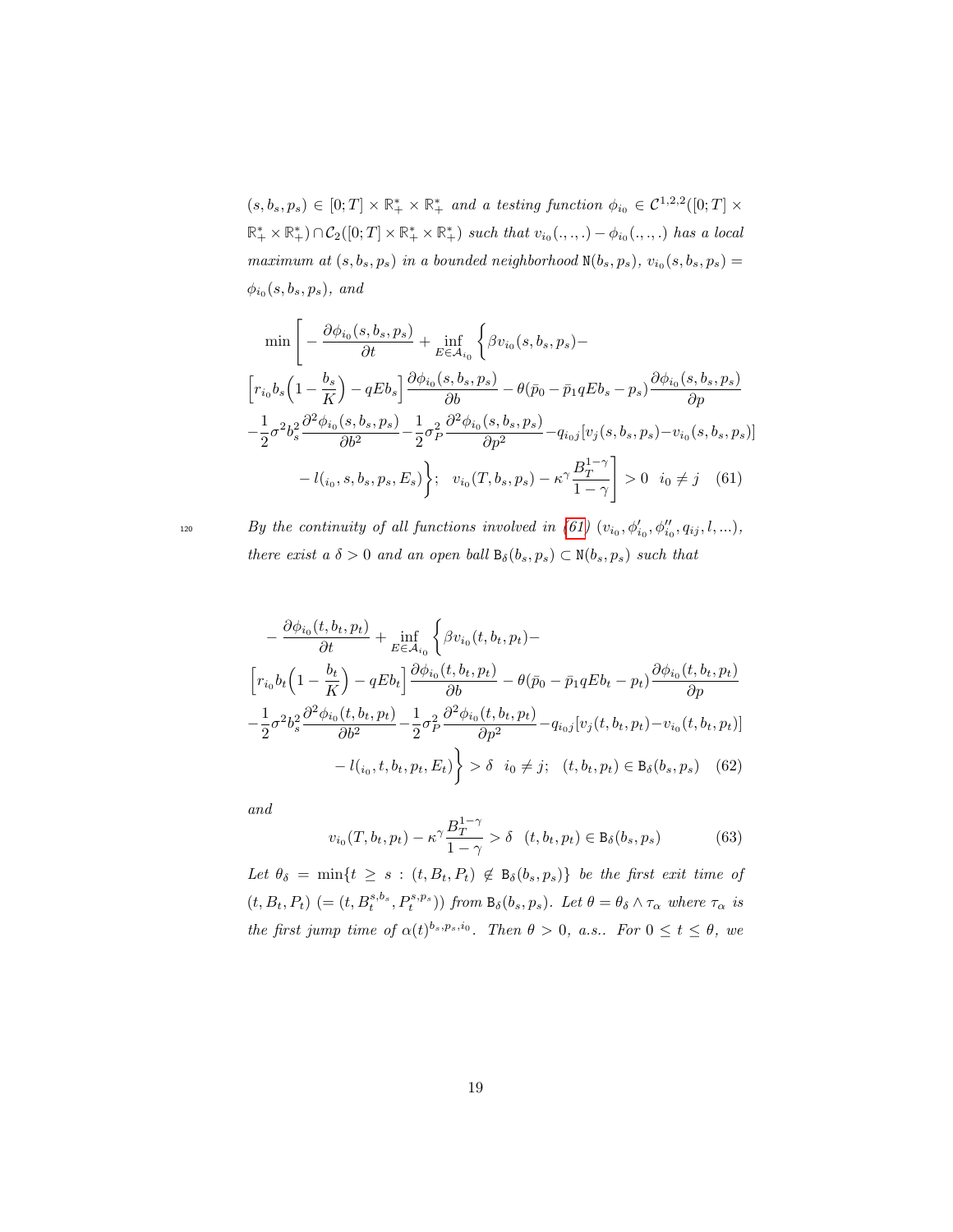*$(s, b_s, p_s) \in [0;T] \times \mathbb{R}_+^* \times \mathbb{R}_+^*$ and a testing function $\phi_{i_0} \in \mathcal{C}^{1,2,2}([0;T] \times \mathbb{R}_+^* \times \mathbb{R}_+^*) \cap \mathcal{C}_2([0;T] \times \mathbb{R}_+^* \times \mathbb{R}_+^*)$ such that $v_{i_0}(.,.,.) - \phi_{i_0}(.,.,.)$ has a local maximum at $(s, b_s, p_s)$ in a bounded neighborhood $\mathtt{N}(b_s, p_s)$, $v_{i_0}(s, b_s, p_s) = \phi_{i_0}(s, b_s, p_s)$, and*

$$
\min\Bigg[ -\frac{\partial \phi_{i_0}(s,b_s,p_s)}{\partial t} + \inf_{E \in \mathcal{A}_{i_0}} \Big\{ \beta v_{i_0}(s,b_s,p_s) - \Big[ r_{i_0} b_s \Big(1 - \frac{b_s}{K}\Big) - qEb_s \Big] \frac{\partial \phi_{i_0}(s,b_s,p_s)}{\partial b} - \theta(\bar{p}_0 - \bar{p}_1 qEb_s - p_s) \frac{\partial \phi_{i_0}(s,b_s,p_s)}{\partial p} - \frac{1}{2}\sigma^2 b_s^2 \frac{\partial^2 \phi_{i_0}(s,b_s,p_s)}{\partial b^2} - \frac{1}{2}\sigma_P^2 \frac{\partial^2 \phi_{i_0}(s,b_s,p_s)}{\partial p^2} - q_{i_0 j}[v_j(s,b_s,p_s) - v_{i_0}(s,b_s,p_s)] - l(_{i_0}, s, b_s, p_s, E_s) \Big\}; \quad v_{i_0}(T,b_s,p_s) - \kappa^\gamma \frac{B_T^{1-\gamma}}{1-\gamma} \Bigg] > 0 \quad i_0 \neq j \tag{61}
$$

*By the continuity of all functions involved in (61) $(v_{i_0}, \phi'_{i_0}, \phi''_{i_0}, q_{ij}, l, ...)$, there exist a $\delta > 0$ and an open ball $\mathtt{B}_\delta(b_s, p_s) \subset \mathtt{N}(b_s, p_s)$ such that*

$$
-\frac{\partial \phi_{i_0}(t,b_t,p_t)}{\partial t} + \inf_{E \in \mathcal{A}_{i_0}} \Big\{ \beta v_{i_0}(t,b_t,p_t) - \Big[ r_{i_0} b_t \Big(1 - \frac{b_t}{K}\Big) - qEb_t \Big] \frac{\partial \phi_{i_0}(t,b_t,p_t)}{\partial b} - \theta(\bar{p}_0 - \bar{p}_1 qEb_t - p_t) \frac{\partial \phi_{i_0}(t,b_t,p_t)}{\partial p} - \frac{1}{2}\sigma^2 b_s^2 \frac{\partial^2 \phi_{i_0}(t,b_t,p_t)}{\partial b^2} - \frac{1}{2}\sigma_P^2 \frac{\partial^2 \phi_{i_0}(t,b_t,p_t)}{\partial p^2} - q_{i_0 j}[v_j(t,b_t,p_t) - v_{i_0}(t,b_t,p_t)] - l(_{i_0}, t, b_t, p_t, E_t) \Big\} > \delta \quad i_0 \neq j; \quad (t,b_t,p_t) \in \mathtt{B}_\delta(b_s,p_s) \tag{62}
$$

*and*

$$
v_{i_0}(T,b_t,p_t) - \kappa^\gamma \frac{B_T^{1-\gamma}}{1-\gamma} > \delta \quad (t,b_t,p_t) \in \mathtt{B}_\delta(b_s,p_s) \tag{63}
$$

*Let $\theta_\delta = \min\{t \geq s : (t, B_t, P_t) \notin \mathtt{B}_\delta(b_s, p_s)\}$ be the first exit time of $(t, B_t, P_t)$ $(= (t, B_t^{s,b_s}, P_t^{s,p_s}))$ from $\mathtt{B}_\delta(b_s, p_s)$. Let $\theta = \theta_\delta \wedge \tau_\alpha$ where $\tau_\alpha$ is the first jump time of $\alpha(t)^{b_s,p_s,i_0}$. Then $\theta > 0$, a.s.. For $0 \leq t \leq \theta$, we*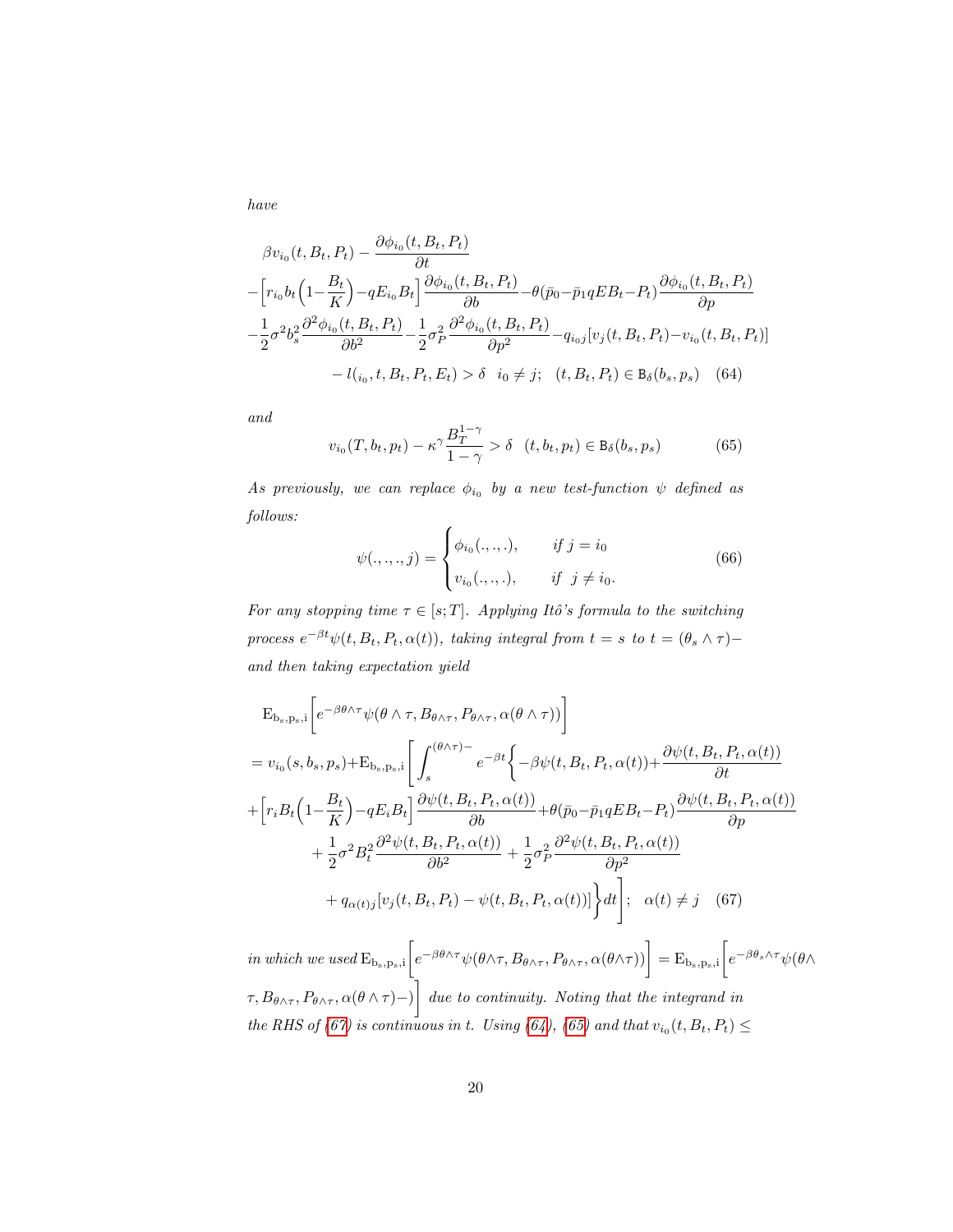*have*

$$
\begin{aligned}
&\beta v_{i_0}(t,B_t,P_t) - \frac{\partial \phi_{i_0}(t,B_t,P_t)}{\partial t} \\
&-\Big[r_{i_0} b_t\Big(1-\frac{B_t}{K}\Big) - qE_{i_0}B_t\Big]\frac{\partial \phi_{i_0}(t,B_t,P_t)}{\partial b} - \theta(\bar{p}_0 - \bar{p}_1 qEB_t - P_t)\frac{\partial \phi_{i_0}(t,B_t,P_t)}{\partial p} \\
&-\frac{1}{2}\sigma^2 b_s^2 \frac{\partial^2 \phi_{i_0}(t,B_t,P_t)}{\partial b^2} - \frac{1}{2}\sigma_P^2 \frac{\partial^2 \phi_{i_0}(t,B_t,P_t)}{\partial p^2} - q_{i_0 j}[v_j(t,B_t,P_t) - v_{i_0}(t,B_t,P_t)] \\
&\qquad - l(_{i_0}, t, B_t, P_t, E_t) > \delta \quad i_0 \neq j; \quad (t,B_t,P_t) \in \mathtt{B}_\delta(b_s,p_s) \quad (64)
\end{aligned}
$$

*and*

$$
v_{i_0}(T,b_t,p_t) - \kappa^\gamma \frac{B_T^{1-\gamma}}{1-\gamma} > \delta \quad (t,b_t,p_t) \in \mathtt{B}_\delta(b_s,p_s) \qquad (65)
$$

*As previously, we can replace $\phi_{i_0}$ by a new test-function $\psi$ defined as follows:*

$$
\psi(.,.,.,j) = \begin{cases} \phi_{i_0}(.,.,.), & \text{if } j = i_0 \\ v_{i_0}(.,.,.), & \text{if } j \neq i_0. \end{cases} \qquad (66)
$$

*For any stopping time $\tau \in [s;T]$. Applying Itô's formula to the switching process $e^{-\beta t}\psi(t,B_t,P_t,\alpha(t))$, taking integral from $t = s$ to $t = (\theta_s \wedge \tau)-$ and then taking expectation yield*

$$
\begin{aligned}
&\mathrm{E}_{\mathrm{b_s,p_s,i}}\Big[e^{-\beta\theta\wedge\tau}\psi(\theta\wedge\tau, B_{\theta\wedge\tau}, P_{\theta\wedge\tau}, \alpha(\theta\wedge\tau))\Big] \\
&= v_{i_0}(s,b_s,p_s) + \mathrm{E}_{\mathrm{b_s,p_s,i}}\Bigg[\int_s^{(\theta\wedge\tau)-} e^{-\beta t}\Big\{-\beta\psi(t,B_t,P_t,\alpha(t)) + \frac{\partial \psi(t,B_t,P_t,\alpha(t))}{\partial t} \\
&+\Big[r_i B_t\Big(1-\frac{B_t}{K}\Big) - qE_iB_t\Big]\frac{\partial \psi(t,B_t,P_t,\alpha(t))}{\partial b} + \theta(\bar{p}_0 - \bar{p}_1 qEB_t - P_t)\frac{\partial \psi(t,B_t,P_t,\alpha(t))}{\partial p} \\
&\qquad + \frac{1}{2}\sigma^2 B_t^2 \frac{\partial^2 \psi(t,B_t,P_t,\alpha(t))}{\partial b^2} + \frac{1}{2}\sigma_P^2 \frac{\partial^2 \psi(t,B_t,P_t,\alpha(t))}{\partial p^2} \\
&\qquad + q_{\alpha(t)j}[v_j(t,B_t,P_t) - \psi(t,B_t,P_t,\alpha(t))]\Big\}dt\Bigg]; \quad \alpha(t) \neq j \quad (67)
\end{aligned}
$$

*in which we used* $\mathrm{E}_{\mathrm{b_s,p_s,i}}\Big[e^{-\beta\theta\wedge\tau}\psi(\theta\wedge\tau, B_{\theta\wedge\tau}, P_{\theta\wedge\tau}, \alpha(\theta\wedge\tau))\Big] = \mathrm{E}_{\mathrm{b_s,p_s,i}}\Big[e^{-\beta\theta_s\wedge\tau}\psi(\theta\wedge\tau, B_{\theta\wedge\tau}, P_{\theta\wedge\tau}, \alpha(\theta\wedge\tau)-)\Big]$ *due to continuity. Noting that the integrand in the RHS of (67) is continuous in t. Using (64), (65) and that* $v_{i_0}(t,B_t,P_t) \leq$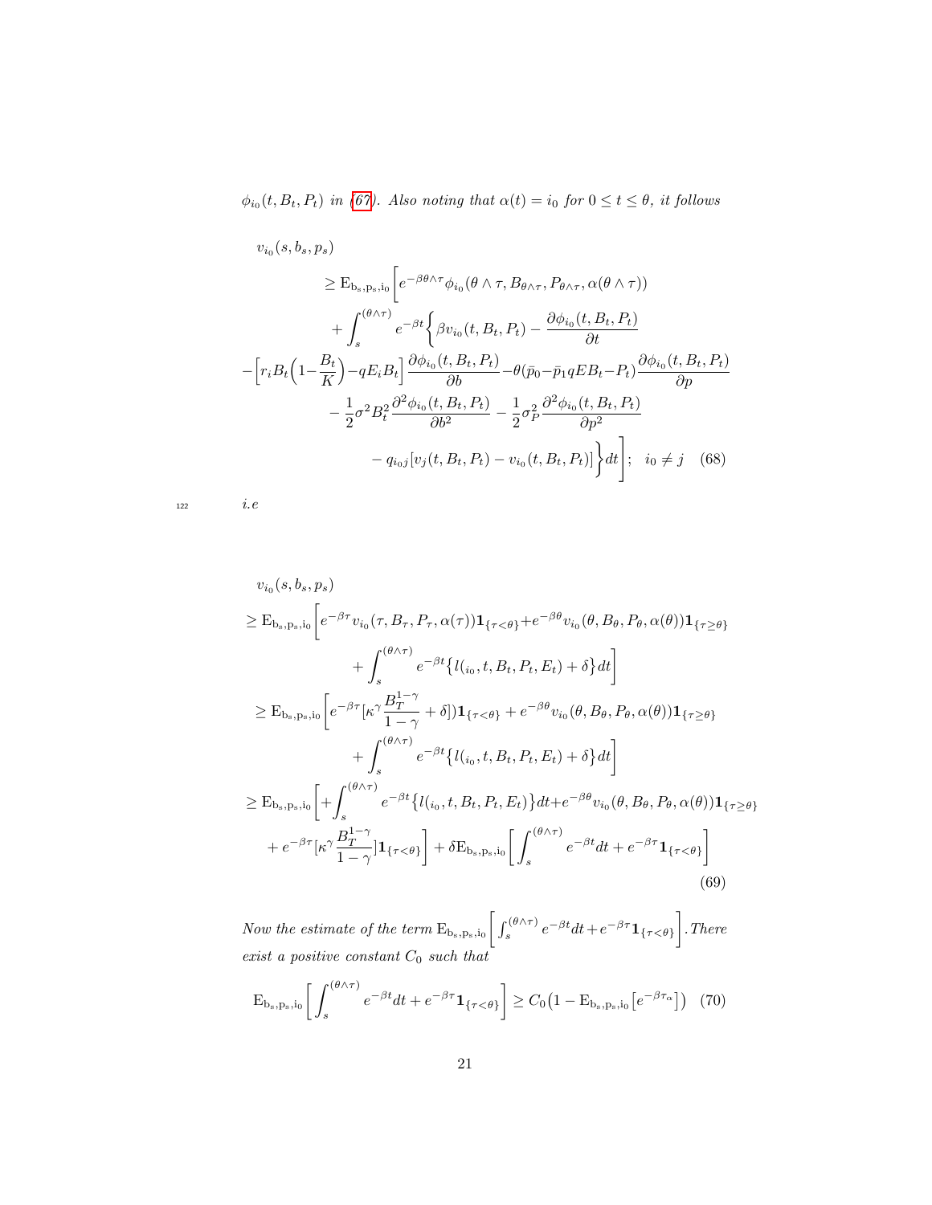*$\phi_{i_0}(t, B_t, P_t)$ in (67). Also noting that $\alpha(t) = i_0$ for $0 \le t \le \theta$, it follows*

$$
\begin{aligned}
& v_{i_0}(s, b_s, p_s) \\
& \geq \mathrm{E}_{\mathrm{b_s,p_s,i_0}}\bigg[ e^{-\beta\theta\wedge\tau}\phi_{i_0}(\theta\wedge\tau, B_{\theta\wedge\tau}, P_{\theta\wedge\tau}, \alpha(\theta\wedge\tau)) \\
& \quad + \int_s^{(\theta\wedge\tau)} e^{-\beta t}\bigg\{ \beta v_{i_0}(t, B_t, P_t) - \frac{\partial \phi_{i_0}(t, B_t, P_t)}{\partial t} \\
& -\Big[r_i B_t\Big(1-\frac{B_t}{K}\Big) - qE_i B_t\Big]\frac{\partial \phi_{i_0}(t, B_t, P_t)}{\partial b} - \theta(\bar{p}_0 - \bar{p}_1 qEB_t - P_t)\frac{\partial \phi_{i_0}(t, B_t, P_t)}{\partial p} \\
& \quad - \frac{1}{2}\sigma^2 B_t^2 \frac{\partial^2 \phi_{i_0}(t, B_t, P_t)}{\partial b^2} - \frac{1}{2}\sigma_P^2 \frac{\partial^2 \phi_{i_0}(t, B_t, P_t)}{\partial p^2} \\
& \quad - q_{i_0 j}[v_j(t, B_t, P_t) - v_{i_0}(t, B_t, P_t)]\bigg\} dt\bigg]; \quad i_0 \neq j
\end{aligned}
\tag{68}
$$

*i.e*

$$
\begin{aligned}
& v_{i_0}(s, b_s, p_s) \\
& \geq \mathrm{E}_{\mathrm{b_s,p_s,i_0}}\bigg[ e^{-\beta\tau} v_{i_0}(\tau, B_\tau, P_\tau, \alpha(\tau))\mathbf{1}_{\{\tau<\theta\}} + e^{-\beta\theta} v_{i_0}(\theta, B_\theta, P_\theta, \alpha(\theta))\mathbf{1}_{\{\tau\geq\theta\}} \\
& \quad + \int_s^{(\theta\wedge\tau)} e^{-\beta t}\big\{ l(_{i_0}, t, B_t, P_t, E_t) + \delta \big\} dt \bigg] \\
& \geq \mathrm{E}_{\mathrm{b_s,p_s,i_0}}\bigg[ e^{-\beta\tau}[\kappa^\gamma \frac{B_T^{1-\gamma}}{1-\gamma} + \delta])\mathbf{1}_{\{\tau<\theta\}} + e^{-\beta\theta} v_{i_0}(\theta, B_\theta, P_\theta, \alpha(\theta))\mathbf{1}_{\{\tau\geq\theta\}} \\
& \quad + \int_s^{(\theta\wedge\tau)} e^{-\beta t}\big\{ l(_{i_0}, t, B_t, P_t, E_t) + \delta \big\} dt \bigg] \\
& \geq \mathrm{E}_{\mathrm{b_s,p_s,i_0}}\bigg[ + \int_s^{(\theta\wedge\tau)} e^{-\beta t}\big\{ l(_{i_0}, t, B_t, P_t, E_t) \big\} dt + e^{-\beta\theta} v_{i_0}(\theta, B_\theta, P_\theta, \alpha(\theta))\mathbf{1}_{\{\tau\geq\theta\}} \\
& \quad + e^{-\beta\tau}[\kappa^\gamma \frac{B_T^{1-\gamma}}{1-\gamma}]\mathbf{1}_{\{\tau<\theta\}} \bigg] + \delta \mathrm{E}_{\mathrm{b_s,p_s,i_0}}\bigg[ \int_s^{(\theta\wedge\tau)} e^{-\beta t} dt + e^{-\beta\tau}\mathbf{1}_{\{\tau<\theta\}} \bigg]
\end{aligned}
\tag{69}
$$

*Now the estimate of the term $\mathrm{E}_{\mathrm{b_s,p_s,i_0}}\Big[ \int_s^{(\theta\wedge\tau)} e^{-\beta t} dt + e^{-\beta\tau}\mathbf{1}_{\{\tau<\theta\}} \Big]$. There exist a positive constant $C_0$ such that*

$$
\mathrm{E}_{\mathrm{b_s,p_s,i_0}}\bigg[ \int_s^{(\theta\wedge\tau)} e^{-\beta t} dt + e^{-\beta\tau}\mathbf{1}_{\{\tau<\theta\}} \bigg] \geq C_0\big(1 - \mathrm{E}_{\mathrm{b_s,p_s,i_0}}\big[e^{-\beta\tau_\alpha}\big]\big) \tag{70}
$$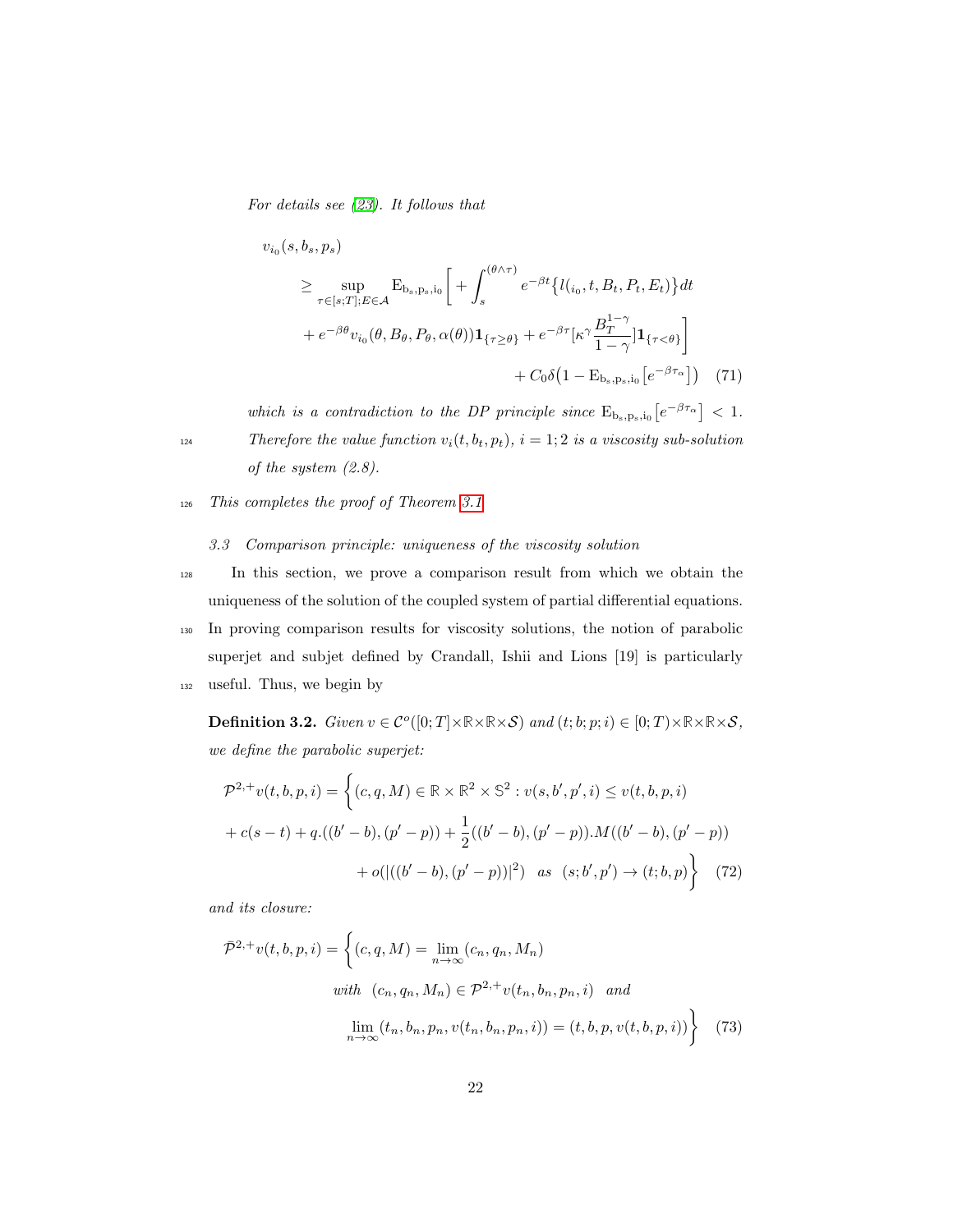*For details see (23). It follows that*

$$
\begin{aligned}
v_{i_0}(s, b_s, p_s) & \\
\geq \sup_{\tau\in[s;T]; E\in\mathcal{A}} & \mathrm{E}_{\mathrm{b_s,p_s,i_0}}\bigg[ + \int_s^{(\theta\wedge\tau)} e^{-\beta t}\big\{ l(_{i_0}, t, B_t, P_t, E_t)\big\} dt \\
& + e^{-\beta\theta} v_{i_0}(\theta, B_\theta, P_\theta, \alpha(\theta))\mathbf{1}_{\{\tau\geq\theta\}} + e^{-\beta\tau}[\kappa^\gamma \frac{B_T^{1-\gamma}}{1-\gamma}]\mathbf{1}_{\{\tau<\theta\}}\bigg] \\
& + C_0\delta\big(1 - \mathrm{E}_{\mathrm{b_s,p_s,i_0}}\big[e^{-\beta\tau_\alpha}\big]\big) \quad (71)
\end{aligned}
$$

*which is a contradiction to the DP principle since* $\mathrm{E}_{\mathrm{b_s,p_s,i_0}}\big[e^{-\beta\tau_\alpha}\big] < 1$. *Therefore the value function* $v_i(t, b_t, p_t)$, $i = 1; 2$ *is a viscosity sub-solution of the system (2.8).*

*This completes the proof of Theorem 3.1*

### *3.3 Comparison principle: uniqueness of the viscosity solution*

In this section, we prove a comparison result from which we obtain the uniqueness of the solution of the coupled system of partial differential equations. In proving comparison results for viscosity solutions, the notion of parabolic superjet and subjet defined by Crandall, Ishii and Lions [19] is particularly useful. Thus, we begin by

**Definition 3.2.** *Given* $v \in \mathcal{C}^o([0;T]\times\mathbb{R}\times\mathbb{R}\times\mathcal{S})$ *and* $(t; b; p; i) \in [0;T)\times\mathbb{R}\times\mathbb{R}\times\mathcal{S}$, *we define the parabolic superjet:*

$$
\begin{aligned}
\mathcal{P}^{2,+}v(t,b,p,i) = \bigg\{ & (c, q, M) \in \mathbb{R}\times\mathbb{R}^2\times\mathbb{S}^2 : v(s, b', p', i) \leq v(t, b, p, i) \\
& + c(s-t) + q.((b'-b),(p'-p)) + \frac{1}{2}((b'-b),(p'-p)).M((b'-b),(p'-p)) \\
& + o(|((b'-b),(p'-p))|^2) \quad as \quad (s; b', p') \to (t; b, p)\bigg\} \quad (72)
\end{aligned}
$$

*and its closure:*

$$
\begin{aligned}
\bar{\mathcal{P}}^{2,+}v(t,b,p,i) = \bigg\{ & (c, q, M) = \lim_{n\to\infty}(c_n, q_n, M_n) \\
& with \quad (c_n, q_n, M_n) \in \mathcal{P}^{2,+}v(t_n, b_n, p_n, i) \quad and \\
& \lim_{n\to\infty}(t_n, b_n, p_n, v(t_n, b_n, p_n, i)) = (t, b, p, v(t, b, p, i))\bigg\} \quad (73)
\end{aligned}
$$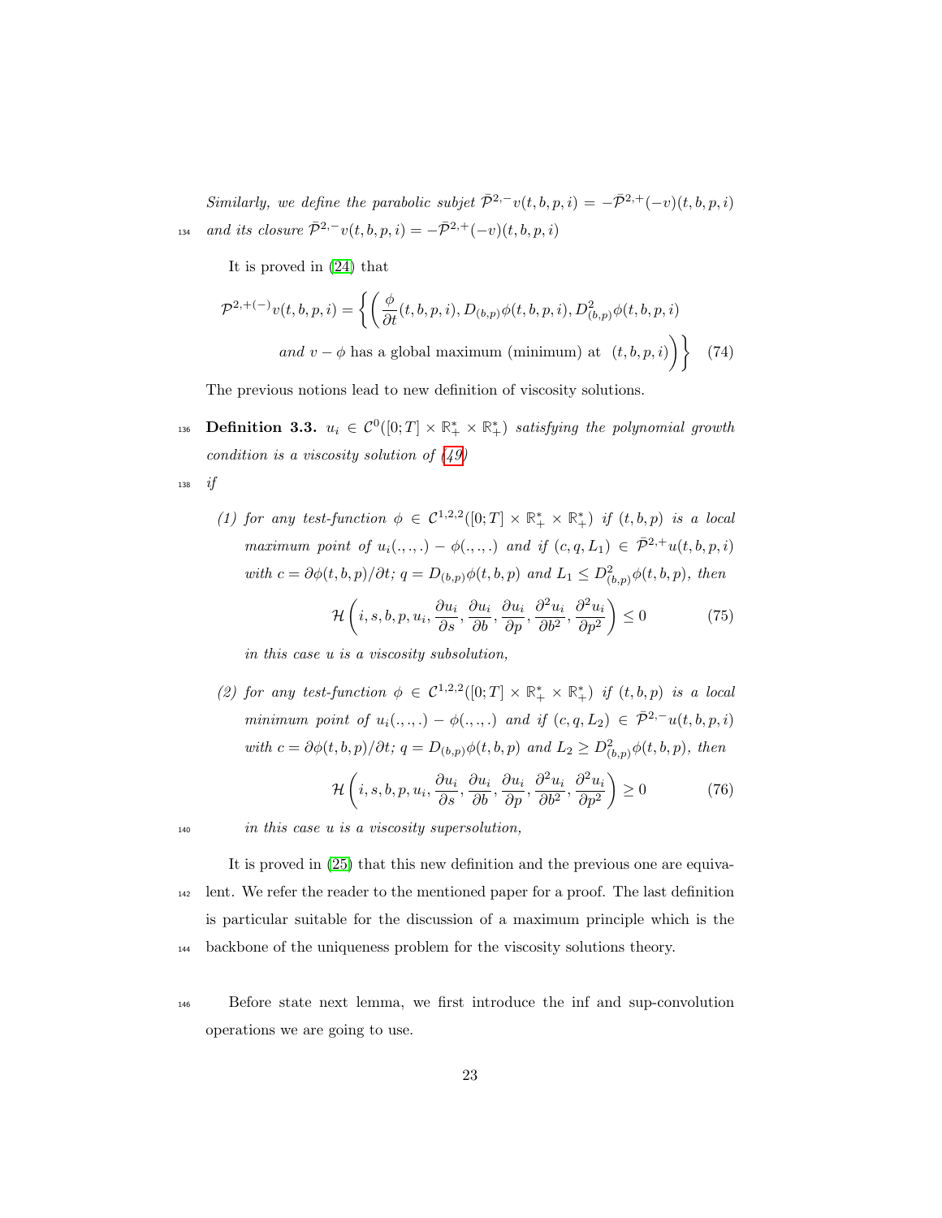*Similarly, we define the parabolic subjet $\bar{\mathcal{P}}^{2,-}v(t,b,p,i) = -\bar{\mathcal{P}}^{2,+}(-v)(t,b,p,i)$ and its closure $\bar{\mathcal{P}}^{2,-}v(t,b,p,i) = -\bar{\mathcal{P}}^{2,+}(-v)(t,b,p,i)$*

It is proved in (24) that

$$\mathcal{P}^{2,+(-)}v(t,b,p,i) = \left\{ \left( \frac{\phi}{\partial t}(t,b,p,i), D_{(b,p)}\phi(t,b,p,i), D^2_{(b,p)}\phi(t,b,p,i) \right. \right. \\ \left. \left. \textit{and } v-\phi \text{ has a global maximum (minimum) at } \; (t,b,p,i) \right) \right\} \quad (74)$$

The previous notions lead to new definition of viscosity solutions.

**Definition 3.3.** *$u_i \in \mathcal{C}^0([0;T] \times \mathbb{R}_+^* \times \mathbb{R}_+^*)$ satisfying the polynomial growth condition is a viscosity solution of (49) if*

*(1) for any test-function $\phi \in \mathcal{C}^{1,2,2}([0;T] \times \mathbb{R}_+^* \times \mathbb{R}_+^*)$ if $(t,b,p)$ is a local maximum point of $u_i(.,.,.) - \phi(.,.,.)$ and if $(c,q,L_1) \in \bar{\mathcal{P}}^{2,+}u(t,b,p,i)$ with $c = \partial\phi(t,b,p)/\partial t$; $q = D_{(b,p)}\phi(t,b,p)$ and $L_1 \leq D^2_{(b,p)}\phi(t,b,p)$, then*

$$\mathcal{H}\left(i,s,b,p,u_i,\frac{\partial u_i}{\partial s},\frac{\partial u_i}{\partial b},\frac{\partial u_i}{\partial p},\frac{\partial^2 u_i}{\partial b^2},\frac{\partial^2 u_i}{\partial p^2}\right) \leq 0 \quad (75)$$

*in this case $u$ is a viscosity subsolution,*

*(2) for any test-function $\phi \in \mathcal{C}^{1,2,2}([0;T] \times \mathbb{R}_+^* \times \mathbb{R}_+^*)$ if $(t,b,p)$ is a local minimum point of $u_i(.,.,.) - \phi(.,.,.)$ and if $(c,q,L_2) \in \bar{\mathcal{P}}^{2,-}u(t,b,p,i)$ with $c = \partial\phi(t,b,p)/\partial t$; $q = D_{(b,p)}\phi(t,b,p)$ and $L_2 \geq D^2_{(b,p)}\phi(t,b,p)$, then*

$$\mathcal{H}\left(i,s,b,p,u_i,\frac{\partial u_i}{\partial s},\frac{\partial u_i}{\partial b},\frac{\partial u_i}{\partial p},\frac{\partial^2 u_i}{\partial b^2},\frac{\partial^2 u_i}{\partial p^2}\right) \geq 0 \quad (76)$$

*in this case $u$ is a viscosity supersolution,*

It is proved in (25) that this new definition and the previous one are equivalent. We refer the reader to the mentioned paper for a proof. The last definition is particular suitable for the discussion of a maximum principle which is the backbone of the uniqueness problem for the viscosity solutions theory.

Before state next lemma, we first introduce the inf and sup-convolution operations we are going to use.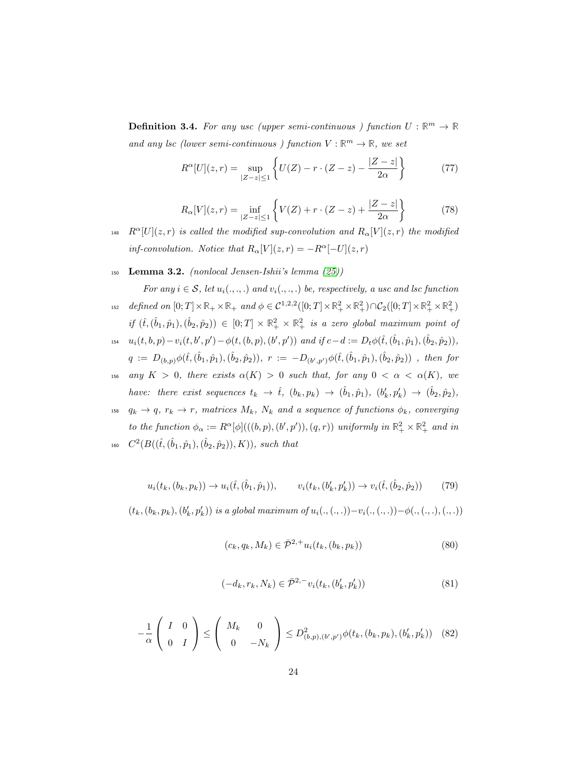**Definition 3.4.** *For any usc (upper semi-continuous ) function $U : \mathbb{R}^m \to \mathbb{R}$ and any lsc (lower semi-continuous ) function $V : \mathbb{R}^m \to \mathbb{R}$, we set*

$$R^\alpha[U](z,r) = \sup_{|Z-z|\leq 1} \left\{ U(Z) - r \cdot (Z-z) - \frac{|Z-z|}{2\alpha} \right\} \tag{77}$$

$$R_\alpha[V](z,r) = \inf_{|Z-z|\leq 1} \left\{ V(Z) + r \cdot (Z-z) + \frac{|Z-z|}{2\alpha} \right\} \tag{78}$$

*$R^\alpha[U](z,r)$ is called the modified sup-convolution and $R_\alpha[V](z,r)$ the modified inf-convolution. Notice that $R_\alpha[V](z,r) = -R^\alpha[-U](z,r)$*

**Lemma 3.2.** *(nonlocal Jensen-Ishii's lemma (25))*

*For any $i \in \mathcal{S}$, let $u_i(.,.,.)$ and $v_i(.,.,.)$ be, respectively, a usc and lsc function defined on $[0;T] \times \mathbb{R}_+ \times \mathbb{R}_+$ and $\phi \in \mathcal{C}^{1,2,2}([0;T] \times \mathbb{R}_+^2 \times \mathbb{R}_+^2) \cap \mathcal{C}_2([0;T] \times \mathbb{R}_+^2 \times \mathbb{R}_+^2)$ if $(\hat{t}, (\hat{b}_1, \hat{p}_1), (\hat{b}_2, \hat{p}_2)) \in [0;T] \times \mathbb{R}_+^2 \times \mathbb{R}_+^2$ is a zero global maximum point of $u_i(t,b,p) - v_i(t,b',p') - \phi(t,(b,p),(b',p'))$ and if $c - d := D_t\phi(\hat{t}, (\hat{b}_1, \hat{p}_1), (\hat{b}_2, \hat{p}_2))$, $q := D_{(b,p)}\phi(\hat{t}, (\hat{b}_1, \hat{p}_1), (\hat{b}_2, \hat{p}_2))$, $r := -D_{(b',p')}\phi(\hat{t}, (\hat{b}_1, \hat{p}_1), (\hat{b}_2, \hat{p}_2))$ , then for any $K > 0$, there exists $\alpha(K) > 0$ such that, for any $0 < \alpha < \alpha(K)$, we have: there exist sequences $t_k \to \hat{t}$, $(b_k, p_k) \to (\hat{b}_1, \hat{p}_1)$, $(b'_k, p'_k) \to (\hat{b}_2, \hat{p}_2)$, $q_k \to q$, $r_k \to r$, matrices $M_k$, $N_k$ and a sequence of functions $\phi_k$, converging to the function $\phi_\alpha := R^\alpha[\phi](((b,p),(b',p')),(q,r))$ uniformly in $\mathbb{R}_+^2 \times \mathbb{R}_+^2$ and in $C^2(B((\hat{t}, (\hat{b}_1, \hat{p}_1), (\hat{b}_2, \hat{p}_2)), K))$, such that*

$$u_i(t_k, (b_k, p_k)) \to u_i(\hat{t}, (\hat{b}_1, \hat{p}_1)), \qquad v_i(t_k, (b'_k, p'_k)) \to v_i(\hat{t}, (\hat{b}_2, \hat{p}_2)) \tag{79}$$

*$(t_k, (b_k, p_k), (b'_k, p'_k))$ is a global maximum of $u_i(.,(.,.)) - v_i(.,(.,.)) - \phi(.,(.,.),(.,.))$*

$$(c_k, q_k, M_k) \in \bar{\mathcal{P}}^{2,+} u_i(t_k, (b_k, p_k)) \tag{80}$$

$$(-d_k, r_k, N_k) \in \bar{\mathcal{P}}^{2,-} v_i(t_k, (b'_k, p'_k)) \tag{81}$$

$$-\frac{1}{\alpha} \begin{pmatrix} I & 0 \\ 0 & I \end{pmatrix} \leq \begin{pmatrix} M_k & 0 \\ 0 & -N_k \end{pmatrix} \leq D^2_{(b,p),(b',p')}\phi(t_k, (b_k, p_k), (b'_k, p'_k)) \tag{82}$$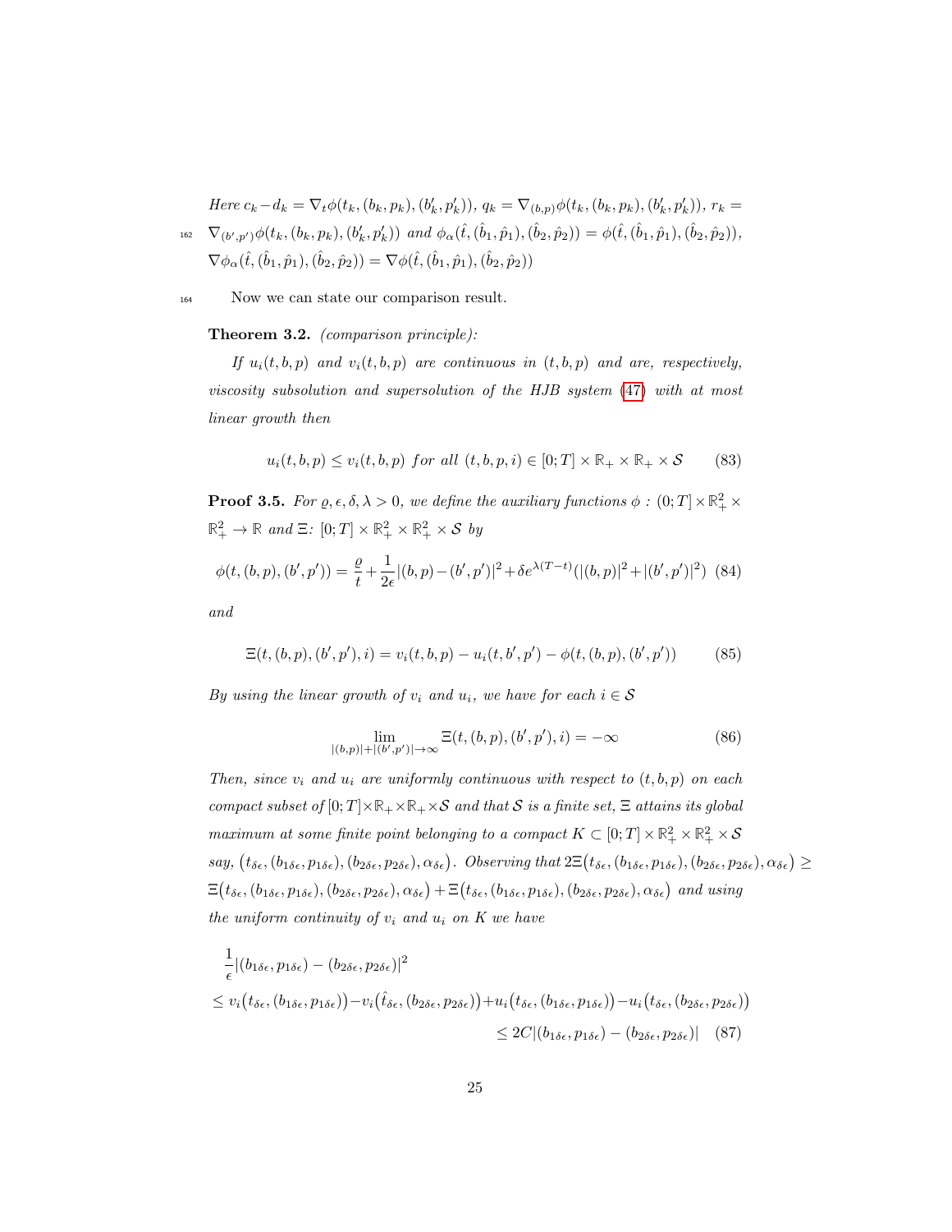*Here* $c_k - d_k = \nabla_t \phi(t_k, (b_k, p_k), (b'_k, p'_k))$, $q_k = \nabla_{(b,p)} \phi(t_k, (b_k, p_k), (b'_k, p'_k))$, $r_k = \nabla_{(b',p')} \phi(t_k, (b_k, p_k), (b'_k, p'_k))$ *and* $\phi_\alpha(\hat{t}, (\hat{b}_1, \hat{p}_1), (\hat{b}_2, \hat{p}_2)) = \phi(\hat{t}, (\hat{b}_1, \hat{p}_1), (\hat{b}_2, \hat{p}_2))$, $\nabla \phi_\alpha(\hat{t}, (\hat{b}_1, \hat{p}_1), (\hat{b}_2, \hat{p}_2)) = \nabla \phi(\hat{t}, (\hat{b}_1, \hat{p}_1), (\hat{b}_2, \hat{p}_2))$

Now we can state our comparison result.

**Theorem 3.2.** *(comparison principle):*

*If $u_i(t, b, p)$ and $v_i(t, b, p)$ are continuous in $(t, b, p)$ and are, respectively, viscosity subsolution and supersolution of the HJB system (47) with at most linear growth then*

$$u_i(t, b, p) \leq v_i(t, b, p) \text{ for all } (t, b, p, i) \in [0; T] \times \mathbb{R}_+ \times \mathbb{R}_+ \times \mathcal{S} \tag{83}$$

**Proof 3.5.** *For $\varrho, \epsilon, \delta, \lambda > 0$, we define the auxiliary functions $\phi : (0; T] \times \mathbb{R}_+^2 \times \mathbb{R}_+^2 \to \mathbb{R}$ and $\Xi$: $[0; T] \times \mathbb{R}_+^2 \times \mathbb{R}_+^2 \times \mathcal{S}$ by*

$$\phi(t, (b, p), (b', p')) = \frac{\varrho}{t} + \frac{1}{2\epsilon} |(b, p) - (b', p')|^2 + \delta e^{\lambda(T-t)} (|(b, p)|^2 + |(b', p')|^2) \tag{84}$$

*and*

$$\Xi(t, (b, p), (b', p'), i) = v_i(t, b, p) - u_i(t, b', p') - \phi(t, (b, p), (b', p')) \tag{85}$$

*By using the linear growth of $v_i$ and $u_i$, we have for each $i \in \mathcal{S}$*

$$\lim_{|(b,p)| + |(b',p')| \to \infty} \Xi(t, (b, p), (b', p'), i) = -\infty \tag{86}$$

*Then, since $v_i$ and $u_i$ are uniformly continuous with respect to $(t, b, p)$ on each compact subset of $[0; T] \times \mathbb{R}_+ \times \mathbb{R}_+ \times \mathcal{S}$ and that $\mathcal{S}$ is a finite set, $\Xi$ attains its global maximum at some finite point belonging to a compact $K \subset [0; T] \times \mathbb{R}_+^2 \times \mathbb{R}_+^2 \times \mathcal{S}$ say, $\big(t_{\delta\epsilon}, (b_{1\delta\epsilon}, p_{1\delta\epsilon}), (b_{2\delta\epsilon}, p_{2\delta\epsilon}), \alpha_{\delta\epsilon}\big)$. Observing that $2\Xi\big(t_{\delta\epsilon}, (b_{1\delta\epsilon}, p_{1\delta\epsilon}), (b_{2\delta\epsilon}, p_{2\delta\epsilon}), \alpha_{\delta\epsilon}\big) \geq \Xi\big(t_{\delta\epsilon}, (b_{1\delta\epsilon}, p_{1\delta\epsilon}), (b_{2\delta\epsilon}, p_{2\delta\epsilon}), \alpha_{\delta\epsilon}\big) + \Xi\big(t_{\delta\epsilon}, (b_{1\delta\epsilon}, p_{1\delta\epsilon}), (b_{2\delta\epsilon}, p_{2\delta\epsilon}), \alpha_{\delta\epsilon}\big)$ and using the uniform continuity of $v_i$ and $u_i$ on $K$ we have*

$$\begin{aligned}
&\frac{1}{\epsilon} |(b_{1\delta\epsilon}, p_{1\delta\epsilon}) - (b_{2\delta\epsilon}, p_{2\delta\epsilon})|^2 \\
&\leq v_i\big(t_{\delta\epsilon}, (b_{1\delta\epsilon}, p_{1\delta\epsilon})\big) - v_i\big(\hat{t}_{\delta\epsilon}, (b_{2\delta\epsilon}, p_{2\delta\epsilon})\big) + u_i\big(t_{\delta\epsilon}, (b_{1\delta\epsilon}, p_{1\delta\epsilon})\big) - u_i\big(t_{\delta\epsilon}, (b_{2\delta\epsilon}, p_{2\delta\epsilon})\big) \\
&\leq 2C |(b_{1\delta\epsilon}, p_{1\delta\epsilon}) - (b_{2\delta\epsilon}, p_{2\delta\epsilon})|
\end{aligned} \tag{87}$$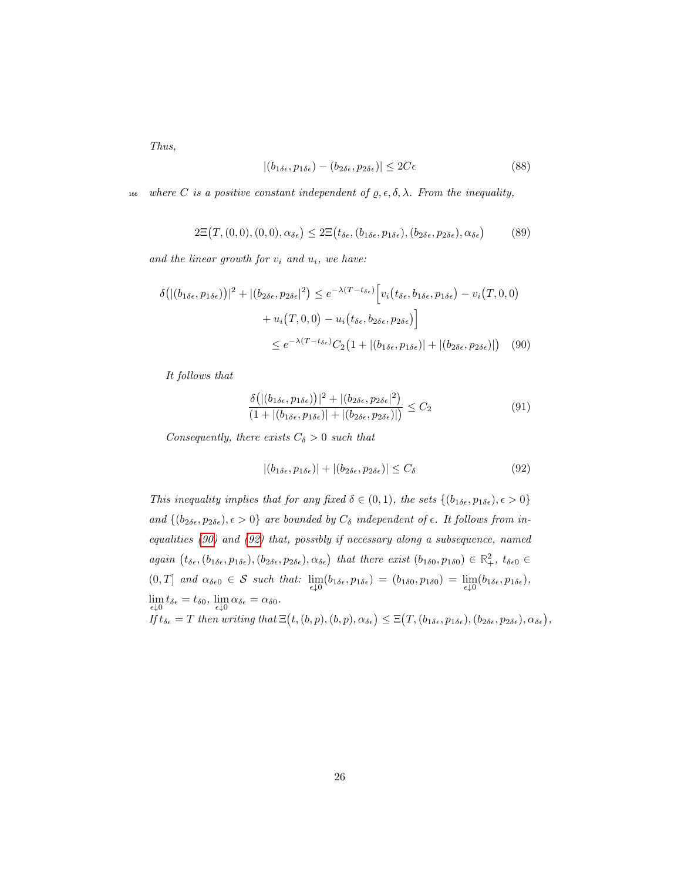*Thus,*

$$|(b_{1\delta\epsilon}, p_{1\delta\epsilon}) - (b_{2\delta\epsilon}, p_{2\delta\epsilon})| \leq 2C\epsilon \tag{88}$$

*where $C$ is a positive constant independent of $\varrho, \epsilon, \delta, \lambda$. From the inequality,*

$$2\Xi\big(T, (0,0), (0,0), \alpha_{\delta\epsilon}\big) \leq 2\Xi\big(t_{\delta\epsilon}, (b_{1\delta\epsilon}, p_{1\delta\epsilon}), (b_{2\delta\epsilon}, p_{2\delta\epsilon}), \alpha_{\delta\epsilon}\big) \tag{89}$$

*and the linear growth for $v_i$ and $u_i$, we have:*

$$\begin{aligned}
\delta\big(|(b_{1\delta\epsilon}, p_{1\delta\epsilon})\big)|^2 + |(b_{2\delta\epsilon}, p_{2\delta\epsilon}|^2\big) &\leq e^{-\lambda(T-t_{\delta\epsilon})}\Big[v_i\big(t_{\delta\epsilon}, b_{1\delta\epsilon}, p_{1\delta\epsilon}\big) - v_i\big(T, 0, 0\big) \\
&\quad + u_i\big(T, 0, 0\big) - u_i\big(t_{\delta\epsilon}, b_{2\delta\epsilon}, p_{2\delta\epsilon}\big)\Big] \\
&\leq e^{-\lambda(T-t_{\delta\epsilon})} C_2\big(1 + |(b_{1\delta\epsilon}, p_{1\delta\epsilon})| + |(b_{2\delta\epsilon}, p_{2\delta\epsilon})|\big)
\end{aligned} \tag{90}$$

*It follows that*

$$\frac{\delta\big(|(b_{1\delta\epsilon}, p_{1\delta\epsilon})\big)|^2 + |(b_{2\delta\epsilon}, p_{2\delta\epsilon}|^2\big)}{\big(1 + |(b_{1\delta\epsilon}, p_{1\delta\epsilon})| + |(b_{2\delta\epsilon}, p_{2\delta\epsilon})|\big)} \leq C_2 \tag{91}$$

*Consequently, there exists $C_\delta > 0$ such that*

$$|(b_{1\delta\epsilon}, p_{1\delta\epsilon})| + |(b_{2\delta\epsilon}, p_{2\delta\epsilon})| \leq C_\delta \tag{92}$$

*This inequality implies that for any fixed $\delta \in (0,1)$, the sets $\{(b_{1\delta\epsilon}, p_{1\delta\epsilon}), \epsilon > 0\}$ and $\{(b_{2\delta\epsilon}, p_{2\delta\epsilon}), \epsilon > 0\}$ are bounded by $C_\delta$ independent of $\epsilon$. It follows from inequalities (90) and (92) that, possibly if necessary along a subsequence, named again $\big(t_{\delta\epsilon}, (b_{1\delta\epsilon}, p_{1\delta\epsilon}), (b_{2\delta\epsilon}, p_{2\delta\epsilon}), \alpha_{\delta\epsilon}\big)$ that there exist $(b_{1\delta 0}, p_{1\delta 0}) \in \mathbb{R}^2_+$, $t_{\delta\epsilon 0} \in (0, T]$ and $\alpha_{\delta\epsilon 0} \in \mathcal{S}$ such that: $\lim_{\epsilon \downarrow 0}(b_{1\delta\epsilon}, p_{1\delta\epsilon}) = (b_{1\delta 0}, p_{1\delta 0}) = \lim_{\epsilon \downarrow 0}(b_{1\delta\epsilon}, p_{1\delta\epsilon})$, $\lim_{\epsilon \downarrow 0} t_{\delta\epsilon} = t_{\delta 0}$, $\lim_{\epsilon \downarrow 0} \alpha_{\delta\epsilon} = \alpha_{\delta 0}$.*
*If $t_{\delta\epsilon} = T$ then writing that $\Xi\big(t, (b,p), (b,p), \alpha_{\delta\epsilon}\big) \leq \Xi\big(T, (b_{1\delta\epsilon}, p_{1\delta\epsilon}), (b_{2\delta\epsilon}, p_{2\delta\epsilon}), \alpha_{\delta\epsilon}\big)$,*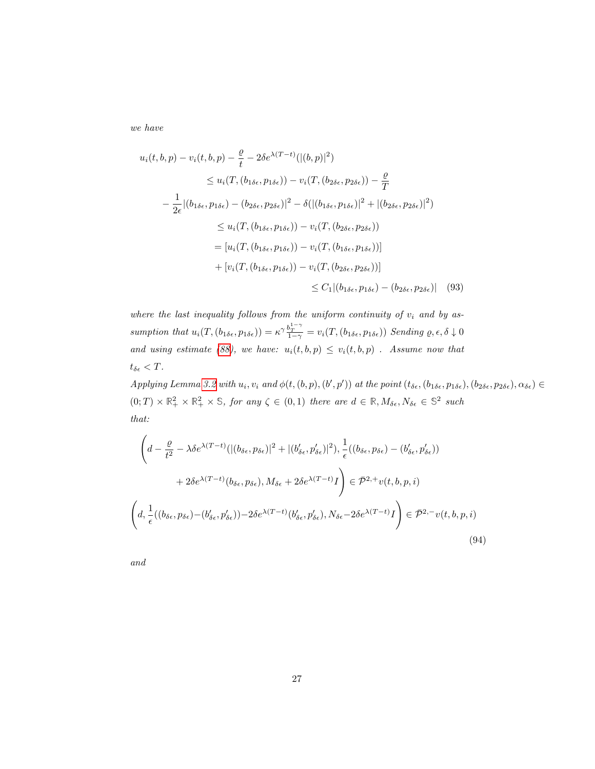*we have*

$$
\begin{aligned}
u_i(t,b,p) - v_i(t,b,p) - \frac{\varrho}{t} - 2\delta e^{\lambda(T-t)}(|(b,p)|^2)& \\
\leq u_i(T,(b_{1\delta\epsilon},p_{1\delta\epsilon})) - v_i(T,(b_{2\delta\epsilon},p_{2\delta\epsilon})) - \frac{\varrho}{T}& \\
- \frac{1}{2\epsilon}|(b_{1\delta\epsilon},p_{1\delta\epsilon}) - (b_{2\delta\epsilon},p_{2\delta\epsilon})|^2 - \delta(|(b_{1\delta\epsilon},p_{1\delta\epsilon})|^2 + |(b_{2\delta\epsilon},p_{2\delta\epsilon})|^2)& \\
\leq u_i(T,(b_{1\delta\epsilon},p_{1\delta\epsilon})) - v_i(T,(b_{2\delta\epsilon},p_{2\delta\epsilon}))& \\
= [u_i(T,(b_{1\delta\epsilon},p_{1\delta\epsilon})) - v_i(T,(b_{1\delta\epsilon},p_{1\delta\epsilon}))]& \\
+ [v_i(T,(b_{1\delta\epsilon},p_{1\delta\epsilon})) - v_i(T,(b_{2\delta\epsilon},p_{2\delta\epsilon}))]& \\
\leq C_1|(b_{1\delta\epsilon},p_{1\delta\epsilon}) - (b_{2\delta\epsilon},p_{2\delta\epsilon})| \quad (93)&
\end{aligned}
$$

*where the last inequality follows from the uniform continuity of $v_i$ and by assumption that $u_i(T,(b_{1\delta\epsilon},p_{1\delta\epsilon})) = \kappa^\gamma \frac{b_T^{1-\gamma}}{1-\gamma} = v_i(T,(b_{1\delta\epsilon},p_{1\delta\epsilon}))$ Sending $\varrho,\epsilon,\delta \downarrow 0$ and using estimate (88), we have: $u_i(t,b,p) \leq v_i(t,b,p)$ . Assume now that $t_{\delta\epsilon} < T$.*

*Applying Lemma 3.2 with $u_i, v_i$ and $\phi(t,(b,p),(b',p'))$ at the point $(t_{\delta\epsilon},(b_{1\delta\epsilon},p_{1\delta\epsilon}),(b_{2\delta\epsilon},p_{2\delta\epsilon}),\alpha_{\delta\epsilon}) \in (0;T) \times \mathbb{R}^2_+ \times \mathbb{R}^2_+ \times \mathbb{S}$, for any $\zeta \in (0,1)$ there are $d \in \mathbb{R}, M_{\delta\epsilon}, N_{\delta\epsilon} \in \mathbb{S}^2$ such that:*

$$
\begin{aligned}
&\Bigg(d - \frac{\varrho}{t^2} - \lambda\delta e^{\lambda(T-t)}(|(b_{\delta\epsilon},p_{\delta\epsilon})|^2 + |(b'_{\delta\epsilon},p'_{\delta\epsilon})|^2), \frac{1}{\epsilon}((b_{\delta\epsilon},p_{\delta\epsilon}) - (b'_{\delta\epsilon},p'_{\delta\epsilon})) \\
&\qquad + 2\delta e^{\lambda(T-t)}(b_{\delta\epsilon},p_{\delta\epsilon}), M_{\delta\epsilon} + 2\delta e^{\lambda(T-t)}I\Bigg) \in \bar{\mathcal{P}}^{2,+}v(t,b,p,i) \\
&\left(d, \frac{1}{\epsilon}((b_{\delta\epsilon},p_{\delta\epsilon}) - (b'_{\delta\epsilon},p'_{\delta\epsilon})) - 2\delta e^{\lambda(T-t)}(b'_{\delta\epsilon},p'_{\delta\epsilon}), N_{\delta\epsilon} - 2\delta e^{\lambda(T-t)}I\right) \in \bar{\mathcal{P}}^{2,-}v(t,b,p,i)
\end{aligned}
\tag{94}
$$

*and*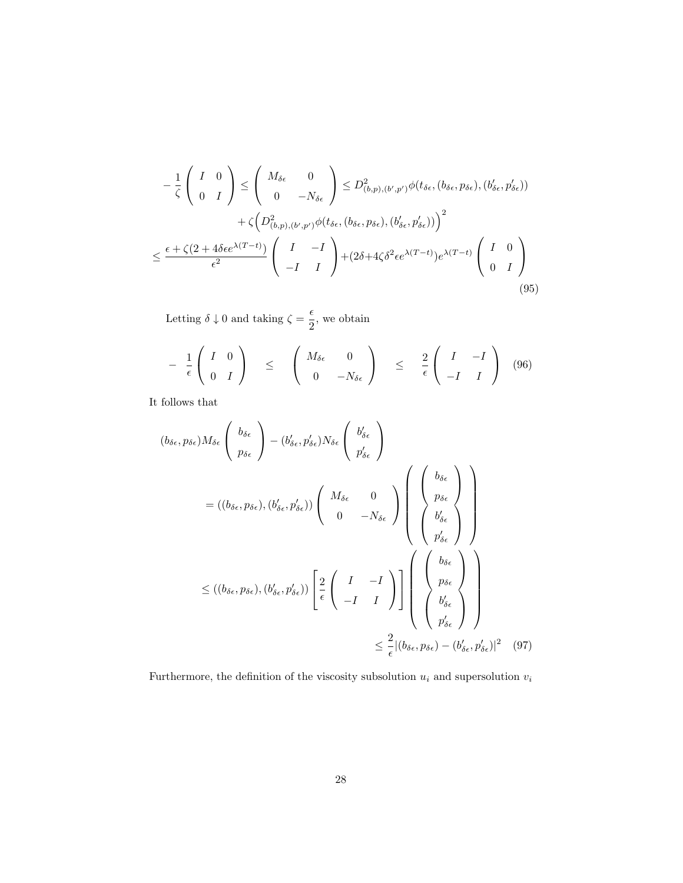$$
\begin{aligned}
-\frac{1}{\zeta}\begin{pmatrix} I & 0 \\ 0 & I \end{pmatrix} &\leq \begin{pmatrix} M_{\delta\epsilon} & 0 \\ 0 & -N_{\delta\epsilon} \end{pmatrix} \leq D^2_{(b,p),(b',p')}\phi(t_{\delta\epsilon},(b_{\delta\epsilon},p_{\delta\epsilon}),(b'_{\delta\epsilon},p'_{\delta\epsilon})) \\
&\quad + \zeta\Big(D^2_{(b,p),(b',p')}\phi(t_{\delta\epsilon},(b_{\delta\epsilon},p_{\delta\epsilon}),(b'_{\delta\epsilon},p'_{\delta\epsilon}))\Big)^2 \\
&\leq \frac{\epsilon+\zeta(2+4\delta\epsilon e^{\lambda(T-t)})}{\epsilon^2}\begin{pmatrix} I & -I \\ -I & I \end{pmatrix} + (2\delta+4\zeta\delta^2\epsilon e^{\lambda(T-t)})e^{\lambda(T-t)}\begin{pmatrix} I & 0 \\ 0 & I \end{pmatrix}
\end{aligned}
\tag{95}
$$

Letting $\delta \downarrow 0$ and taking $\zeta = \dfrac{\epsilon}{2}$, we obtain

$$
-\frac{1}{\epsilon}\begin{pmatrix} I & 0 \\ 0 & I \end{pmatrix} \quad \leq \quad \begin{pmatrix} M_{\delta\epsilon} & 0 \\ 0 & -N_{\delta\epsilon} \end{pmatrix} \quad \leq \quad \frac{2}{\epsilon}\begin{pmatrix} I & -I \\ -I & I \end{pmatrix} \tag{96}
$$

It follows that

$$
\begin{aligned}
&(b_{\delta\epsilon},p_{\delta\epsilon})M_{\delta\epsilon}\begin{pmatrix} b_{\delta\epsilon} \\ p_{\delta\epsilon} \end{pmatrix} - (b'_{\delta\epsilon},p'_{\delta\epsilon})N_{\delta\epsilon}\begin{pmatrix} b'_{\delta\epsilon} \\ p'_{\delta\epsilon} \end{pmatrix} \\
&\quad = ((b_{\delta\epsilon},p_{\delta\epsilon}),(b'_{\delta\epsilon},p'_{\delta\epsilon}))\begin{pmatrix} M_{\delta\epsilon} & 0 \\ 0 & -N_{\delta\epsilon} \end{pmatrix}\begin{pmatrix} \begin{pmatrix} b_{\delta\epsilon} \\ p_{\delta\epsilon} \end{pmatrix} \\ \begin{pmatrix} b'_{\delta\epsilon} \\ p'_{\delta\epsilon} \end{pmatrix} \end{pmatrix} \\
&\quad \leq ((b_{\delta\epsilon},p_{\delta\epsilon}),(b'_{\delta\epsilon},p'_{\delta\epsilon}))\left[\frac{2}{\epsilon}\begin{pmatrix} I & -I \\ -I & I \end{pmatrix}\right]\begin{pmatrix} \begin{pmatrix} b_{\delta\epsilon} \\ p_{\delta\epsilon} \end{pmatrix} \\ \begin{pmatrix} b'_{\delta\epsilon} \\ p'_{\delta\epsilon} \end{pmatrix} \end{pmatrix} \\
&\quad \leq \frac{2}{\epsilon}|(b_{\delta\epsilon},p_{\delta\epsilon})-(b'_{\delta\epsilon},p'_{\delta\epsilon})|^2
\end{aligned}
\tag{97}
$$

Furthermore, the definition of the viscosity subsolution $u_i$ and supersolution $v_i$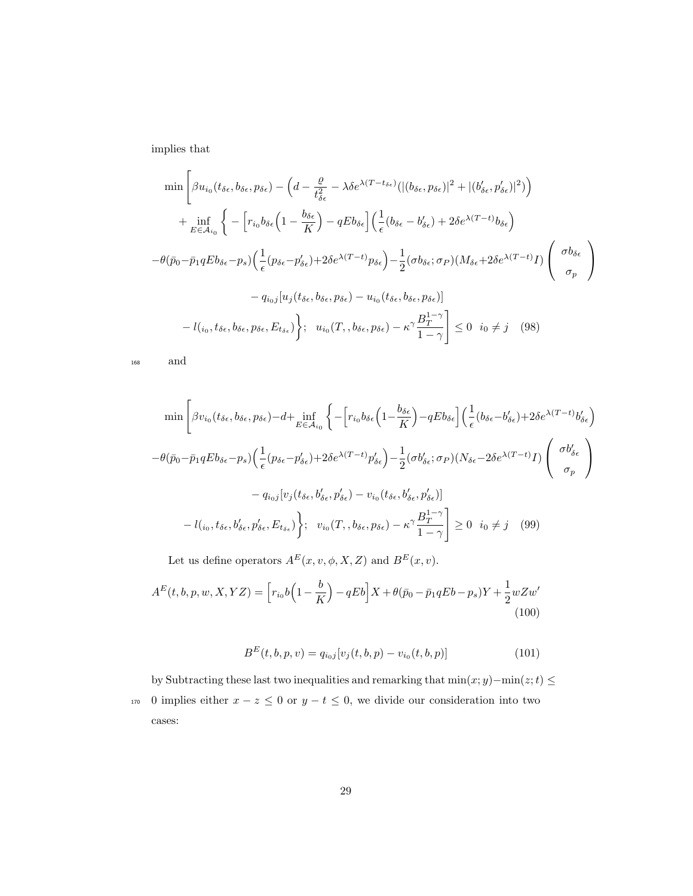implies that

$$
\begin{aligned}
&\min\Bigg[\beta u_{i_0}(t_{\delta\epsilon}, b_{\delta\epsilon}, p_{\delta\epsilon}) - \Big(d - \frac{\varrho}{t_{\delta\epsilon}^2} - \lambda\delta e^{\lambda(T-t_{\delta\epsilon})}(|(b_{\delta\epsilon}, p_{\delta\epsilon})|^2 + |(b'_{\delta\epsilon}, p'_{\delta\epsilon})|^2)\Big) \\
&+ \inf_{E\in\mathcal{A}_{i_0}}\Bigg\{ - \Big[r_{i_0} b_{\delta\epsilon}\Big(1 - \frac{b_{\delta\epsilon}}{K}\Big) - qEb_{\delta\epsilon}\Big]\Big(\frac{1}{\epsilon}(b_{\delta\epsilon} - b'_{\delta\epsilon}) + 2\delta e^{\lambda(T-t)} b_{\delta\epsilon}\Big) \\
&-\theta(\bar{p}_0 - \bar{p}_1 qEb_{\delta\epsilon} - p_s)\Big(\frac{1}{\epsilon}(p_{\delta\epsilon} - p'_{\delta\epsilon}) + 2\delta e^{\lambda(T-t)} p_{\delta\epsilon}\Big) - \frac{1}{2}(\sigma b_{\delta\epsilon}; \sigma_P)(M_{\delta\epsilon} + 2\delta e^{\lambda(T-t)} I)\begin{pmatrix} \sigma b_{\delta\epsilon} \\ \sigma_p \end{pmatrix} \\
&- q_{i_0 j}[u_j(t_{\delta\epsilon}, b_{\delta\epsilon}, p_{\delta\epsilon}) - u_{i_0}(t_{\delta\epsilon}, b_{\delta\epsilon}, p_{\delta\epsilon})] \\
&- l(_{i_0}, t_{\delta\epsilon}, b_{\delta\epsilon}, p_{\delta\epsilon}, E_{t_{\delta\epsilon}})\Bigg\};\quad u_{i_0}(T,, b_{\delta\epsilon}, p_{\delta\epsilon}) - \kappa^\gamma \frac{B_T^{1-\gamma}}{1-\gamma}\Bigg] \le 0 \quad i_0 \neq j \quad (98)
\end{aligned}
$$

and

$$
\begin{aligned}
&\min\Bigg[\beta v_{i_0}(t_{\delta\epsilon}, b_{\delta\epsilon}, p_{\delta\epsilon}) - d + \inf_{E\in\mathcal{A}_{i_0}}\Bigg\{ - \Big[r_{i_0} b_{\delta\epsilon}\Big(1 - \frac{b_{\delta\epsilon}}{K}\Big) - qEb_{\delta\epsilon}\Big]\Big(\frac{1}{\epsilon}(b_{\delta\epsilon} - b'_{\delta\epsilon}) + 2\delta e^{\lambda(T-t)} b'_{\delta\epsilon}\Big) \\
&-\theta(\bar{p}_0 - \bar{p}_1 qEb_{\delta\epsilon} - p_s)\Big(\frac{1}{\epsilon}(p_{\delta\epsilon} - p'_{\delta\epsilon}) + 2\delta e^{\lambda(T-t)} p'_{\delta\epsilon}\Big) - \frac{1}{2}(\sigma b'_{\delta\epsilon}; \sigma_P)(N_{\delta\epsilon} - 2\delta e^{\lambda(T-t)} I)\begin{pmatrix} \sigma b'_{\delta\epsilon} \\ \sigma_p \end{pmatrix} \\
&- q_{i_0 j}[v_j(t_{\delta\epsilon}, b'_{\delta\epsilon}, p'_{\delta\epsilon}) - v_{i_0}(t_{\delta\epsilon}, b'_{\delta\epsilon}, p'_{\delta\epsilon})] \\
&- l(_{i_0}, t_{\delta\epsilon}, b'_{\delta\epsilon}, p'_{\delta\epsilon}, E_{t_{\delta\epsilon}})\Bigg\};\quad v_{i_0}(T,, b_{\delta\epsilon}, p_{\delta\epsilon}) - \kappa^\gamma \frac{B_T^{1-\gamma}}{1-\gamma}\Bigg] \ge 0 \quad i_0 \neq j \quad (99)
\end{aligned}
$$

Let us define operators $A^E(x, v, \phi, X, Z)$ and $B^E(x, v)$.

$$
A^E(t, b, p, w, X, YZ) = \Big[r_{i_0} b\Big(1 - \frac{b}{K}\Big) - qEb\Big]X + \theta(\bar{p}_0 - \bar{p}_1 qEb - p_s)Y + \frac{1}{2}wZw' \quad (100)
$$

$$
B^E(t, b, p, v) = q_{i_0 j}[v_j(t, b, p) - v_{i_0}(t, b, p)] \quad (101)
$$

by Subtracting these last two inequalities and remarking that $\min(x; y) - \min(z; t) \le 0$ implies either $x - z \le 0$ or $y - t \le 0$, we divide our consideration into two cases: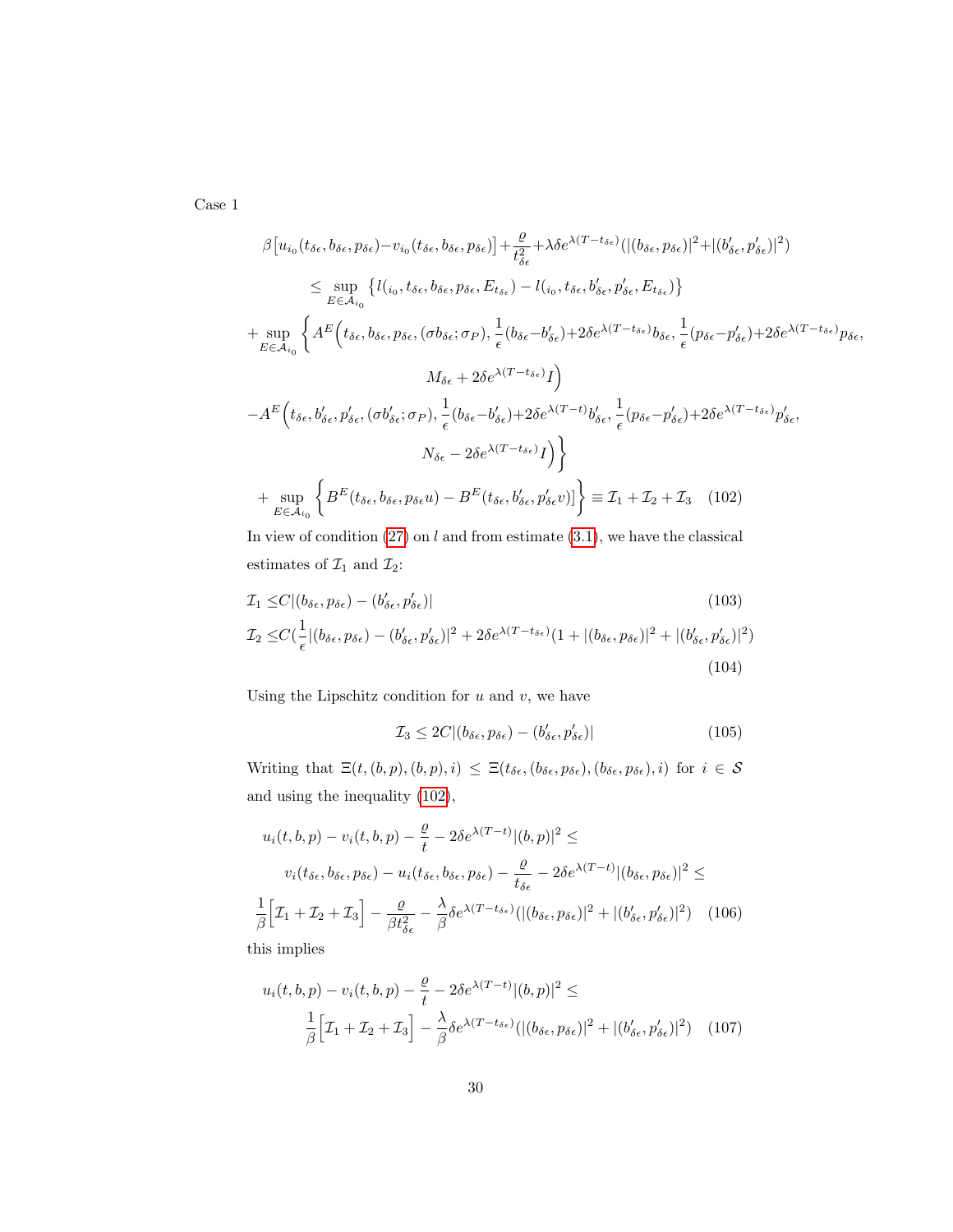Case 1

$$
\begin{aligned}
&\beta\big[u_{i_0}(t_{\delta\epsilon}, b_{\delta\epsilon}, p_{\delta\epsilon}) - v_{i_0}(t_{\delta\epsilon}, b_{\delta\epsilon}, p_{\delta\epsilon})\big] + \frac{\varrho}{t_{\delta\epsilon}^2} + \lambda\delta e^{\lambda(T-t_{\delta\epsilon})}(|(b_{\delta\epsilon}, p_{\delta\epsilon})|^2 + |(b'_{\delta\epsilon}, p'_{\delta\epsilon})|^2) \\
&\quad\le \sup_{E\in\mathcal{A}_{i_0}} \big\{ l(i_0, t_{\delta\epsilon}, b_{\delta\epsilon}, p_{\delta\epsilon}, E_{t_{\delta\epsilon}}) - l(i_0, t_{\delta\epsilon}, b'_{\delta\epsilon}, p'_{\delta\epsilon}, E_{t_{\delta\epsilon}}) \big\} \\
&+ \sup_{E\in\mathcal{A}_{i_0}} \Big\{ A^E\Big(t_{\delta\epsilon}, b_{\delta\epsilon}, p_{\delta\epsilon}, (\sigma b_{\delta\epsilon}; \sigma_P), \frac{1}{\epsilon}(b_{\delta\epsilon} - b'_{\delta\epsilon}) + 2\delta e^{\lambda(T-t_{\delta\epsilon})} b_{\delta\epsilon}, \frac{1}{\epsilon}(p_{\delta\epsilon} - p'_{\delta\epsilon}) + 2\delta e^{\lambda(T-t_{\delta\epsilon})} p_{\delta\epsilon}, \\
&\qquad\qquad M_{\delta\epsilon} + 2\delta e^{\lambda(T-t_{\delta\epsilon})} I\Big) \\
&- A^E\Big(t_{\delta\epsilon}, b'_{\delta\epsilon}, p'_{\delta\epsilon}, (\sigma b'_{\delta\epsilon}; \sigma_P), \frac{1}{\epsilon}(b_{\delta\epsilon} - b'_{\delta\epsilon}) + 2\delta e^{\lambda(T-t)} b'_{\delta\epsilon}, \frac{1}{\epsilon}(p_{\delta\epsilon} - p'_{\delta\epsilon}) + 2\delta e^{\lambda(T-t_{\delta\epsilon})} p'_{\delta\epsilon}, \\
&\qquad\qquad N_{\delta\epsilon} - 2\delta e^{\lambda(T-t_{\delta\epsilon})} I\Big) \Big\} \\
&+ \sup_{E\in\mathcal{A}_{i_0}} \Big\{ B^E(t_{\delta\epsilon}, b_{\delta\epsilon}, p_{\delta\epsilon} u) - B^E(t_{\delta\epsilon}, b'_{\delta\epsilon}, p'_{\delta\epsilon} v)\big] \Big\} \equiv \mathcal{I}_1 + \mathcal{I}_2 + \mathcal{I}_3 \qquad (102)
\end{aligned}
$$

In view of condition (27) on $l$ and from estimate (3.1), we have the classical estimates of $\mathcal{I}_1$ and $\mathcal{I}_2$:

$$
\mathcal{I}_1 \le C|(b_{\delta\epsilon}, p_{\delta\epsilon}) - (b'_{\delta\epsilon}, p'_{\delta\epsilon})| \qquad (103)
$$

$$
\mathcal{I}_2 \le C\Big(\frac{1}{\epsilon}|(b_{\delta\epsilon}, p_{\delta\epsilon}) - (b'_{\delta\epsilon}, p'_{\delta\epsilon})|^2 + 2\delta e^{\lambda(T-t_{\delta\epsilon})}(1 + |(b_{\delta\epsilon}, p_{\delta\epsilon})|^2 + |(b'_{\delta\epsilon}, p'_{\delta\epsilon})|^2)\Big) \qquad (104)
$$

Using the Lipschitz condition for $u$ and $v$, we have

$$
\mathcal{I}_3 \le 2C|(b_{\delta\epsilon}, p_{\delta\epsilon}) - (b'_{\delta\epsilon}, p'_{\delta\epsilon})| \qquad (105)
$$

Writing that $\Xi(t, (b, p), (b, p), i) \le \Xi(t_{\delta\epsilon}, (b_{\delta\epsilon}, p_{\delta\epsilon}), (b_{\delta\epsilon}, p_{\delta\epsilon}), i)$ for $i \in \mathcal{S}$ and using the inequality (102),

$$
\begin{aligned}
&u_i(t, b, p) - v_i(t, b, p) - \frac{\varrho}{t} - 2\delta e^{\lambda(T-t)}|(b, p)|^2 \le \\
&\quad v_i(t_{\delta\epsilon}, b_{\delta\epsilon}, p_{\delta\epsilon}) - u_i(t_{\delta\epsilon}, b_{\delta\epsilon}, p_{\delta\epsilon}) - \frac{\varrho}{t_{\delta\epsilon}} - 2\delta e^{\lambda(T-t)}|(b_{\delta\epsilon}, p_{\delta\epsilon})|^2 \le \\
&\frac{1}{\beta}\Big[\mathcal{I}_1 + \mathcal{I}_2 + \mathcal{I}_3\Big] - \frac{\varrho}{\beta t_{\delta\epsilon}^2} - \frac{\lambda}{\beta}\delta e^{\lambda(T-t_{\delta\epsilon})}(|(b_{\delta\epsilon}, p_{\delta\epsilon})|^2 + |(b'_{\delta\epsilon}, p'_{\delta\epsilon})|^2) \qquad (106)
\end{aligned}
$$

this implies

$$
\begin{aligned}
&u_i(t, b, p) - v_i(t, b, p) - \frac{\varrho}{t} - 2\delta e^{\lambda(T-t)}|(b, p)|^2 \le \\
&\quad \frac{1}{\beta}\Big[\mathcal{I}_1 + \mathcal{I}_2 + \mathcal{I}_3\Big] - \frac{\lambda}{\beta}\delta e^{\lambda(T-t_{\delta\epsilon})}(|(b_{\delta\epsilon}, p_{\delta\epsilon})|^2 + |(b'_{\delta\epsilon}, p'_{\delta\epsilon})|^2) \qquad (107)
\end{aligned}
$$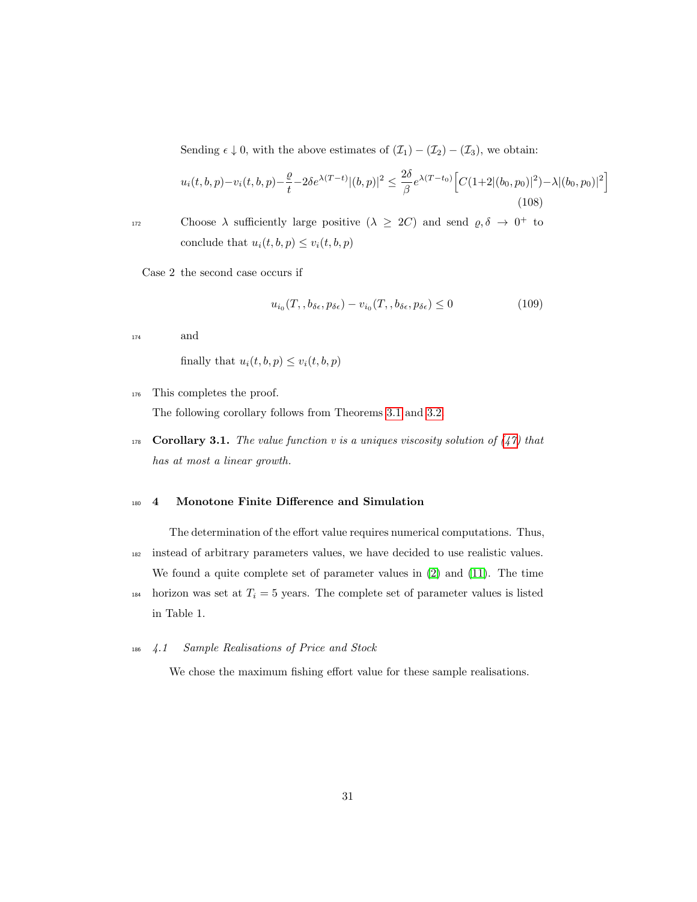Sending $\epsilon \downarrow 0$, with the above estimates of $(\mathcal{I}_1) - (\mathcal{I}_2) - (\mathcal{I}_3)$, we obtain:

$$u_i(t,b,p) - v_i(t,b,p) - \frac{\varrho}{t} - 2\delta e^{\lambda(T-t)}|(b,p)|^2 \leq \frac{2\delta}{\beta} e^{\lambda(T-t_0)} \Big[ C(1+2|(b_0,p_0)|^2) - \lambda|(b_0,p_0)|^2 \Big] \tag{108}$$

Choose $\lambda$ sufficiently large positive ($\lambda \geq 2C$) and send $\varrho, \delta \to 0^+$ to conclude that $u_i(t,b,p) \leq v_i(t,b,p)$

Case 2 the second case occurs if

$$u_{i_0}(T,, b_{\delta\epsilon}, p_{\delta\epsilon}) - v_{i_0}(T,, b_{\delta\epsilon}, p_{\delta\epsilon}) \leq 0 \tag{109}$$

and

finally that $u_i(t,b,p) \leq v_i(t,b,p)$

This completes the proof.

The following corollary follows from Theorems 3.1 and 3.2

**Corollary 3.1.** *The value function $v$ is a uniques viscosity solution of (47) that has at most a linear growth.*

## 4 Monotone Finite Difference and Simulation

The determination of the effort value requires numerical computations. Thus, instead of arbitrary parameters values, we have decided to use realistic values. We found a quite complete set of parameter values in (2) and (11). The time horizon was set at $T_i = 5$ years. The complete set of parameter values is listed in Table 1.

### *4.1 Sample Realisations of Price and Stock*

We chose the maximum fishing effort value for these sample realisations.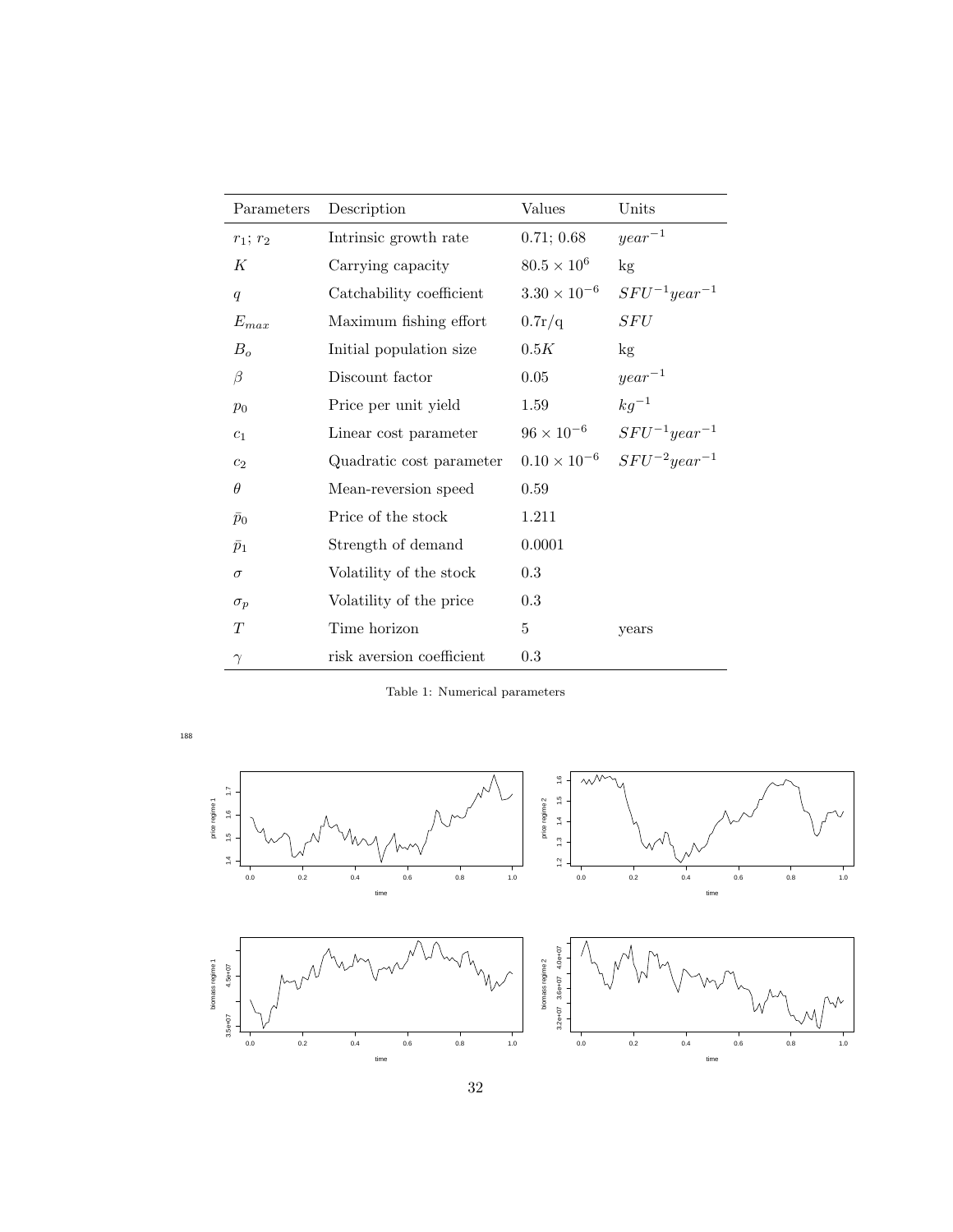| Parameters | Description | Values | Units |
|---|---|---|---|
| $r_1$; $r_2$ | Intrinsic growth rate | 0.71; 0.68 | $year^{-1}$ |
| $K$ | Carrying capacity | $80.5 \times 10^6$ | kg |
| $q$ | Catchability coefficient | $3.30 \times 10^{-6}$ | $SFU^{-1}year^{-1}$ |
| $E_{max}$ | Maximum fishing effort | 0.7r/q | $SFU$ |
| $B_o$ | Initial population size | $0.5K$ | kg |
| $\beta$ | Discount factor | 0.05 | $year^{-1}$ |
| $p_0$ | Price per unit yield | 1.59 | $kg^{-1}$ |
| $c_1$ | Linear cost parameter | $96 \times 10^{-6}$ | $SFU^{-1}year^{-1}$ |
| $c_2$ | Quadratic cost parameter | $0.10 \times 10^{-6}$ | $SFU^{-2}year^{-1}$ |
| $\theta$ | Mean-reversion speed | 0.59 | |
| $\bar{p}_0$ | Price of the stock | 1.211 | |
| $\bar{p}_1$ | Strength of demand | 0.0001 | |
| $\sigma$ | Volatility of the stock | 0.3 | |
| $\sigma_p$ | Volatility of the price | 0.3 | |
| $T$ | Time horizon | 5 | years |
| $\gamma$ | risk aversion coefficient | 0.3 | |

Table 1: Numerical parameters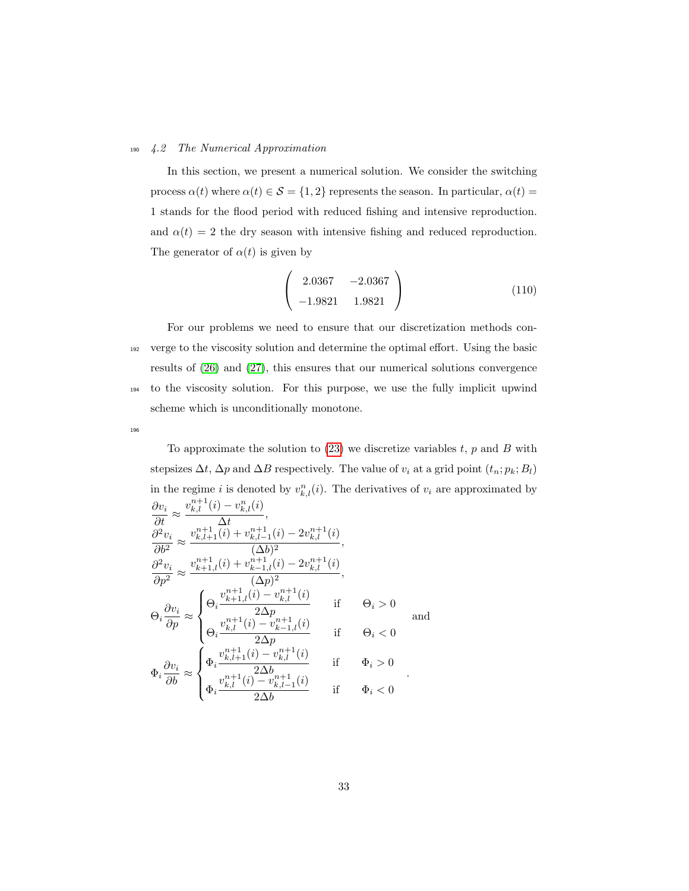## 4.2 The Numerical Approximation

In this section, we present a numerical solution. We consider the switching process $\alpha(t)$ where $\alpha(t) \in \mathcal{S} = \{1, 2\}$ represents the season. In particular, $\alpha(t) = 1$ stands for the flood period with reduced fishing and intensive reproduction. and $\alpha(t) = 2$ the dry season with intensive fishing and reduced reproduction. The generator of $\alpha(t)$ is given by

$$
\begin{pmatrix} 2.0367 & -2.0367 \\ -1.9821 & 1.9821 \end{pmatrix} \tag{110}
$$

For our problems we need to ensure that our discretization methods converge to the viscosity solution and determine the optimal effort. Using the basic results of (26) and (27), this ensures that our numerical solutions convergence to the viscosity solution. For this purpose, we use the fully implicit upwind scheme which is unconditionally monotone.

To approximate the solution to (23) we discretize variables $t$, $p$ and $B$ with stepsizes $\Delta t$, $\Delta p$ and $\Delta B$ respectively. The value of $v_i$ at a grid point $(t_n; p_k; B_l)$ in the regime $i$ is denoted by $v^n_{k,l}(i)$. The derivatives of $v_i$ are approximated by

$$
\frac{\partial v_i}{\partial t} \approx \frac{v^{n+1}_{k,l}(i) - v^n_{k,l}(i)}{\Delta t},
$$

$$
\frac{\partial^2 v_i}{\partial b^2} \approx \frac{v^{n+1}_{k,l+1}(i) + v^{n+1}_{k,l-1}(i) - 2v^{n+1}_{k,l}(i)}{(\Delta b)^2},
$$

$$
\frac{\partial^2 v_i}{\partial p^2} \approx \frac{v^{n+1}_{k+1,l}(i) + v^{n+1}_{k-1,l}(i) - 2v^{n+1}_{k,l}(i)}{(\Delta p)^2},
$$

$$
\Theta_i \frac{\partial v_i}{\partial p} \approx \begin{cases} \Theta_i \dfrac{v^{n+1}_{k+1,l}(i) - v^{n+1}_{k,l}(i)}{2\Delta p} & \text{if} \quad \Theta_i > 0 \\ \Theta_i \dfrac{v^{n+1}_{k,l}(i) - v^{n+1}_{k-1,l}(i)}{2\Delta p} & \text{if} \quad \Theta_i < 0 \end{cases} \quad \text{and}
$$

$$
\Phi_i \frac{\partial v_i}{\partial b} \approx \begin{cases} \Phi_i \dfrac{v^{n+1}_{k,l+1}(i) - v^{n+1}_{k,l}(i)}{2\Delta b} & \text{if} \quad \Phi_i > 0 \\ \Phi_i \dfrac{v^{n+1}_{k,l}(i) - v^{n+1}_{k,l-1}(i)}{2\Delta b} & \text{if} \quad \Phi_i < 0 \end{cases}.
$$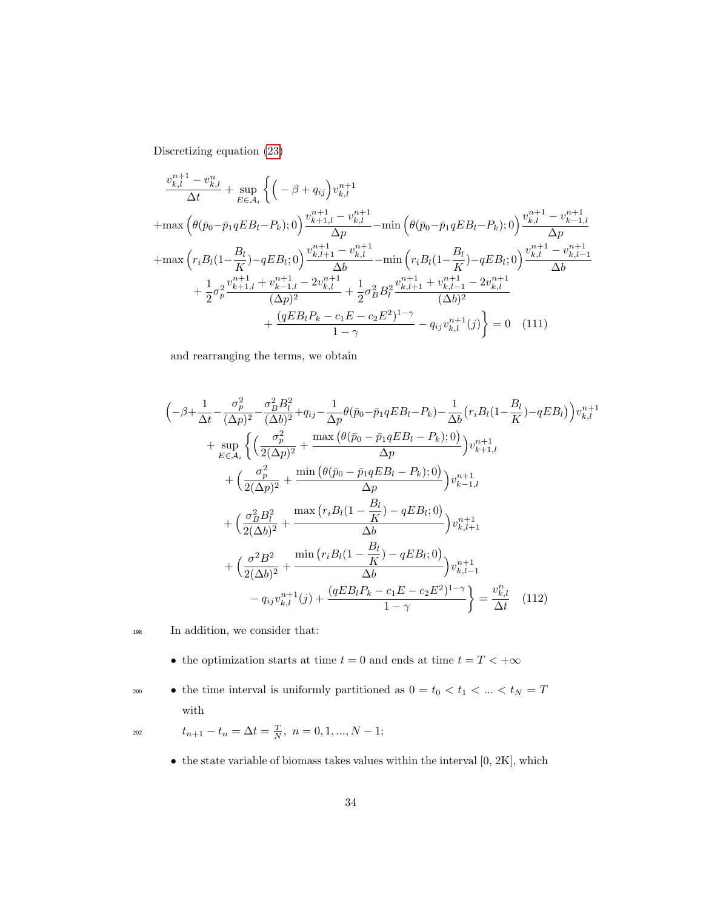Discretizing equation (23)

$$
\begin{aligned}
&\frac{v_{k,l}^{n+1} - v_{k,l}^{n}}{\Delta t} + \sup_{E \in \mathcal{A}_i} \Bigg\{ \Big( -\beta + q_{ij} \Big) v_{k,l}^{n+1} \\
&+ \max\Big(\theta(\bar{p}_0 - \bar{p}_1 qEB_l - P_k); 0\Big) \frac{v_{k+1,l}^{n+1} - v_{k,l}^{n+1}}{\Delta p} - \min\Big(\theta(\bar{p}_0 - \bar{p}_1 qEB_l - P_k); 0\Big) \frac{v_{k,l}^{n+1} - v_{k-1,l}^{n+1}}{\Delta p} \\
&+ \max\Big(r_i B_l (1 - \frac{B_l}{K}) - qEB_l; 0\Big) \frac{v_{k,l+1}^{n+1} - v_{k,l}^{n+1}}{\Delta b} - \min\Big(r_i B_l (1 - \frac{B_l}{K}) - qEB_l; 0\Big) \frac{v_{k,l}^{n+1} - v_{k,l-1}^{n+1}}{\Delta b} \\
&+ \frac{1}{2}\sigma_p^2 \frac{v_{k+1,l}^{n+1} + v_{k-1,l}^{n+1} - 2v_{k,l}^{n+1}}{(\Delta p)^2} + \frac{1}{2}\sigma_B^2 B_l^2 \frac{v_{k,l+1}^{n+1} + v_{k,l-1}^{n+1} - 2v_{k,l}^{n+1}}{(\Delta b)^2} \\
&+ \frac{(qEB_l P_k - c_1 E - c_2 E^2)^{1-\gamma}}{1-\gamma} - q_{ij} v_{k,l}^{n+1}(j) \Bigg\} = 0 \quad (111)
\end{aligned}
$$

and rearranging the terms, we obtain

$$
\begin{aligned}
&\Big(-\beta + \frac{1}{\Delta t} - \frac{\sigma_p^2}{(\Delta p)^2} - \frac{\sigma_B^2 B_l^2}{(\Delta b)^2} + q_{ij} - \frac{1}{\Delta p}\theta(\bar{p}_0 - \bar{p}_1 qEB_l - P_k) - \frac{1}{\Delta b}\big(r_i B_l(1 - \frac{B_l}{K}) - qEB_l\big)\Big) v_{k,l}^{n+1} \\
&+ \sup_{E \in \mathcal{A}_i} \Bigg\{ \Big( \frac{\sigma_p^2}{2(\Delta p)^2} + \frac{\max\big(\theta(\bar{p}_0 - \bar{p}_1 qEB_l - P_k); 0\big)}{\Delta p} \Big) v_{k+1,l}^{n+1} \\
&+ \Big( \frac{\sigma_p^2}{2(\Delta p)^2} + \frac{\min\big(\theta(\bar{p}_0 - \bar{p}_1 qEB_l - P_k); 0\big)}{\Delta p} \Big) v_{k-1,l}^{n+1} \\
&+ \Big( \frac{\sigma_B^2 B_l^2}{2(\Delta b)^2} + \frac{\max\big(r_i B_l(1 - \frac{B_l}{K}) - qEB_l; 0\big)}{\Delta b} \Big) v_{k,l+1}^{n+1} \\
&+ \Big( \frac{\sigma^2 B^2}{2(\Delta b)^2} + \frac{\min\big(r_i B_l(1 - \frac{B_l}{K}) - qEB_l; 0\big)}{\Delta b} \Big) v_{k,l-1}^{n+1} \\
&- q_{ij} v_{k,l}^{n+1}(j) + \frac{(qEB_l P_k - c_1 E - c_2 E^2)^{1-\gamma}}{1-\gamma} \Bigg\} = \frac{v_{k,l}^{n}}{\Delta t} \quad (112)
\end{aligned}
$$

In addition, we consider that:

- the optimization starts at time $t = 0$ and ends at time $t = T < +\infty$
- the time interval is uniformly partitioned as $0 = t_0 < t_1 < ... < t_N = T$ with
  $t_{n+1} - t_n = \Delta t = \frac{T}{N},\ n = 0, 1, ..., N-1;$
- the state variable of biomass takes values within the interval [0, 2K], which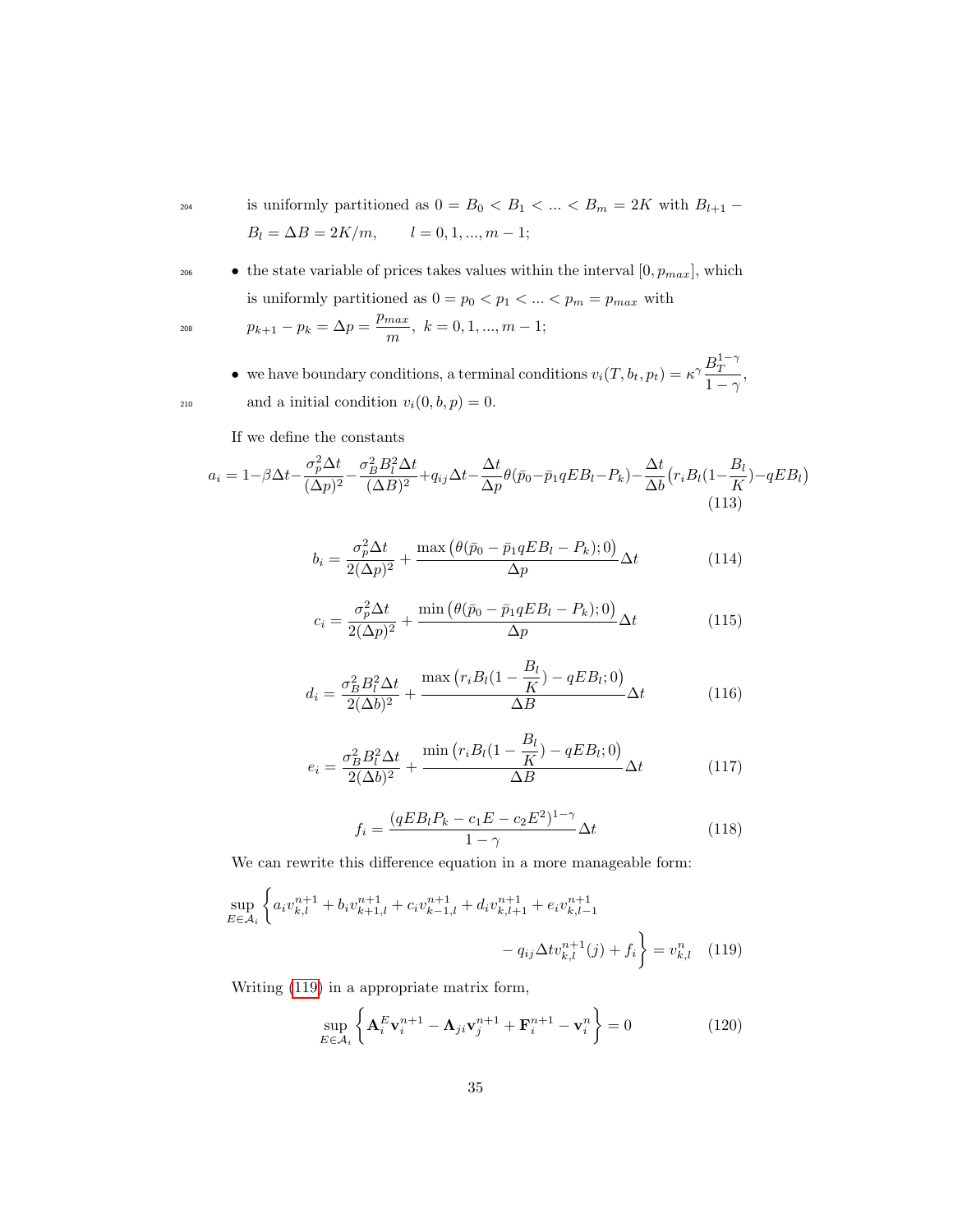is uniformly partitioned as $0 = B_0 < B_1 < ... < B_m = 2K$ with $B_{l+1} - B_l = \Delta B = 2K/m, \qquad l = 0, 1, ..., m-1;$

- the state variable of prices takes values within the interval $[0, p_{max}]$, which is uniformly partitioned as $0 = p_0 < p_1 < ... < p_m = p_{max}$ with $p_{k+1} - p_k = \Delta p = \dfrac{p_{max}}{m}, \; k = 0, 1, ..., m-1;$
- we have boundary conditions, a terminal conditions $v_i(T, b_t, p_t) = \kappa^\gamma \dfrac{B_T^{1-\gamma}}{1-\gamma}$, and a initial condition $v_i(0, b, p) = 0$.

If we define the constants

$$a_i = 1 - \beta\Delta t - \frac{\sigma_p^2 \Delta t}{(\Delta p)^2} - \frac{\sigma_B^2 B_l^2 \Delta t}{(\Delta B)^2} + q_{ij}\Delta t - \frac{\Delta t}{\Delta p}\theta(\bar{p}_0 - \bar{p}_1 qEB_l - P_k) - \frac{\Delta t}{\Delta b}\big(r_i B_l(1 - \frac{B_l}{K}) - qEB_l\big) \tag{113}$$

$$b_i = \frac{\sigma_p^2 \Delta t}{2(\Delta p)^2} + \frac{\max\big(\theta(\bar{p}_0 - \bar{p}_1 qEB_l - P_k); 0\big)}{\Delta p}\Delta t \tag{114}$$

$$c_i = \frac{\sigma_p^2 \Delta t}{2(\Delta p)^2} + \frac{\min\big(\theta(\bar{p}_0 - \bar{p}_1 qEB_l - P_k); 0\big)}{\Delta p}\Delta t \tag{115}$$

$$d_i = \frac{\sigma_B^2 B_l^2 \Delta t}{2(\Delta b)^2} + \frac{\max\big(r_i B_l(1 - \frac{B_l}{K}) - qEB_l; 0\big)}{\Delta B}\Delta t \tag{116}$$

$$e_i = \frac{\sigma_B^2 B_l^2 \Delta t}{2(\Delta b)^2} + \frac{\min\big(r_i B_l(1 - \frac{B_l}{K}) - qEB_l; 0\big)}{\Delta B}\Delta t \tag{117}$$

$$f_i = \frac{(qEB_l P_k - c_1 E - c_2 E^2)^{1-\gamma}}{1-\gamma}\Delta t \tag{118}$$

We can rewrite this difference equation in a more manageable form:

$$\sup_{E \in \mathcal{A}_i} \Big\{ a_i v_{k,l}^{n+1} + b_i v_{k+1,l}^{n+1} + c_i v_{k-1,l}^{n+1} + d_i v_{k,l+1}^{n+1} + e_i v_{k,l-1}^{n+1} - q_{ij}\Delta t v_{k,l}^{n+1}(j) + f_i \Big\} = v_{k,l}^n \tag{119}$$

Writing (119) in a appropriate matrix form,

$$\sup_{E \in \mathcal{A}_i} \Big\{ \mathbf{A}_i^E \mathbf{v}_i^{n+1} - \mathbf{\Lambda}_{ji}\mathbf{v}_j^{n+1} + \mathbf{F}_i^{n+1} - \mathbf{v}_i^n \Big\} = 0 \tag{120}$$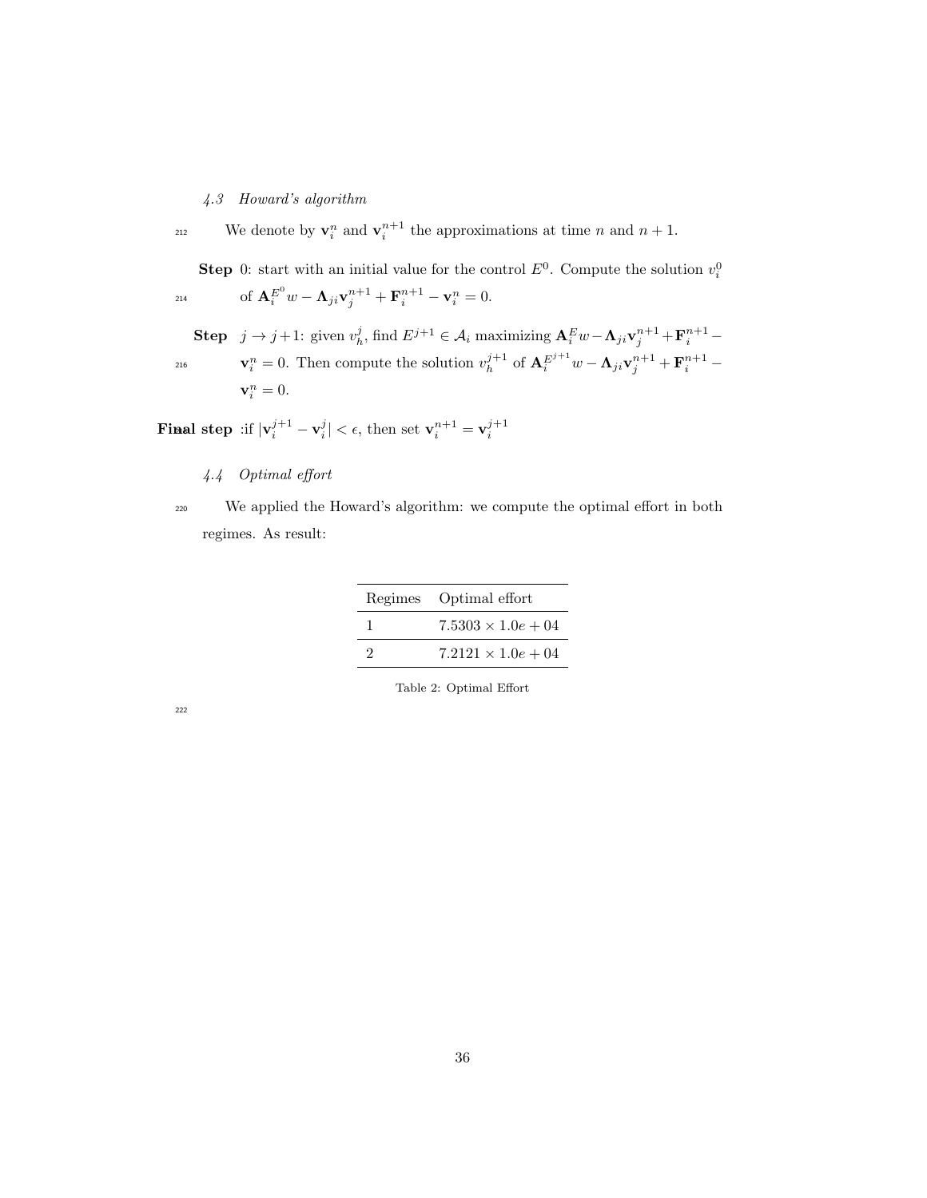### 4.3 Howard's algorithm

We denote by $\mathbf{v}_i^n$ and $\mathbf{v}_i^{n+1}$ the approximations at time $n$ and $n+1$.

**Step** 0: start with an initial value for the control $E^0$. Compute the solution $v_i^0$ of $\mathbf{A}_i^{E^0} w - \mathbf{\Lambda}_{ji}\mathbf{v}_j^{n+1} + \mathbf{F}_i^{n+1} - \mathbf{v}_i^n = 0$.

**Step** $j \to j+1$: given $v_h^j$, find $E^{j+1} \in \mathcal{A}_i$ maximizing $\mathbf{A}_i^E w - \mathbf{\Lambda}_{ji}\mathbf{v}_j^{n+1} + \mathbf{F}_i^{n+1} - \mathbf{v}_i^n = 0$. Then compute the solution $v_h^{j+1}$ of $\mathbf{A}_i^{E^{j+1}} w - \mathbf{\Lambda}_{ji}\mathbf{v}_j^{n+1} + \mathbf{F}_i^{n+1} - \mathbf{v}_i^n = 0$.

**Final step** :if $|\mathbf{v}_i^{j+1} - \mathbf{v}_i^j| < \epsilon$, then set $\mathbf{v}_i^{n+1} = \mathbf{v}_i^{j+1}$

### 4.4 Optimal effort

We applied the Howard's algorithm: we compute the optimal effort in both regimes. As result:

| Regimes | Optimal effort |
|---|---|
| 1 | $7.5303 \times 1.0e+04$ |
| 2 | $7.2121 \times 1.0e+04$ |

Table 2: Optimal Effort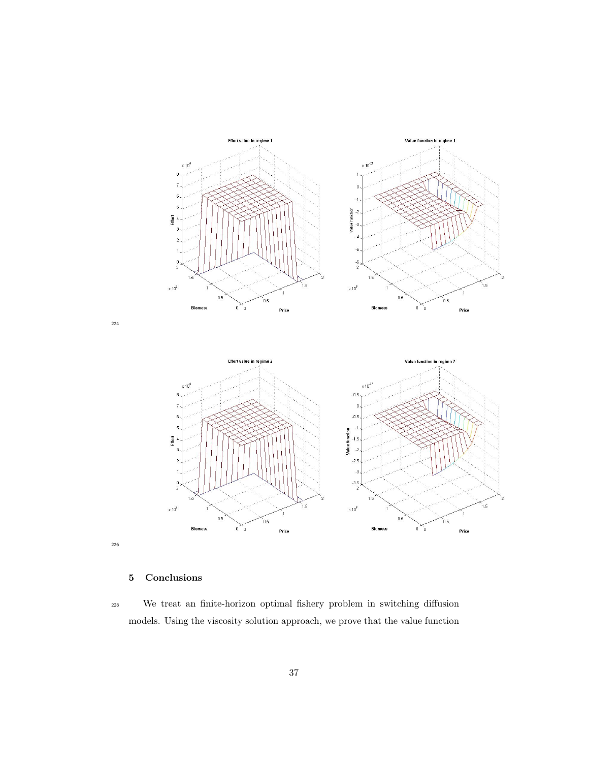## 5 Conclusions

We treat an finite-horizon optimal fishery problem in switching diffusion models. Using the viscosity solution approach, we prove that the value function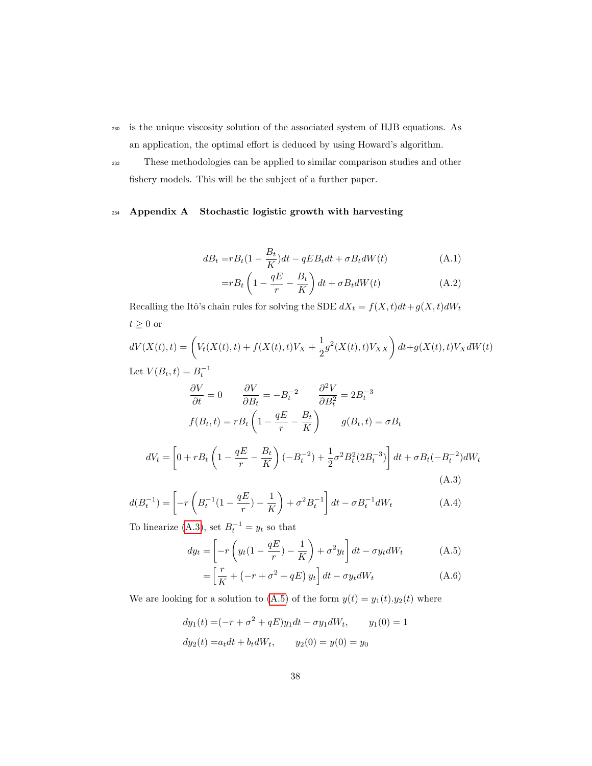is the unique viscosity solution of the associated system of HJB equations. As an application, the optimal effort is deduced by using Howard's algorithm.

These methodologies can be applied to similar comparison studies and other fishery models. This will be the subject of a further paper.

## Appendix A Stochastic logistic growth with harvesting

$$
\begin{aligned}
dB_t =& rB_t(1 - \frac{B_t}{K})dt - qEB_t dt + \sigma B_t dW(t) && \text{(A.1)}\\
=& rB_t\left(1 - \frac{qE}{r} - \frac{B_t}{K}\right)dt + \sigma B_t dW(t) && \text{(A.2)}
\end{aligned}
$$

Recalling the Itô's chain rules for solving the SDE $dX_t = f(X,t)dt + g(X,t)dW_t$ $t \geq 0$ or

$$
dV(X(t),t) = \left(V_t(X(t),t) + f(X(t),t)V_X + \frac{1}{2}g^2(X(t),t)V_{XX}\right)dt + g(X(t),t)V_X dW(t)
$$

Let $V(B_t, t) = B_t^{-1}$

$$
\frac{\partial V}{\partial t} = 0 \qquad \frac{\partial V}{\partial B_t} = -B_t^{-2} \qquad \frac{\partial^2 V}{\partial B_t^2} = 2B_t^{-3}
$$

$$
f(B_t, t) = rB_t\left(1 - \frac{qE}{r} - \frac{B_t}{K}\right) \qquad g(B_t, t) = \sigma B_t
$$

$$
dV_t = \left[0 + rB_t\left(1 - \frac{qE}{r} - \frac{B_t}{K}\right)(-B_t^{-2}) + \frac{1}{2}\sigma^2 B_t^2(2B_t^{-3})\right]dt + \sigma B_t(-B_t^{-2})dW_t \tag{A.3}
$$

$$
d(B_t^{-1}) = \left[-r\left(B_t^{-1}(1 - \frac{qE}{r}) - \frac{1}{K}\right) + \sigma^2 B_t^{-1}\right]dt - \sigma B_t^{-1} dW_t \tag{A.4}
$$

To linearize (A.3), set $B_t^{-1} = y_t$ so that

$$
\begin{aligned}
dy_t =& \left[-r\left(y_t(1 - \frac{qE}{r}) - \frac{1}{K}\right) + \sigma^2 y_t\right]dt - \sigma y_t dW_t && \text{(A.5)}\\
=& \left[\frac{r}{K} + \left(-r + \sigma^2 + qE\right)y_t\right]dt - \sigma y_t dW_t && \text{(A.6)}
\end{aligned}
$$

We are looking for a solution to (A.5) of the form $y(t) = y_1(t).y_2(t)$ where

$$
\begin{aligned}
dy_1(t) =& (-r + \sigma^2 + qE)y_1 dt - \sigma y_1 dW_t, \qquad y_1(0) = 1\\
dy_2(t) =& a_t dt + b_t dW_t, \qquad y_2(0) = y(0) = y_0
\end{aligned}
$$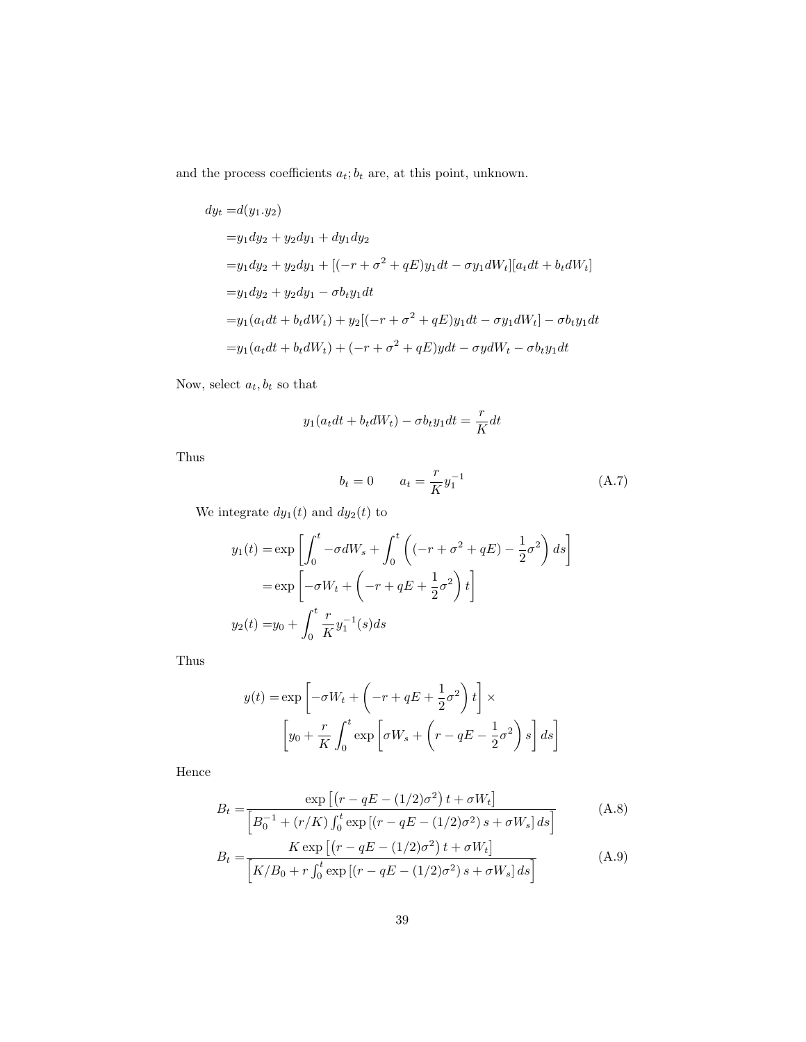and the process coefficients $a_t; b_t$ are, at this point, unknown.

$$
\begin{aligned}
dy_t =& d(y_1.y_2) \\
=& y_1 dy_2 + y_2 dy_1 + dy_1 dy_2 \\
=& y_1 dy_2 + y_2 dy_1 + [(-r + \sigma^2 + qE) y_1 dt - \sigma y_1 dW_t][a_t dt + b_t dW_t] \\
=& y_1 dy_2 + y_2 dy_1 - \sigma b_t y_1 dt \\
=& y_1 (a_t dt + b_t dW_t) + y_2 [(-r + \sigma^2 + qE) y_1 dt - \sigma y_1 dW_t] - \sigma b_t y_1 dt \\
=& y_1 (a_t dt + b_t dW_t) + (-r + \sigma^2 + qE) y dt - \sigma y dW_t - \sigma b_t y_1 dt
\end{aligned}
$$

Now, select $a_t, b_t$ so that

$$
y_1 (a_t dt + b_t dW_t) - \sigma b_t y_1 dt = \frac{r}{K} dt
$$

Thus

$$
b_t = 0 \qquad a_t = \frac{r}{K} y_1^{-1} \tag{A.7}
$$

We integrate $dy_1(t)$ and $dy_2(t)$ to

$$
\begin{aligned}
y_1(t) =& \exp\left[\int_0^t -\sigma dW_s + \int_0^t \left((-r + \sigma^2 + qE) - \frac{1}{2}\sigma^2\right) ds\right] \\
=& \exp\left[-\sigma W_t + \left(-r + qE + \frac{1}{2}\sigma^2\right) t\right] \\
y_2(t) =& y_0 + \int_0^t \frac{r}{K} y_1^{-1}(s) ds
\end{aligned}
$$

Thus

$$
\begin{aligned}
y(t) =& \exp\left[-\sigma W_t + \left(-r + qE + \frac{1}{2}\sigma^2\right) t\right] \times \\
& \left[y_0 + \frac{r}{K} \int_0^t \exp\left[\sigma W_s + \left(r - qE - \frac{1}{2}\sigma^2\right) s\right] ds\right]
\end{aligned}
$$

Hence

$$
B_t = \frac{\exp\left[\left(r - qE - (1/2)\sigma^2\right) t + \sigma W_t\right]}{\left[B_0^{-1} + (r/K) \int_0^t \exp\left[(r - qE - (1/2)\sigma^2) s + \sigma W_s\right] ds\right]} \tag{A.8}
$$

$$
B_t = \frac{K \exp\left[\left(r - qE - (1/2)\sigma^2\right) t + \sigma W_t\right]}{\left[K/B_0 + r \int_0^t \exp\left[(r - qE - (1/2)\sigma^2) s + \sigma W_s\right] ds\right]} \tag{A.9}
$$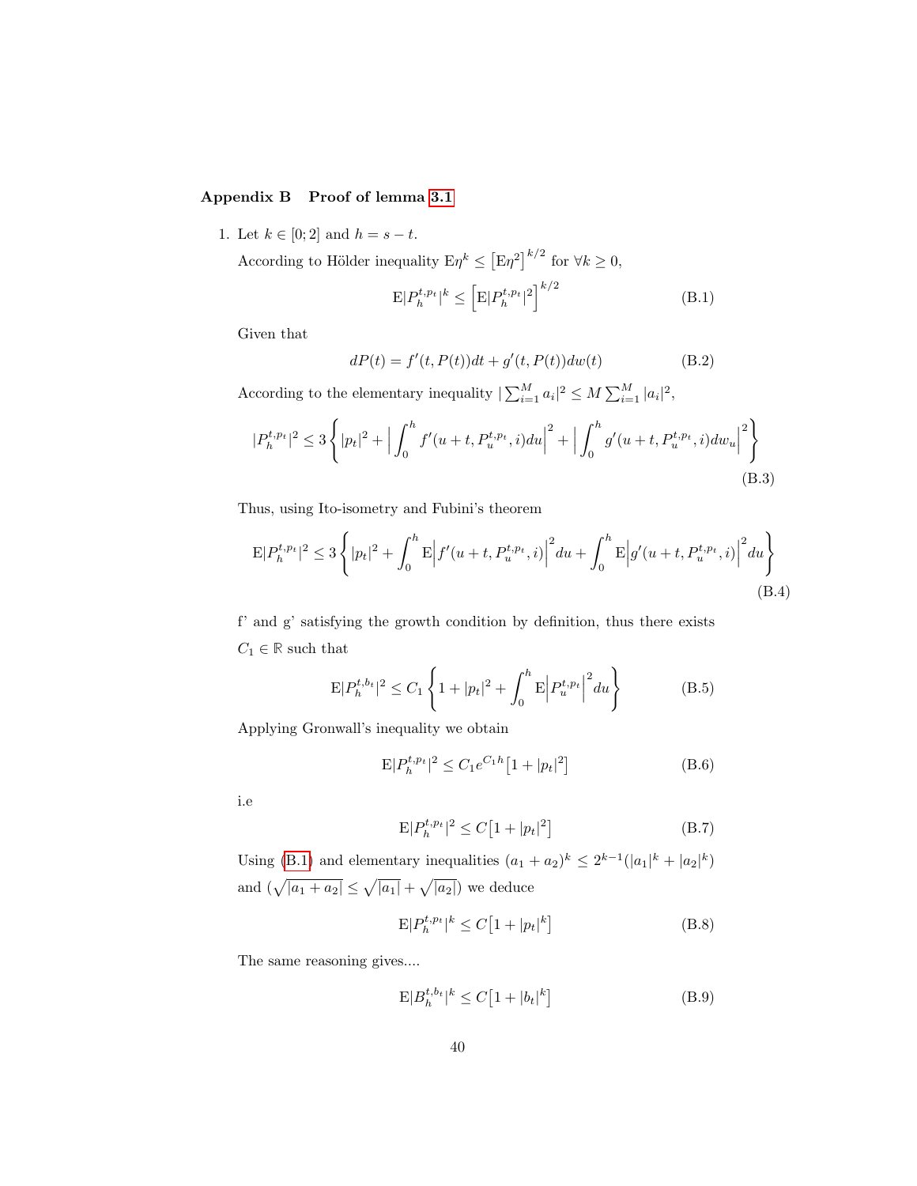## Appendix B  Proof of lemma 3.1

1. Let $k \in [0; 2]$ and $h = s - t$.

   According to Hölder inequality $\mathrm{E}\eta^k \leq \left[\mathrm{E}\eta^2\right]^{k/2}$ for $\forall k \geq 0$,

$$\mathrm{E}|P_h^{t,p_t}|^k \leq \left[\mathrm{E}|P_h^{t,p_t}|^2\right]^{k/2} \tag{B.1}$$

   Given that

$$dP(t) = f'(t, P(t))dt + g'(t, P(t))dw(t) \tag{B.2}$$

   According to the elementary inequality $|\sum_{i=1}^{M} a_i|^2 \leq M \sum_{i=1}^{M} |a_i|^2$,

$$|P_h^{t,p_t}|^2 \leq 3\left\{|p_t|^2 + \Big|\int_0^h f'(u+t, P_u^{t,p_t}, i)du\Big|^2 + \Big|\int_0^h g'(u+t, P_u^{t,p_t}, i)dw_u\Big|^2\right\} \tag{B.3}$$

   Thus, using Ito-isometry and Fubini's theorem

$$\mathrm{E}|P_h^{t,p_t}|^2 \leq 3\left\{|p_t|^2 + \int_0^h \mathrm{E}\Big|f'(u+t, P_u^{t,p_t}, i)\Big|^2 du + \int_0^h \mathrm{E}\Big|g'(u+t, P_u^{t,p_t}, i)\Big|^2 du\right\} \tag{B.4}$$

   f' and g' satisfying the growth condition by definition, thus there exists $C_1 \in \mathbb{R}$ such that

$$\mathrm{E}|P_h^{t,b_t}|^2 \leq C_1\left\{1 + |p_t|^2 + \int_0^h \mathrm{E}\Big|P_u^{t,p_t}\Big|^2 du\right\} \tag{B.5}$$

   Applying Gronwall's inequality we obtain

$$\mathrm{E}|P_h^{t,p_t}|^2 \leq C_1 e^{C_1 h}\left[1 + |p_t|^2\right] \tag{B.6}$$

   i.e

$$\mathrm{E}|P_h^{t,p_t}|^2 \leq C\left[1 + |p_t|^2\right] \tag{B.7}$$

   Using (B.1) and elementary inequalities $(a_1 + a_2)^k \leq 2^{k-1}(|a_1|^k + |a_2|^k)$ and $(\sqrt{|a_1 + a_2|} \leq \sqrt{|a_1|} + \sqrt{|a_2|})$ we deduce

$$\mathrm{E}|P_h^{t,p_t}|^k \leq C\left[1 + |p_t|^k\right] \tag{B.8}$$

   The same reasoning gives....

$$\mathrm{E}|B_h^{t,b_t}|^k \leq C\left[1 + |b_t|^k\right] \tag{B.9}$$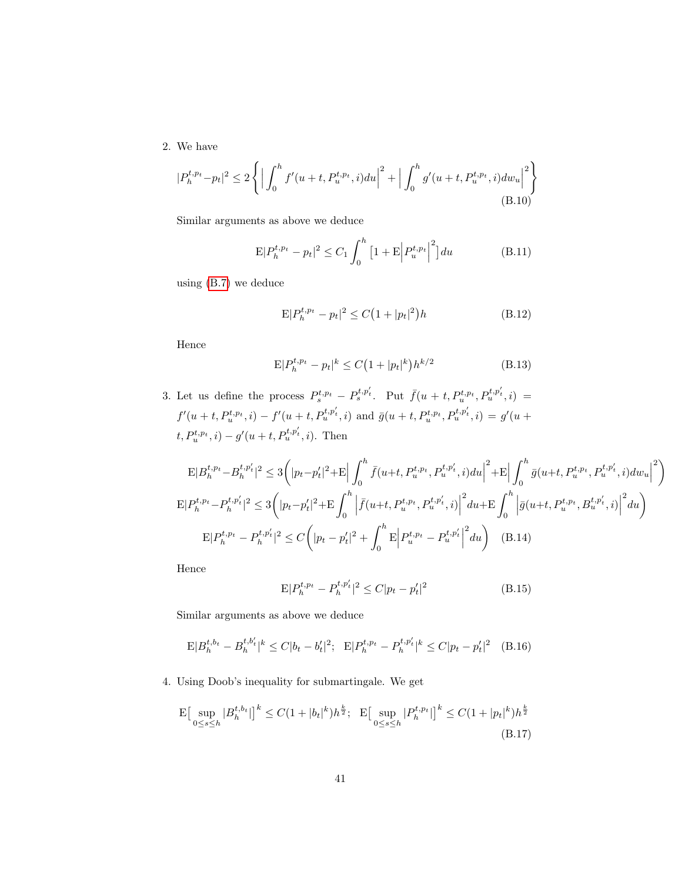2. We have

$$|P_h^{t,p_t} - p_t|^2 \leq 2\left\{ \Big| \int_0^h f'(u+t, P_u^{t,p_t}, i)du \Big|^2 + \Big| \int_0^h g'(u+t, P_u^{t,p_t}, i)dw_u \Big|^2 \right\} \tag{B.10}$$

Similar arguments as above we deduce

$$\mathrm{E}|P_h^{t,p_t} - p_t|^2 \leq C_1 \int_0^h \big[1 + \mathrm{E}\Big|P_u^{t,p_t}\Big|^2\big]du \tag{B.11}$$

using (B.7) we deduce

$$\mathrm{E}|P_h^{t,p_t} - p_t|^2 \leq C\big(1 + |p_t|^2\big)h \tag{B.12}$$

Hence

$$\mathrm{E}|P_h^{t,p_t} - p_t|^k \leq C\big(1 + |p_t|^k\big)h^{k/2} \tag{B.13}$$

3. Let us define the process $P_s^{t,p_t} - P_s^{t,p_t'}$. Put $\bar{f}(u+t, P_u^{t,p_t}, P_u^{t,p_t'}, i) = f'(u+t, P_u^{t,p_t}, i) - f'(u+t, P_u^{t,p_t'}, i)$ and $\bar{g}(u+t, P_u^{t,p_t}, P_u^{t,p_t'}, i) = g'(u+t, P_u^{t,p_t}, i) - g'(u+t, P_u^{t,p_t'}, i)$. Then

$$\mathrm{E}|B_h^{t,p_t} - B_h^{t,p_t'}|^2 \leq 3\bigg(|p_t - p_t'|^2 + \mathrm{E}\Big|\int_0^h \bar{f}(u+t, P_u^{t,p_t}, P_u^{t,p_t'}, i)du\Big|^2 + \mathrm{E}\Big|\int_0^h \bar{g}(u+t, P_u^{t,p_t}, P_u^{t,p_t'}, i)dw_u\Big|^2\bigg)$$

$$\mathrm{E}|P_h^{t,p_t} - P_h^{t,p_t'}|^2 \leq 3\bigg(|p_t - p_t'|^2 + \mathrm{E}\int_0^h \Big|\bar{f}(u+t, P_u^{t,p_t}, P_u^{t,p_t'}, i)\Big|^2 du + \mathrm{E}\int_0^h \Big|\bar{g}(u+t, P_u^{t,p_t}, B_u^{t,p_t'}, i)\Big|^2 du\bigg)$$

$$\mathrm{E}|P_h^{t,p_t} - P_h^{t,p_t'}|^2 \leq C\bigg(|p_t - p_t'|^2 + \int_0^h \mathrm{E}\Big|P_u^{t,p_t} - P_u^{t,p_t'}\Big|^2 du\bigg) \tag{B.14}$$

Hence

$$\mathrm{E}|P_h^{t,p_t} - P_h^{t,p_t'}|^2 \leq C|p_t - p_t'|^2 \tag{B.15}$$

Similar arguments as above we deduce

$$\mathrm{E}|B_h^{t,b_t} - B_h^{t,b_t'}|^k \leq C|b_t - b_t'|^2; \;\; \mathrm{E}|P_h^{t,p_t} - P_h^{t,p_t'}|^k \leq C|p_t - p_t'|^2 \tag{B.16}$$

4. Using Doob's inequality for submartingale. We get

$$\mathrm{E}\big[\sup_{0 \leq s \leq h} |B_h^{t,b_t}|\big]^k \leq C(1 + |b_t|^k)h^{\frac{k}{2}}; \;\; \mathrm{E}\big[\sup_{0 \leq s \leq h} |P_h^{t,p_t}|\big]^k \leq C(1 + |p_t|^k)h^{\frac{k}{2}} \tag{B.17}$$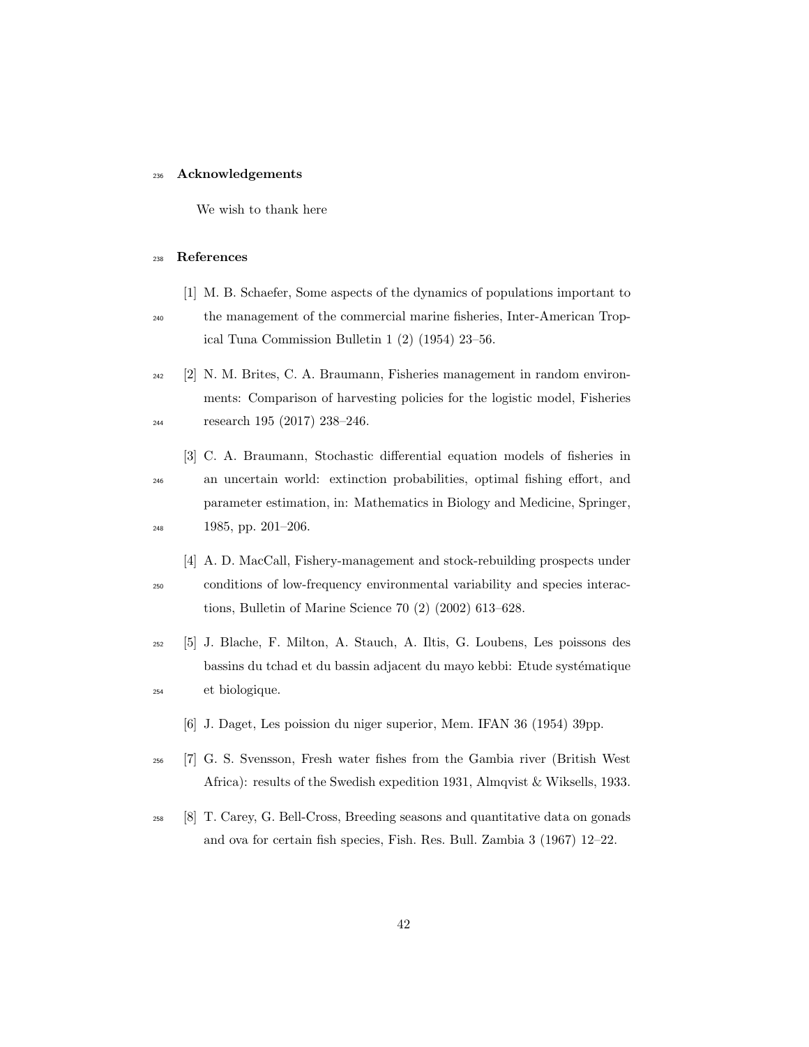## Acknowledgements

We wish to thank here

## References

[1] M. B. Schaefer, Some aspects of the dynamics of populations important to the management of the commercial marine fisheries, Inter-American Tropical Tuna Commission Bulletin 1 (2) (1954) 23–56.

[2] N. M. Brites, C. A. Braumann, Fisheries management in random environments: Comparison of harvesting policies for the logistic model, Fisheries research 195 (2017) 238–246.

[3] C. A. Braumann, Stochastic differential equation models of fisheries in an uncertain world: extinction probabilities, optimal fishing effort, and parameter estimation, in: Mathematics in Biology and Medicine, Springer, 1985, pp. 201–206.

[4] A. D. MacCall, Fishery-management and stock-rebuilding prospects under conditions of low-frequency environmental variability and species interactions, Bulletin of Marine Science 70 (2) (2002) 613–628.

[5] J. Blache, F. Milton, A. Stauch, A. Iltis, G. Loubens, Les poissons des bassins du tchad et du bassin adjacent du mayo kebbi: Etude systématique et biologique.

[6] J. Daget, Les poission du niger superior, Mem. IFAN 36 (1954) 39pp.

[7] G. S. Svensson, Fresh water fishes from the Gambia river (British West Africa): results of the Swedish expedition 1931, Almqvist & Wiksells, 1933.

[8] T. Carey, G. Bell-Cross, Breeding seasons and quantitative data on gonads and ova for certain fish species, Fish. Res. Bull. Zambia 3 (1967) 12–22.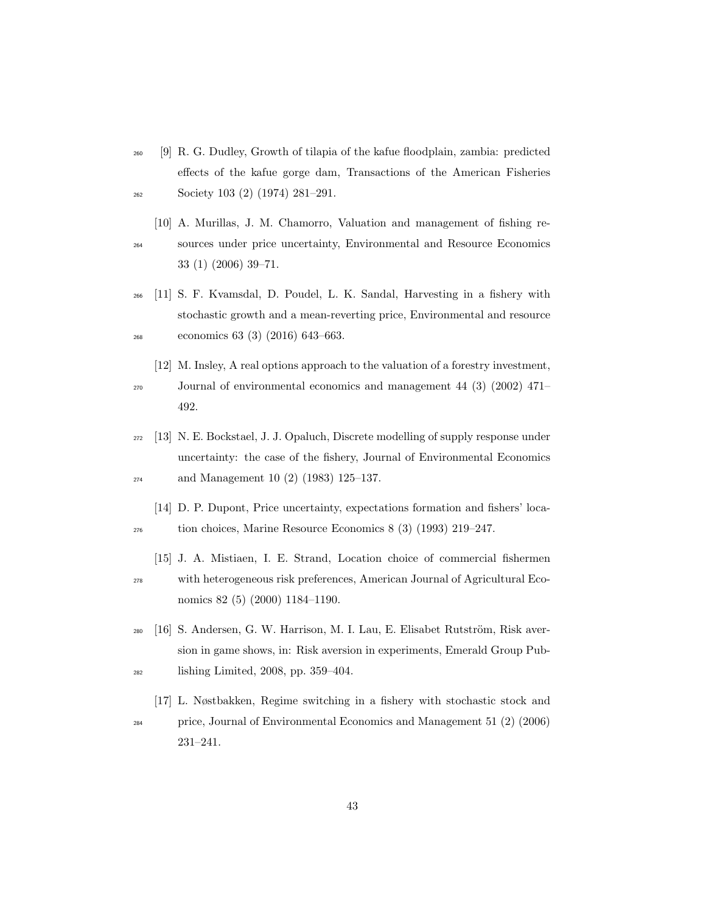[9] R. G. Dudley, Growth of tilapia of the kafue floodplain, zambia: predicted effects of the kafue gorge dam, Transactions of the American Fisheries Society 103 (2) (1974) 281–291.

[10] A. Murillas, J. M. Chamorro, Valuation and management of fishing resources under price uncertainty, Environmental and Resource Economics 33 (1) (2006) 39–71.

[11] S. F. Kvamsdal, D. Poudel, L. K. Sandal, Harvesting in a fishery with stochastic growth and a mean-reverting price, Environmental and resource economics 63 (3) (2016) 643–663.

[12] M. Insley, A real options approach to the valuation of a forestry investment, Journal of environmental economics and management 44 (3) (2002) 471–492.

[13] N. E. Bockstael, J. J. Opaluch, Discrete modelling of supply response under uncertainty: the case of the fishery, Journal of Environmental Economics and Management 10 (2) (1983) 125–137.

[14] D. P. Dupont, Price uncertainty, expectations formation and fishers' location choices, Marine Resource Economics 8 (3) (1993) 219–247.

[15] J. A. Mistiaen, I. E. Strand, Location choice of commercial fishermen with heterogeneous risk preferences, American Journal of Agricultural Economics 82 (5) (2000) 1184–1190.

[16] S. Andersen, G. W. Harrison, M. I. Lau, E. Elisabet Rutström, Risk aversion in game shows, in: Risk aversion in experiments, Emerald Group Publishing Limited, 2008, pp. 359–404.

[17] L. Nøstbakken, Regime switching in a fishery with stochastic stock and price, Journal of Environmental Economics and Management 51 (2) (2006) 231–241.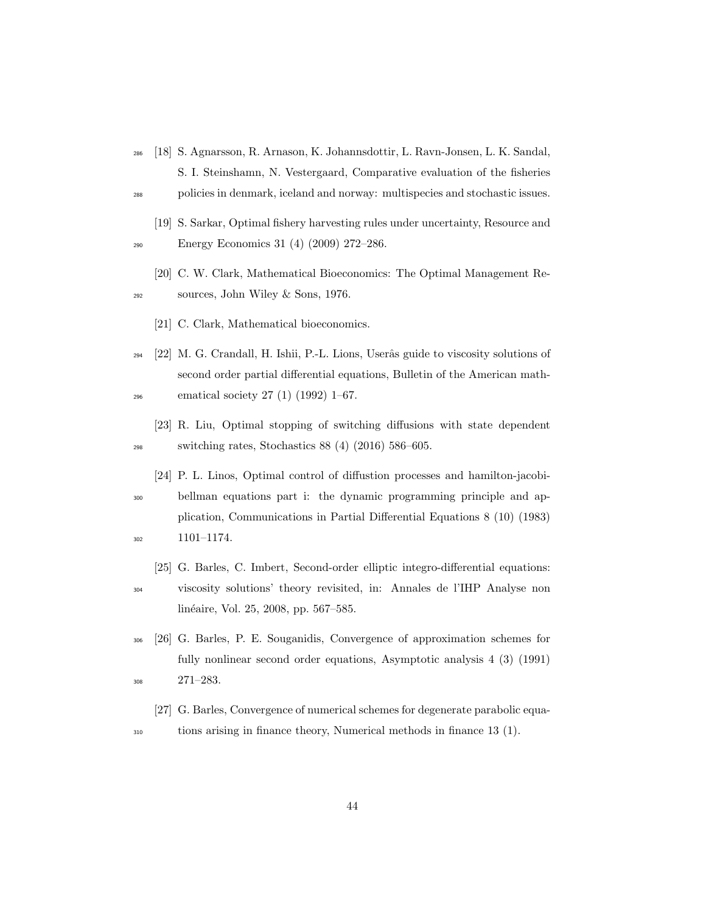[18] S. Agnarsson, R. Arnason, K. Johannsdottir, L. Ravn-Jonsen, L. K. Sandal, S. I. Steinshamn, N. Vestergaard, Comparative evaluation of the fisheries policies in denmark, iceland and norway: multispecies and stochastic issues.

[19] S. Sarkar, Optimal fishery harvesting rules under uncertainty, Resource and Energy Economics 31 (4) (2009) 272–286.

[20] C. W. Clark, Mathematical Bioeconomics: The Optimal Management Resources, John Wiley & Sons, 1976.

[21] C. Clark, Mathematical bioeconomics.

[22] M. G. Crandall, H. Ishii, P.-L. Lions, Userâs guide to viscosity solutions of second order partial differential equations, Bulletin of the American mathematical society 27 (1) (1992) 1–67.

[23] R. Liu, Optimal stopping of switching diffusions with state dependent switching rates, Stochastics 88 (4) (2016) 586–605.

[24] P. L. Linos, Optimal control of diffustion processes and hamilton-jacobi-bellman equations part i: the dynamic programming principle and application, Communications in Partial Differential Equations 8 (10) (1983) 1101–1174.

[25] G. Barles, C. Imbert, Second-order elliptic integro-differential equations: viscosity solutions' theory revisited, in: Annales de l'IHP Analyse non linéaire, Vol. 25, 2008, pp. 567–585.

[26] G. Barles, P. E. Souganidis, Convergence of approximation schemes for fully nonlinear second order equations, Asymptotic analysis 4 (3) (1991) 271–283.

[27] G. Barles, Convergence of numerical schemes for degenerate parabolic equations arising in finance theory, Numerical methods in finance 13 (1).